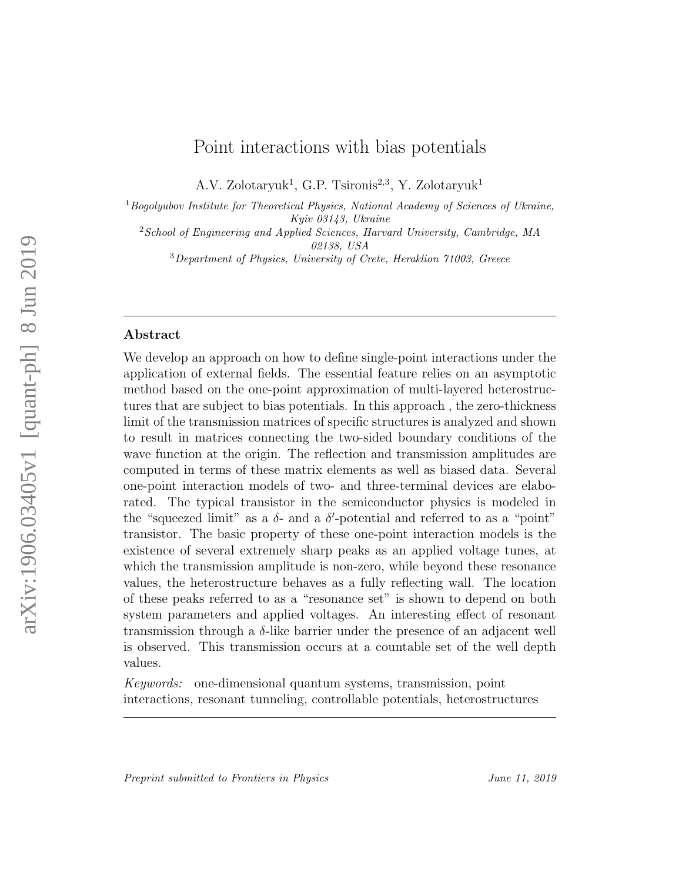# Point interactions with bias potentials

A.V. Zolotaryuk[1], G.P. Tsironis[2,3], Y. Zolotaryuk[1]

[1] *Bogolyubov Institute for Theoretical Physics, National Academy of Sciences of Ukraine, Kyiv 03143, Ukraine*

[2] *School of Engineering and Applied Sciences, Harvard University, Cambridge, MA 02138, USA*

[3] *Department of Physics, University of Crete, Heraklion 71003, Greece*

---

## Abstract

We develop an approach on how to define single-point interactions under the application of external fields. The essential feature relies on an asymptotic method based on the one-point approximation of multi-layered heterostructures that are subject to bias potentials. In this approach , the zero-thickness limit of the transmission matrices of specific structures is analyzed and shown to result in matrices connecting the two-sided boundary conditions of the wave function at the origin. The reflection and transmission amplitudes are computed in terms of these matrix elements as well as biased data. Several one-point interaction models of two- and three-terminal devices are elaborated. The typical transistor in the semiconductor physics is modeled in the "squeezed limit" as a $\delta$- and a $\delta'$-potential and referred to as a "point" transistor. The basic property of these one-point interaction models is the existence of several extremely sharp peaks as an applied voltage tunes, at which the transmission amplitude is non-zero, while beyond these resonance values, the heterostructure behaves as a fully reflecting wall. The location of these peaks referred to as a "resonance set" is shown to depend on both system parameters and applied voltages. An interesting effect of resonant transmission through a $\delta$-like barrier under the presence of an adjacent well is observed. This transmission occurs at a countable set of the well depth values.

*Keywords:* one-dimensional quantum systems, transmission, point interactions, resonant tunneling, controllable potentials, heterostructures

---

*Preprint submitted to Frontiers in Physics* June 11, 2019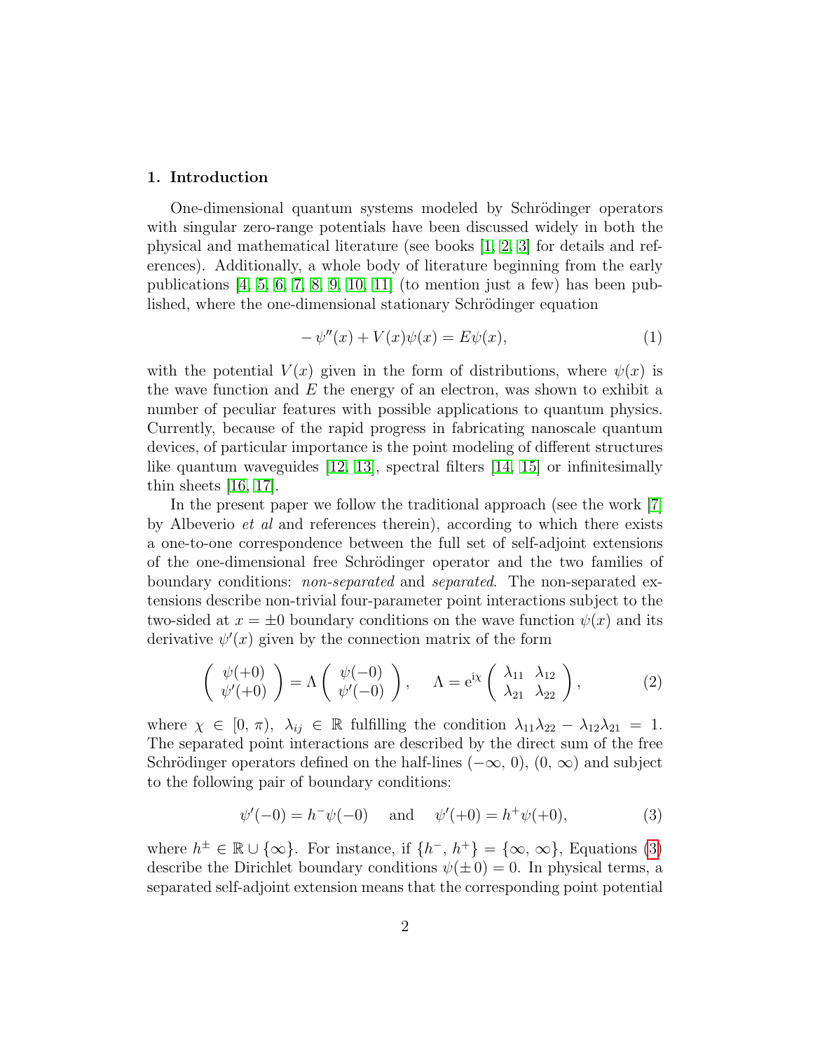## 1. Introduction

One-dimensional quantum systems modeled by Schrödinger operators with singular zero-range potentials have been discussed widely in both the physical and mathematical literature (see books [1, 2, 3] for details and references). Additionally, a whole body of literature beginning from the early publications [4, 5, 6, 7, 8, 9, 10, 11] (to mention just a few) has been published, where the one-dimensional stationary Schrödinger equation

$$-\psi''(x) + V(x)\psi(x) = E\psi(x), \tag{1}$$

with the potential $V(x)$ given in the form of distributions, where $\psi(x)$ is the wave function and $E$ the energy of an electron, was shown to exhibit a number of peculiar features with possible applications to quantum physics. Currently, because of the rapid progress in fabricating nanoscale quantum devices, of particular importance is the point modeling of different structures like quantum waveguides [12, 13], spectral filters [14, 15] or infinitesimally thin sheets [16, 17].

In the present paper we follow the traditional approach (see the work [7] by Albeverio *et al* and references therein), according to which there exists a one-to-one correspondence between the full set of self-adjoint extensions of the one-dimensional free Schrödinger operator and the two families of boundary conditions: *non-separated* and *separated*. The non-separated extensions describe non-trivial four-parameter point interactions subject to the two-sided at $x = \pm 0$ boundary conditions on the wave function $\psi(x)$ and its derivative $\psi'(x)$ given by the connection matrix of the form

$$\begin{pmatrix} \psi(+0) \\ \psi'(+0) \end{pmatrix} = \Lambda \begin{pmatrix} \psi(-0) \\ \psi'(-0) \end{pmatrix}, \quad \Lambda = \mathrm{e}^{\mathrm{i}\chi} \begin{pmatrix} \lambda_{11} & \lambda_{12} \\ \lambda_{21} & \lambda_{22} \end{pmatrix}, \tag{2}$$

where $\chi \in [0, \pi)$, $\lambda_{ij} \in \mathbb{R}$ fulfilling the condition $\lambda_{11}\lambda_{22} - \lambda_{12}\lambda_{21} = 1$. The separated point interactions are described by the direct sum of the free Schrödinger operators defined on the half-lines $(-\infty, 0)$, $(0, \infty)$ and subject to the following pair of boundary conditions:

$$\psi'(-0) = h^{-}\psi(-0) \quad \text{and} \quad \psi'(+0) = h^{+}\psi(+0), \tag{3}$$

where $h^{\pm} \in \mathbb{R} \cup \{\infty\}$. For instance, if $\{h^{-}, h^{+}\} = \{\infty, \infty\}$, Equations (3) describe the Dirichlet boundary conditions $\psi(\pm 0) = 0$. In physical terms, a separated self-adjoint extension means that the corresponding point potential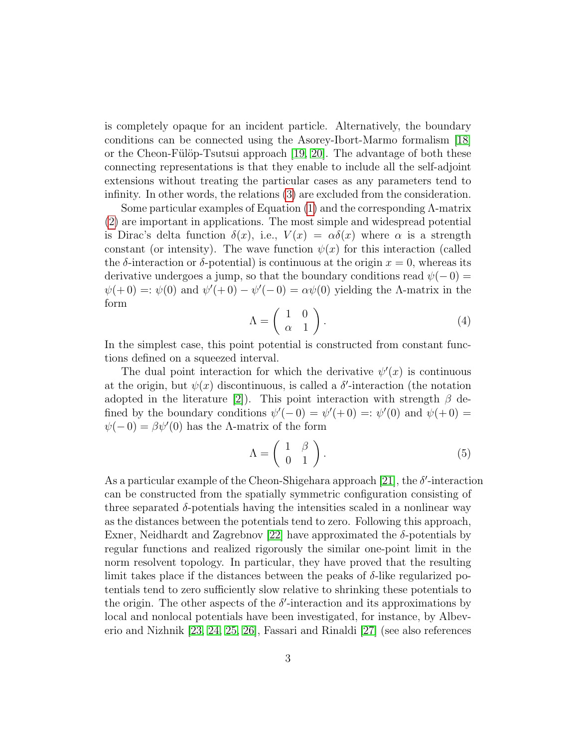is completely opaque for an incident particle. Alternatively, the boundary conditions can be connected using the Asorey-Ibort-Marmo formalism [18] or the Cheon-Fülöp-Tsutsui approach [19, 20]. The advantage of both these connecting representations is that they enable to include all the self-adjoint extensions without treating the particular cases as any parameters tend to infinity. In other words, the relations (3) are excluded from the consideration.

Some particular examples of Equation (1) and the corresponding $\Lambda$-matrix (2) are important in applications. The most simple and widespread potential is Dirac's delta function $\delta(x)$, i.e., $V(x) = \alpha\delta(x)$ where $\alpha$ is a strength constant (or intensity). The wave function $\psi(x)$ for this interaction (called the $\delta$-interaction or $\delta$-potential) is continuous at the origin $x = 0$, whereas its derivative undergoes a jump, so that the boundary conditions read $\psi(-0) = \psi(+0) =: \psi(0)$ and $\psi'(+0) - \psi'(-0) = \alpha\psi(0)$ yielding the $\Lambda$-matrix in the form

$$\Lambda = \begin{pmatrix} 1 & 0 \\ \alpha & 1 \end{pmatrix}. \tag{4}$$

In the simplest case, this point potential is constructed from constant functions defined on a squeezed interval.

The dual point interaction for which the derivative $\psi'(x)$ is continuous at the origin, but $\psi(x)$ discontinuous, is called a $\delta'$-interaction (the notation adopted in the literature [2]). This point interaction with strength $\beta$ defined by the boundary conditions $\psi'(-0) = \psi'(+0) =: \psi'(0)$ and $\psi(+0) = \psi(-0) = \beta\psi'(0)$ has the $\Lambda$-matrix of the form

$$\Lambda = \begin{pmatrix} 1 & \beta \\ 0 & 1 \end{pmatrix}. \tag{5}$$

As a particular example of the Cheon-Shigehara approach [21], the $\delta'$-interaction can be constructed from the spatially symmetric configuration consisting of three separated $\delta$-potentials having the intensities scaled in a nonlinear way as the distances between the potentials tend to zero. Following this approach, Exner, Neidhardt and Zagrebnov [22] have approximated the $\delta$-potentials by regular functions and realized rigorously the similar one-point limit in the norm resolvent topology. In particular, they have proved that the resulting limit takes place if the distances between the peaks of $\delta$-like regularized potentials tend to zero sufficiently slow relative to shrinking these potentials to the origin. The other aspects of the $\delta'$-interaction and its approximations by local and nonlocal potentials have been investigated, for instance, by Albeverio and Nizhnik [23, 24, 25, 26], Fassari and Rinaldi [27] (see also references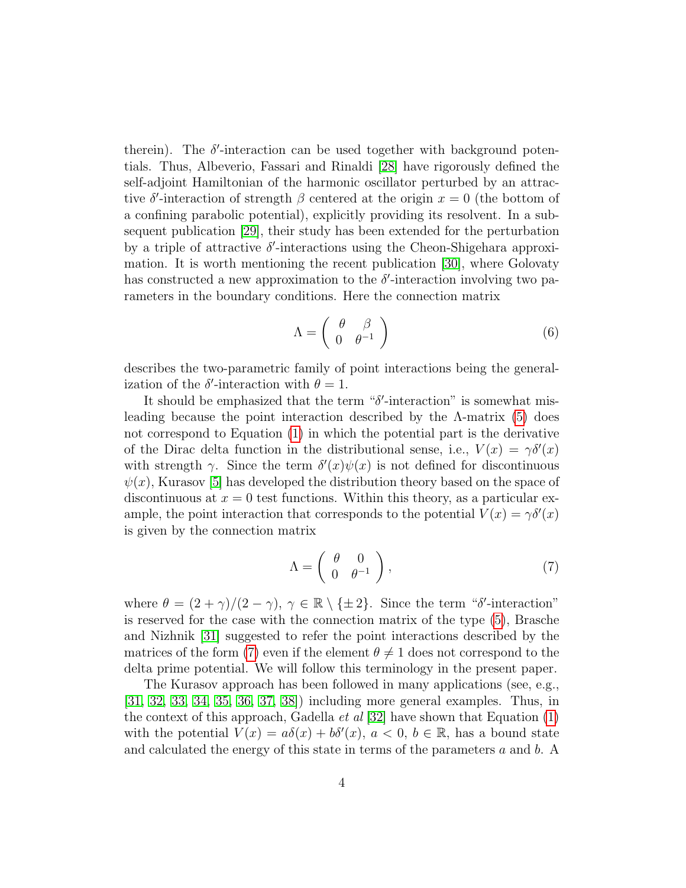therein). The $\delta'$-interaction can be used together with background potentials. Thus, Albeverio, Fassari and Rinaldi [28] have rigorously defined the self-adjoint Hamiltonian of the harmonic oscillator perturbed by an attractive $\delta'$-interaction of strength $\beta$ centered at the origin $x = 0$ (the bottom of a confining parabolic potential), explicitly providing its resolvent. In a subsequent publication [29], their study has been extended for the perturbation by a triple of attractive $\delta'$-interactions using the Cheon-Shigehara approximation. It is worth mentioning the recent publication [30], where Golovaty has constructed a new approximation to the $\delta'$-interaction involving two parameters in the boundary conditions. Here the connection matrix

$$\Lambda = \begin{pmatrix} \theta & \beta \\ 0 & \theta^{-1} \end{pmatrix} \tag{6}$$

describes the two-parametric family of point interactions being the generalization of the $\delta'$-interaction with $\theta = 1$.

It should be emphasized that the term "$\delta'$-interaction" is somewhat misleading because the point interaction described by the $\Lambda$-matrix (5) does not correspond to Equation (1) in which the potential part is the derivative of the Dirac delta function in the distributional sense, i.e., $V(x) = \gamma\delta'(x)$ with strength $\gamma$. Since the term $\delta'(x)\psi(x)$ is not defined for discontinuous $\psi(x)$, Kurasov [5] has developed the distribution theory based on the space of discontinuous at $x = 0$ test functions. Within this theory, as a particular example, the point interaction that corresponds to the potential $V(x) = \gamma\delta'(x)$ is given by the connection matrix

$$\Lambda = \begin{pmatrix} \theta & 0 \\ 0 & \theta^{-1} \end{pmatrix}, \tag{7}$$

where $\theta = (2 + \gamma)/(2 - \gamma)$, $\gamma \in \mathbb{R} \setminus \{\pm 2\}$. Since the term "$\delta'$-interaction" is reserved for the case with the connection matrix of the type (5), Brasche and Nizhnik [31] suggested to refer the point interactions described by the matrices of the form (7) even if the element $\theta \neq 1$ does not correspond to the delta prime potential. We will follow this terminology in the present paper.

The Kurasov approach has been followed in many applications (see, e.g., [31, 32, 33, 34, 35, 36, 37, 38]) including more general examples. Thus, in the context of this approach, Gadella *et al* [32] have shown that Equation (1) with the potential $V(x) = a\delta(x) + b\delta'(x)$, $a < 0$, $b \in \mathbb{R}$, has a bound state and calculated the energy of this state in terms of the parameters $a$ and $b$. A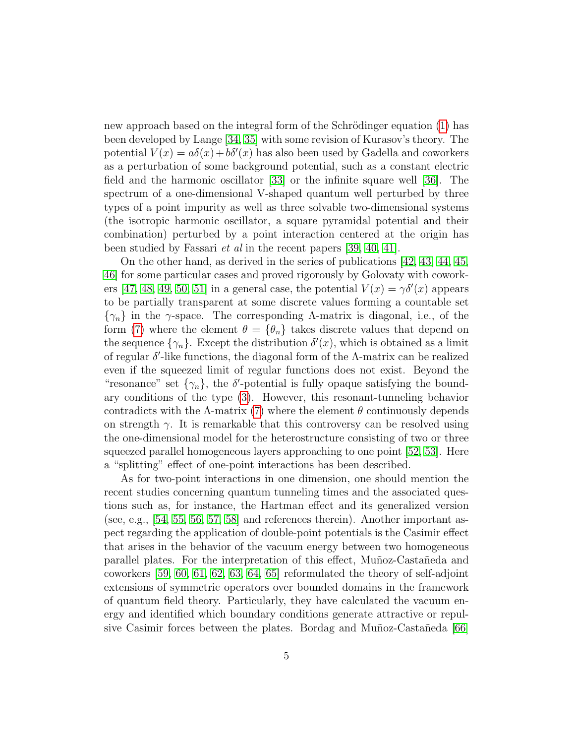new approach based on the integral form of the Schrödinger equation (1) has been developed by Lange [34, 35] with some revision of Kurasov's theory. The potential $V(x) = a\delta(x) + b\delta'(x)$ has also been used by Gadella and coworkers as a perturbation of some background potential, such as a constant electric field and the harmonic oscillator [33] or the infinite square well [36]. The spectrum of a one-dimensional V-shaped quantum well perturbed by three types of a point impurity as well as three solvable two-dimensional systems (the isotropic harmonic oscillator, a square pyramidal potential and their combination) perturbed by a point interaction centered at the origin has been studied by Fassari *et al* in the recent papers [39, 40, 41].

On the other hand, as derived in the series of publications [42, 43, 44, 45, 46] for some particular cases and proved rigorously by Golovaty with coworkers [47, 48, 49, 50, 51] in a general case, the potential $V(x) = \gamma\delta'(x)$ appears to be partially transparent at some discrete values forming a countable set $\{\gamma_n\}$ in the $\gamma$-space. The corresponding $\Lambda$-matrix is diagonal, i.e., of the form (7) where the element $\theta = \{\theta_n\}$ takes discrete values that depend on the sequence $\{\gamma_n\}$. Except the distribution $\delta'(x)$, which is obtained as a limit of regular $\delta'$-like functions, the diagonal form of the $\Lambda$-matrix can be realized even if the squeezed limit of regular functions does not exist. Beyond the "resonance" set $\{\gamma_n\}$, the $\delta'$-potential is fully opaque satisfying the boundary conditions of the type (3). However, this resonant-tunneling behavior contradicts with the $\Lambda$-matrix (7) where the element $\theta$ continuously depends on strength $\gamma$. It is remarkable that this controversy can be resolved using the one-dimensional model for the heterostructure consisting of two or three squeezed parallel homogeneous layers approaching to one point [52, 53]. Here a "splitting" effect of one-point interactions has been described.

As for two-point interactions in one dimension, one should mention the recent studies concerning quantum tunneling times and the associated questions such as, for instance, the Hartman effect and its generalized version (see, e.g., [54, 55, 56, 57, 58] and references therein). Another important aspect regarding the application of double-point potentials is the Casimir effect that arises in the behavior of the vacuum energy between two homogeneous parallel plates. For the interpretation of this effect, Muñoz-Castañeda and coworkers [59, 60, 61, 62, 63, 64, 65] reformulated the theory of self-adjoint extensions of symmetric operators over bounded domains in the framework of quantum field theory. Particularly, they have calculated the vacuum energy and identified which boundary conditions generate attractive or repulsive Casimir forces between the plates. Bordag and Muñoz-Castañeda [66]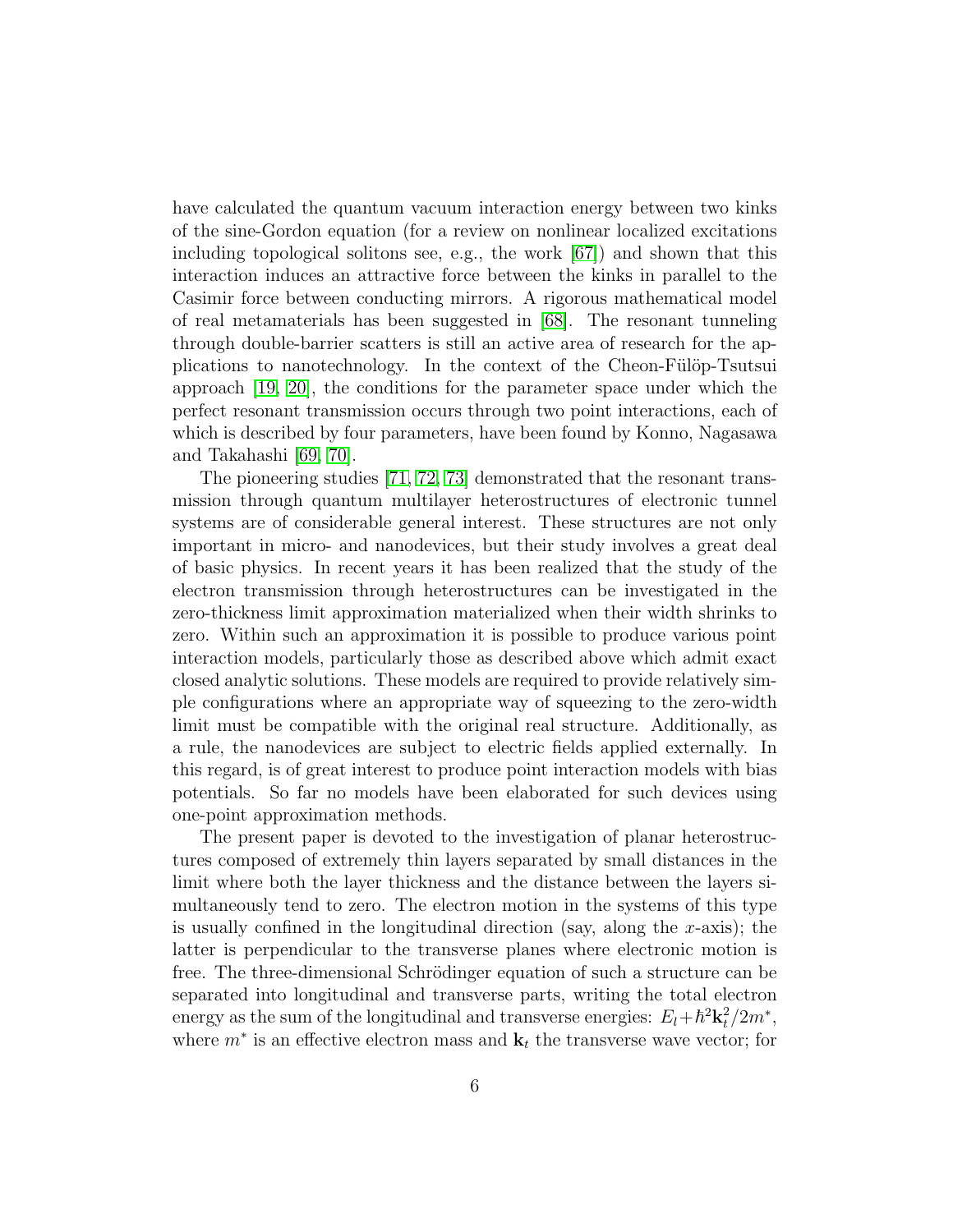have calculated the quantum vacuum interaction energy between two kinks of the sine-Gordon equation (for a review on nonlinear localized excitations including topological solitons see, e.g., the work [67]) and shown that this interaction induces an attractive force between the kinks in parallel to the Casimir force between conducting mirrors. A rigorous mathematical model of real metamaterials has been suggested in [68]. The resonant tunneling through double-barrier scatters is still an active area of research for the applications to nanotechnology. In the context of the Cheon-Fülöp-Tsutsui approach [19, 20], the conditions for the parameter space under which the perfect resonant transmission occurs through two point interactions, each of which is described by four parameters, have been found by Konno, Nagasawa and Takahashi [69, 70].

The pioneering studies [71, 72, 73] demonstrated that the resonant transmission through quantum multilayer heterostructures of electronic tunnel systems are of considerable general interest. These structures are not only important in micro- and nanodevices, but their study involves a great deal of basic physics. In recent years it has been realized that the study of the electron transmission through heterostructures can be investigated in the zero-thickness limit approximation materialized when their width shrinks to zero. Within such an approximation it is possible to produce various point interaction models, particularly those as described above which admit exact closed analytic solutions. These models are required to provide relatively simple configurations where an appropriate way of squeezing to the zero-width limit must be compatible with the original real structure. Additionally, as a rule, the nanodevices are subject to electric fields applied externally. In this regard, is of great interest to produce point interaction models with bias potentials. So far no models have been elaborated for such devices using one-point approximation methods.

The present paper is devoted to the investigation of planar heterostructures composed of extremely thin layers separated by small distances in the limit where both the layer thickness and the distance between the layers simultaneously tend to zero. The electron motion in the systems of this type is usually confined in the longitudinal direction (say, along the $x$-axis); the latter is perpendicular to the transverse planes where electronic motion is free. The three-dimensional Schrödinger equation of such a structure can be separated into longitudinal and transverse parts, writing the total electron energy as the sum of the longitudinal and transverse energies: $E_l + \hbar^2 \mathbf{k}_t^2/2m^*$, where $m^*$ is an effective electron mass and $\mathbf{k}_t$ the transverse wave vector; for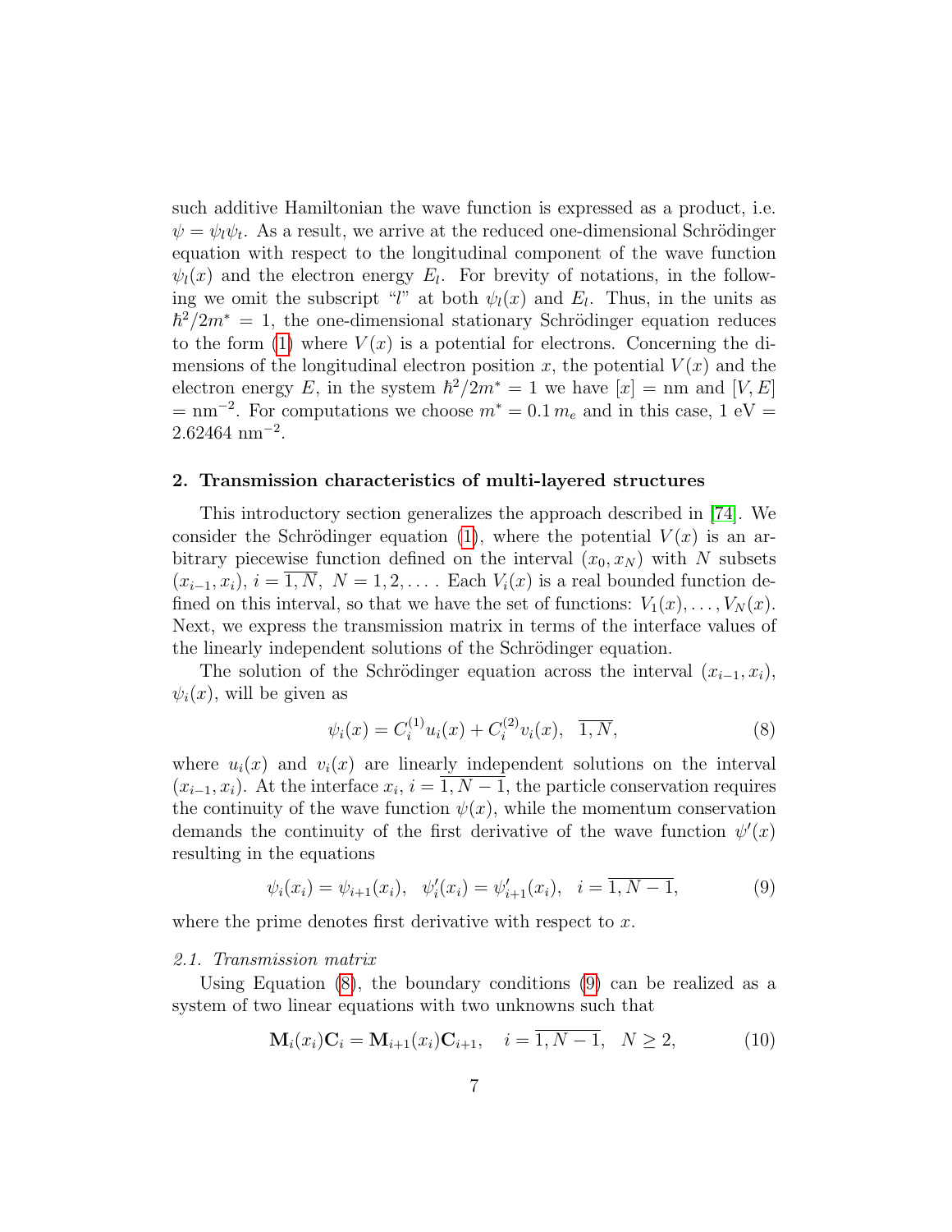such additive Hamiltonian the wave function is expressed as a product, i.e. $\psi = \psi_l \psi_t$. As a result, we arrive at the reduced one-dimensional Schrödinger equation with respect to the longitudinal component of the wave function $\psi_l(x)$ and the electron energy $E_l$. For brevity of notations, in the following we omit the subscript "$l$" at both $\psi_l(x)$ and $E_l$. Thus, in the units as $\hbar^2/2m^* = 1$, the one-dimensional stationary Schrödinger equation reduces to the form (1) where $V(x)$ is a potential for electrons. Concerning the dimensions of the longitudinal electron position $x$, the potential $V(x)$ and the electron energy $E$, in the system $\hbar^2/2m^* = 1$ we have $[x]$ = nm and $[V, E]$ = nm$^{-2}$. For computations we choose $m^* = 0.1\, m_e$ and in this case, 1 eV = 2.62464 nm$^{-2}$.

## 2. Transmission characteristics of multi-layered structures

This introductory section generalizes the approach described in [74]. We consider the Schrödinger equation (1), where the potential $V(x)$ is an arbitrary piecewise function defined on the interval $(x_0, x_N)$ with $N$ subsets $(x_{i-1}, x_i)$, $i = \overline{1, N}$, $N = 1, 2, \ldots$. Each $V_i(x)$ is a real bounded function defined on this interval, so that we have the set of functions: $V_1(x), \ldots, V_N(x)$. Next, we express the transmission matrix in terms of the interface values of the linearly independent solutions of the Schrödinger equation.

The solution of the Schrödinger equation across the interval $(x_{i-1}, x_i)$, $\psi_i(x)$, will be given as

$$\psi_i(x) = C_i^{(1)} u_i(x) + C_i^{(2)} v_i(x), \quad \overline{1, N}, \tag{8}$$

where $u_i(x)$ and $v_i(x)$ are linearly independent solutions on the interval $(x_{i-1}, x_i)$. At the interface $x_i$, $i = \overline{1, N-1}$, the particle conservation requires the continuity of the wave function $\psi(x)$, while the momentum conservation demands the continuity of the first derivative of the wave function $\psi'(x)$ resulting in the equations

$$\psi_i(x_i) = \psi_{i+1}(x_i), \quad \psi_i'(x_i) = \psi_{i+1}'(x_i), \quad i = \overline{1, N-1}, \tag{9}$$

where the prime denotes first derivative with respect to $x$.

### 2.1. Transmission matrix

Using Equation (8), the boundary conditions (9) can be realized as a system of two linear equations with two unknowns such that

$$\mathbf{M}_i(x_i)\mathbf{C}_i = \mathbf{M}_{i+1}(x_i)\mathbf{C}_{i+1}, \quad i = \overline{1, N-1}, \quad N \geq 2, \tag{10}$$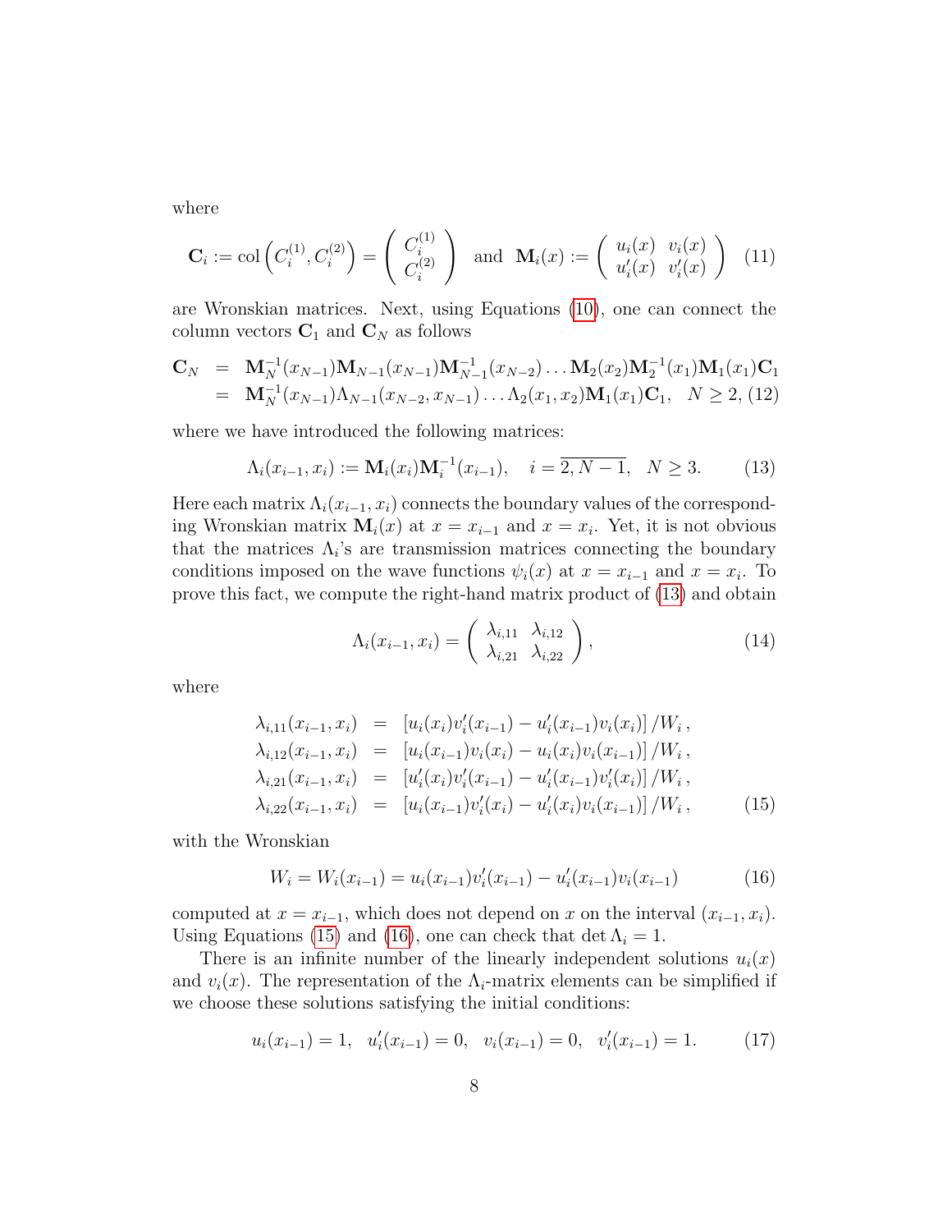where

$$\mathbf{C}_i := \mathrm{col}\left(C_i^{(1)}, C_i^{(2)}\right) = \begin{pmatrix} C_i^{(1)} \\ C_i^{(2)} \end{pmatrix} \quad \text{and} \quad \mathbf{M}_i(x) := \begin{pmatrix} u_i(x) & v_i(x) \\ u_i'(x) & v_i'(x) \end{pmatrix} \tag{11}$$

are Wronskian matrices. Next, using Equations (10), one can connect the column vectors $\mathbf{C}_1$ and $\mathbf{C}_N$ as follows

$$\begin{aligned}
\mathbf{C}_N &= \mathbf{M}_N^{-1}(x_{N-1})\mathbf{M}_{N-1}(x_{N-1})\mathbf{M}_{N-1}^{-1}(x_{N-2})\ldots\mathbf{M}_2(x_2)\mathbf{M}_2^{-1}(x_1)\mathbf{M}_1(x_1)\mathbf{C}_1 \\
&= \mathbf{M}_N^{-1}(x_{N-1})\Lambda_{N-1}(x_{N-2}, x_{N-1})\ldots\Lambda_2(x_1, x_2)\mathbf{M}_1(x_1)\mathbf{C}_1, \quad N \geq 2, 
\end{aligned} \tag{12}$$

where we have introduced the following matrices:

$$\Lambda_i(x_{i-1}, x_i) := \mathbf{M}_i(x_i)\mathbf{M}_i^{-1}(x_{i-1}), \quad i = \overline{2, N-1}, \quad N \geq 3. \tag{13}$$

Here each matrix $\Lambda_i(x_{i-1}, x_i)$ connects the boundary values of the corresponding Wronskian matrix $\mathbf{M}_i(x)$ at $x = x_{i-1}$ and $x = x_i$. Yet, it is not obvious that the matrices $\Lambda_i$'s are transmission matrices connecting the boundary conditions imposed on the wave functions $\psi_i(x)$ at $x = x_{i-1}$ and $x = x_i$. To prove this fact, we compute the right-hand matrix product of (13) and obtain

$$\Lambda_i(x_{i-1}, x_i) = \begin{pmatrix} \lambda_{i,11} & \lambda_{i,12} \\ \lambda_{i,21} & \lambda_{i,22} \end{pmatrix}, \tag{14}$$

where

$$\begin{aligned}
\lambda_{i,11}(x_{i-1}, x_i) &= \left[u_i(x_i)v_i'(x_{i-1}) - u_i'(x_{i-1})v_i(x_i)\right]/W_i\,, \\
\lambda_{i,12}(x_{i-1}, x_i) &= \left[u_i(x_{i-1})v_i(x_i) - u_i(x_i)v_i(x_{i-1})\right]/W_i\,, \\
\lambda_{i,21}(x_{i-1}, x_i) &= \left[u_i'(x_i)v_i'(x_{i-1}) - u_i'(x_{i-1})v_i'(x_i)\right]/W_i\,, \\
\lambda_{i,22}(x_{i-1}, x_i) &= \left[u_i(x_{i-1})v_i'(x_i) - u_i'(x_i)v_i(x_{i-1})\right]/W_i\,,
\end{aligned} \tag{15}$$

with the Wronskian

$$W_i = W_i(x_{i-1}) = u_i(x_{i-1})v_i'(x_{i-1}) - u_i'(x_{i-1})v_i(x_{i-1}) \tag{16}$$

computed at $x = x_{i-1}$, which does not depend on $x$ on the interval $(x_{i-1}, x_i)$. Using Equations (15) and (16), one can check that $\det\Lambda_i = 1$.

There is an infinite number of the linearly independent solutions $u_i(x)$ and $v_i(x)$. The representation of the $\Lambda_i$-matrix elements can be simplified if we choose these solutions satisfying the initial conditions:

$$u_i(x_{i-1}) = 1, \quad u_i'(x_{i-1}) = 0, \quad v_i(x_{i-1}) = 0, \quad v_i'(x_{i-1}) = 1. \tag{17}$$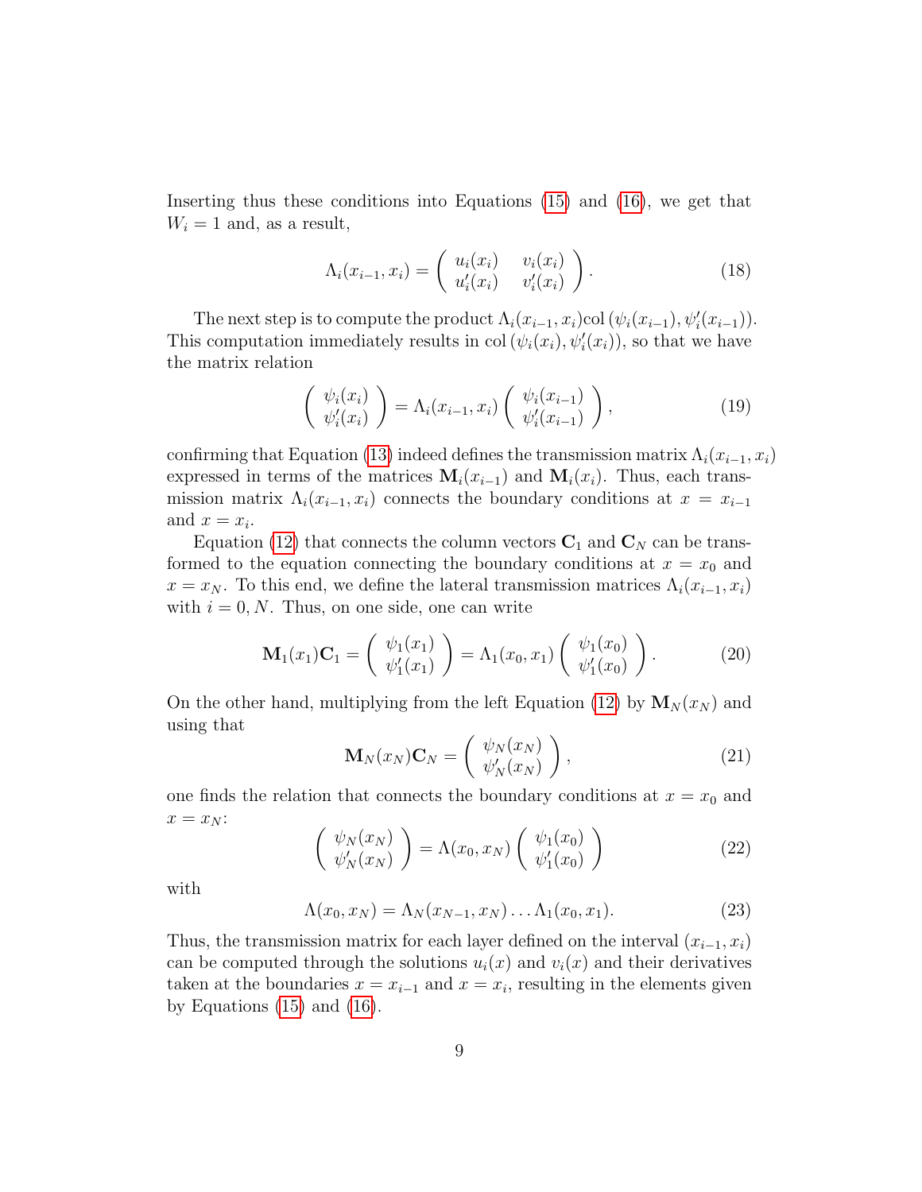Inserting thus these conditions into Equations (15) and (16), we get that $W_i = 1$ and, as a result,

$$\Lambda_i(x_{i-1}, x_i) = \left( \begin{array}{cc} u_i(x_i) & v_i(x_i) \\ u_i'(x_i) & v_i'(x_i) \end{array} \right). \tag{18}$$

The next step is to compute the product $\Lambda_i(x_{i-1}, x_i)\mathrm{col}\,(\psi_i(x_{i-1}), \psi_i'(x_{i-1}))$. This computation immediately results in $\mathrm{col}\,(\psi_i(x_i), \psi_i'(x_i))$, so that we have the matrix relation

$$\left( \begin{array}{c} \psi_i(x_i) \\ \psi_i'(x_i) \end{array} \right) = \Lambda_i(x_{i-1}, x_i) \left( \begin{array}{c} \psi_i(x_{i-1}) \\ \psi_i'(x_{i-1}) \end{array} \right), \tag{19}$$

confirming that Equation (13) indeed defines the transmission matrix $\Lambda_i(x_{i-1}, x_i)$ expressed in terms of the matrices $\mathbf{M}_i(x_{i-1})$ and $\mathbf{M}_i(x_i)$. Thus, each transmission matrix $\Lambda_i(x_{i-1}, x_i)$ connects the boundary conditions at $x = x_{i-1}$ and $x = x_i$.

Equation (12) that connects the column vectors $\mathbf{C}_1$ and $\mathbf{C}_N$ can be transformed to the equation connecting the boundary conditions at $x = x_0$ and $x = x_N$. To this end, we define the lateral transmission matrices $\Lambda_i(x_{i-1}, x_i)$ with $i = 0, N$. Thus, on one side, one can write

$$\mathbf{M}_1(x_1)\mathbf{C}_1 = \left( \begin{array}{c} \psi_1(x_1) \\ \psi_1'(x_1) \end{array} \right) = \Lambda_1(x_0, x_1) \left( \begin{array}{c} \psi_1(x_0) \\ \psi_1'(x_0) \end{array} \right). \tag{20}$$

On the other hand, multiplying from the left Equation (12) by $\mathbf{M}_N(x_N)$ and using that

$$\mathbf{M}_N(x_N)\mathbf{C}_N = \left( \begin{array}{c} \psi_N(x_N) \\ \psi_N'(x_N) \end{array} \right), \tag{21}$$

one finds the relation that connects the boundary conditions at $x = x_0$ and $x = x_N$:

$$\left( \begin{array}{c} \psi_N(x_N) \\ \psi_N'(x_N) \end{array} \right) = \Lambda(x_0, x_N) \left( \begin{array}{c} \psi_1(x_0) \\ \psi_1'(x_0) \end{array} \right) \tag{22}$$

with

$$\Lambda(x_0, x_N) = \Lambda_N(x_{N-1}, x_N) \ldots \Lambda_1(x_0, x_1). \tag{23}$$

Thus, the transmission matrix for each layer defined on the interval $(x_{i-1}, x_i)$ can be computed through the solutions $u_i(x)$ and $v_i(x)$ and their derivatives taken at the boundaries $x = x_{i-1}$ and $x = x_i$, resulting in the elements given by Equations (15) and (16).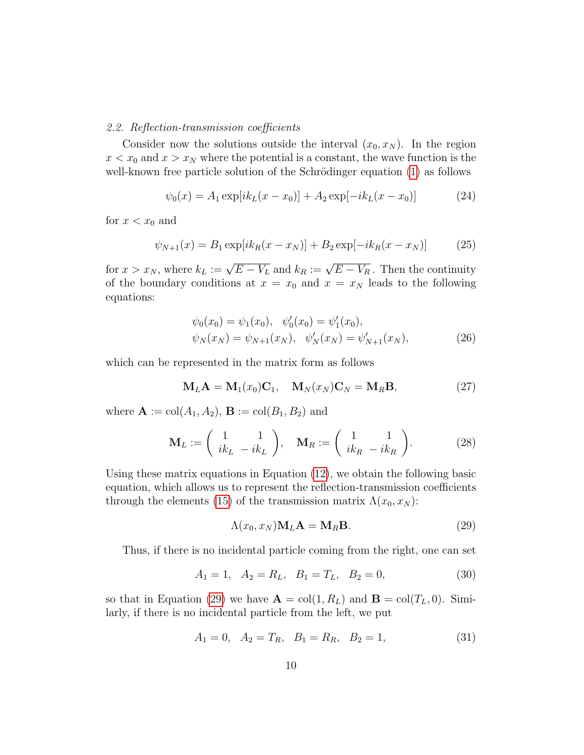### *2.2. Reflection-transmission coefficients*

Consider now the solutions outside the interval $(x_0, x_N)$. In the region $x < x_0$ and $x > x_N$ where the potential is a constant, the wave function is the well-known free particle solution of the Schrödinger equation (1) as follows

$$\psi_0(x) = A_1 \exp[ik_L(x - x_0)] + A_2 \exp[-ik_L(x - x_0)] \tag{24}$$

for $x < x_0$ and

$$\psi_{N+1}(x) = B_1 \exp[ik_R(x - x_N)] + B_2 \exp[-ik_R(x - x_N)] \tag{25}$$

for $x > x_N$, where $k_L := \sqrt{E - V_L}$ and $k_R := \sqrt{E - V_R}$. Then the continuity of the boundary conditions at $x = x_0$ and $x = x_N$ leads to the following equations:

$$\begin{aligned} &\psi_0(x_0) = \psi_1(x_0), \quad \psi_0'(x_0) = \psi_1'(x_0), \\ &\psi_N(x_N) = \psi_{N+1}(x_N), \quad \psi_N'(x_N) = \psi_{N+1}'(x_N), \end{aligned} \tag{26}$$

which can be represented in the matrix form as follows

$$\mathbf{M}_L \mathbf{A} = \mathbf{M}_1(x_0)\mathbf{C}_1, \quad \mathbf{M}_N(x_N)\mathbf{C}_N = \mathbf{M}_R \mathbf{B}, \tag{27}$$

where $\mathbf{A} := \mathrm{col}(A_1, A_2)$, $\mathbf{B} := \mathrm{col}(B_1, B_2)$ and

$$\mathbf{M}_L := \begin{pmatrix} 1 & 1 \\ ik_L & -ik_L \end{pmatrix}, \quad \mathbf{M}_R := \begin{pmatrix} 1 & 1 \\ ik_R & -ik_R \end{pmatrix}. \tag{28}$$

Using these matrix equations in Equation (12), we obtain the following basic equation, which allows us to represent the reflection-transmission coefficients through the elements (15) of the transmission matrix $\Lambda(x_0, x_N)$:

$$\Lambda(x_0, x_N)\mathbf{M}_L \mathbf{A} = \mathbf{M}_R \mathbf{B}. \tag{29}$$

Thus, if there is no incidental particle coming from the right, one can set

$$A_1 = 1, \quad A_2 = R_L, \quad B_1 = T_L, \quad B_2 = 0, \tag{30}$$

so that in Equation (29) we have $\mathbf{A} = \mathrm{col}(1, R_L)$ and $\mathbf{B} = \mathrm{col}(T_L, 0)$. Similarly, if there is no incidental particle from the left, we put

$$A_1 = 0, \quad A_2 = T_R, \quad B_1 = R_R, \quad B_2 = 1, \tag{31}$$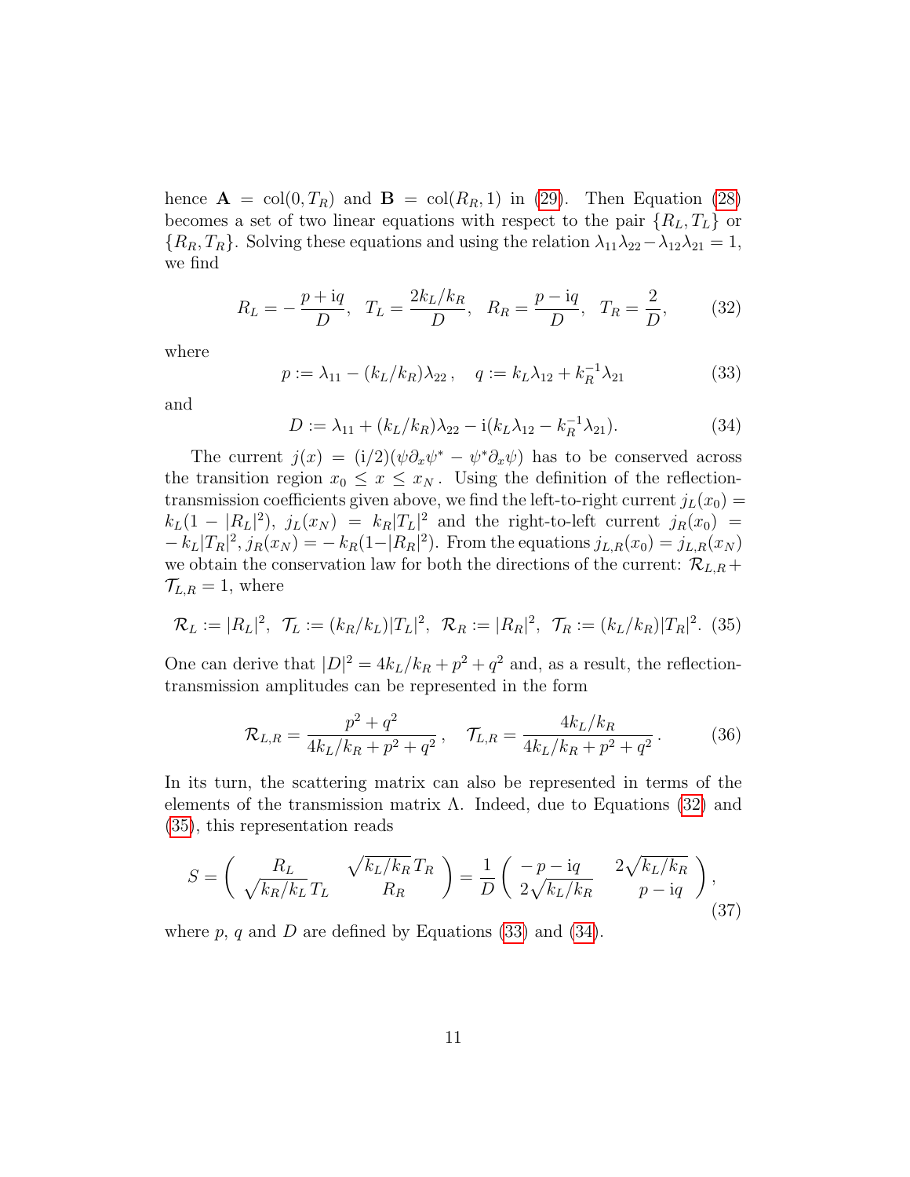hence $\mathbf{A} = \mathrm{col}(0, T_R)$ and $\mathbf{B} = \mathrm{col}(R_R, 1)$ in (29). Then Equation (28) becomes a set of two linear equations with respect to the pair $\{R_L, T_L\}$ or $\{R_R, T_R\}$. Solving these equations and using the relation $\lambda_{11}\lambda_{22} - \lambda_{12}\lambda_{21} = 1$, we find

$$R_L = -\frac{p + \mathrm{i}q}{D}, \quad T_L = \frac{2k_L/k_R}{D}, \quad R_R = \frac{p - \mathrm{i}q}{D}, \quad T_R = \frac{2}{D}, \tag{32}$$

where

$$p := \lambda_{11} - (k_L/k_R)\lambda_{22}, \quad q := k_L\lambda_{12} + k_R^{-1}\lambda_{21} \tag{33}$$

and

$$D := \lambda_{11} + (k_L/k_R)\lambda_{22} - \mathrm{i}(k_L\lambda_{12} - k_R^{-1}\lambda_{21}). \tag{34}$$

The current $j(x) = (\mathrm{i}/2)(\psi\partial_x\psi^* - \psi^*\partial_x\psi)$ has to be conserved across the transition region $x_0 \le x \le x_N$. Using the definition of the reflection-transmission coefficients given above, we find the left-to-right current $j_L(x_0) = k_L(1 - |R_L|^2)$, $j_L(x_N) = k_R|T_L|^2$ and the right-to-left current $j_R(x_0) = -k_L|T_R|^2$, $j_R(x_N) = -k_R(1-|R_R|^2)$. From the equations $j_{L,R}(x_0) = j_{L,R}(x_N)$ we obtain the conservation law for both the directions of the current: $\mathcal{R}_{L,R} + \mathcal{T}_{L,R} = 1$, where

$$\mathcal{R}_L := |R_L|^2, \;\; \mathcal{T}_L := (k_R/k_L)|T_L|^2, \;\; \mathcal{R}_R := |R_R|^2, \;\; \mathcal{T}_R := (k_L/k_R)|T_R|^2. \tag{35}$$

One can derive that $|D|^2 = 4k_L/k_R + p^2 + q^2$ and, as a result, the reflection-transmission amplitudes can be represented in the form

$$\mathcal{R}_{L,R} = \frac{p^2 + q^2}{4k_L/k_R + p^2 + q^2}, \quad \mathcal{T}_{L,R} = \frac{4k_L/k_R}{4k_L/k_R + p^2 + q^2}. \tag{36}$$

In its turn, the scattering matrix can also be represented in terms of the elements of the transmission matrix $\Lambda$. Indeed, due to Equations (32) and (35), this representation reads

$$S = \begin{pmatrix} R_L & \sqrt{k_L/k_R}\, T_R \\ \sqrt{k_R/k_L}\, T_L & R_R \end{pmatrix} = \frac{1}{D}\begin{pmatrix} -p - \mathrm{i}q & 2\sqrt{k_L/k_R} \\ 2\sqrt{k_L/k_R} & p - \mathrm{i}q \end{pmatrix}, \tag{37}$$

where $p$, $q$ and $D$ are defined by Equations (33) and (34).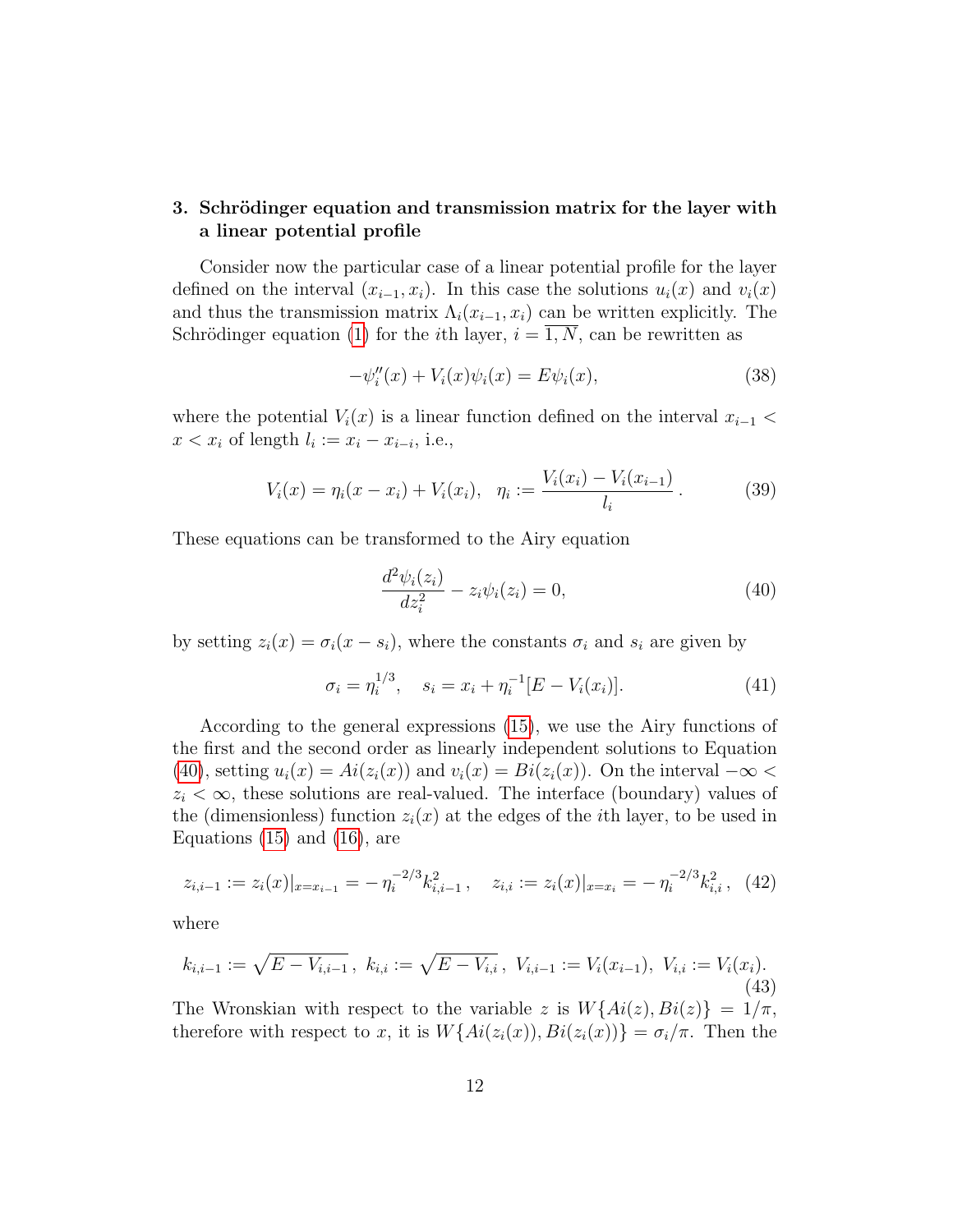## 3. Schrödinger equation and transmission matrix for the layer with a linear potential profile

Consider now the particular case of a linear potential profile for the layer defined on the interval $(x_{i-1}, x_i)$. In this case the solutions $u_i(x)$ and $v_i(x)$ and thus the transmission matrix $\Lambda_i(x_{i-1}, x_i)$ can be written explicitly. The Schrödinger equation (1) for the $i$th layer, $i = \overline{1, N}$, can be rewritten as

$$-\psi_i''(x) + V_i(x)\psi_i(x) = E\psi_i(x), \tag{38}$$

where the potential $V_i(x)$ is a linear function defined on the interval $x_{i-1} < x < x_i$ of length $l_i := x_i - x_{i-i}$, i.e.,

$$V_i(x) = \eta_i(x - x_i) + V_i(x_i), \quad \eta_i := \frac{V_i(x_i) - V_i(x_{i-1})}{l_i}\,. \tag{39}$$

These equations can be transformed to the Airy equation

$$\frac{d^2\psi_i(z_i)}{dz_i^2} - z_i\psi_i(z_i) = 0, \tag{40}$$

by setting $z_i(x) = \sigma_i(x - s_i)$, where the constants $\sigma_i$ and $s_i$ are given by

$$\sigma_i = \eta_i^{1/3}, \quad s_i = x_i + \eta_i^{-1}[E - V_i(x_i)]. \tag{41}$$

According to the general expressions (15), we use the Airy functions of the first and the second order as linearly independent solutions to Equation (40), setting $u_i(x) = Ai(z_i(x))$ and $v_i(x) = Bi(z_i(x))$. On the interval $-\infty < z_i < \infty$, these solutions are real-valued. The interface (boundary) values of the (dimensionless) function $z_i(x)$ at the edges of the $i$th layer, to be used in Equations (15) and (16), are

$$z_{i,i-1} := z_i(x)|_{x=x_{i-1}} = -\,\eta_i^{-2/3}k_{i,i-1}^2\,, \quad z_{i,i} := z_i(x)|_{x=x_i} = -\,\eta_i^{-2/3}k_{i,i}^2\,, \tag{42}$$

where

$$k_{i,i-1} := \sqrt{E - V_{i,i-1}}\,,\ k_{i,i} := \sqrt{E - V_{i,i}}\,,\ V_{i,i-1} := V_i(x_{i-1}),\ V_{i,i} := V_i(x_i). \tag{43}$$

The Wronskian with respect to the variable $z$ is $W\{Ai(z), Bi(z)\} = 1/\pi$, therefore with respect to $x$, it is $W\{Ai(z_i(x)), Bi(z_i(x))\} = \sigma_i/\pi$. Then the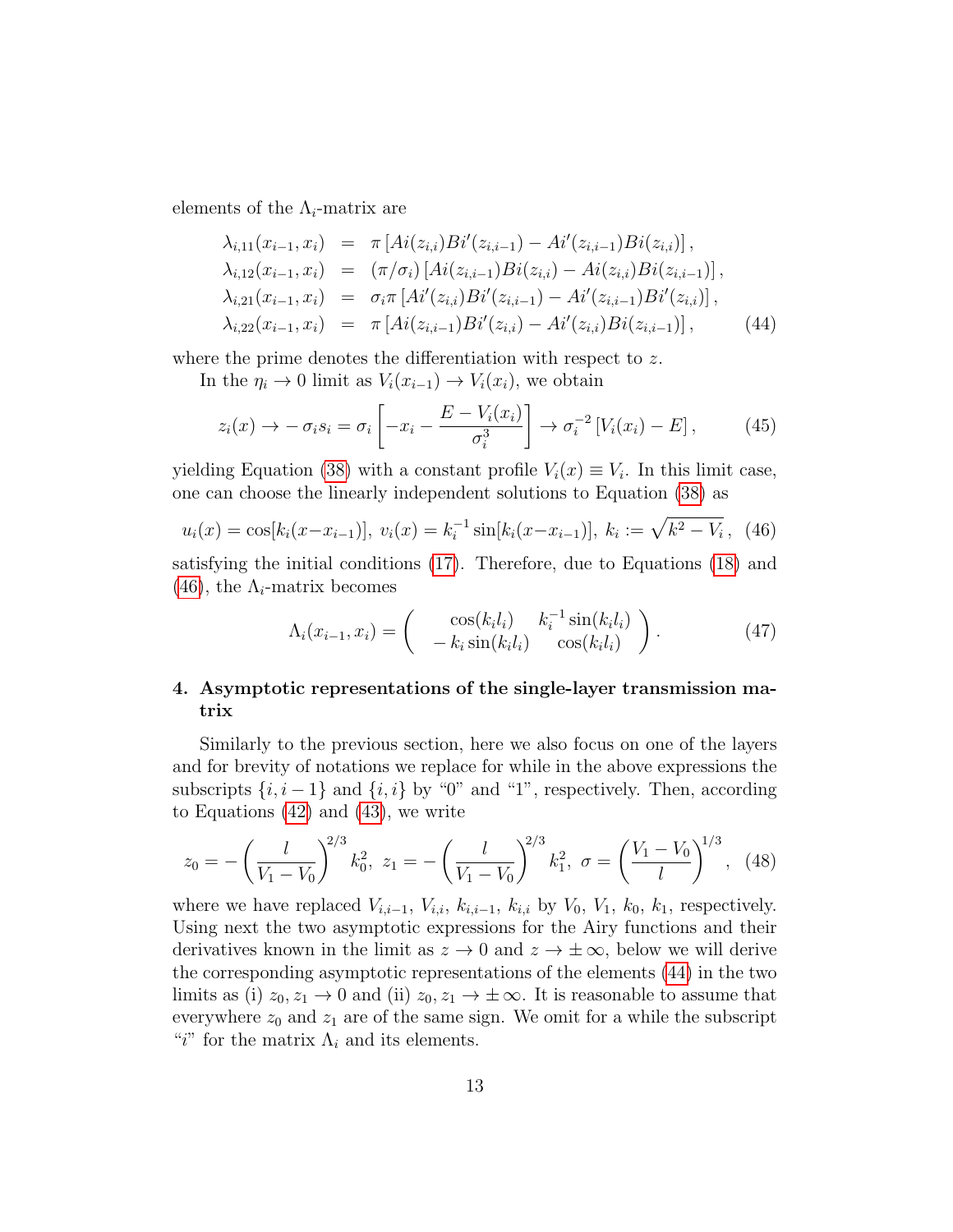elements of the $\Lambda_i$-matrix are

$$
\begin{aligned}
\lambda_{i,11}(x_{i-1}, x_i) &= \pi \left[ Ai(z_{i,i}) Bi'(z_{i,i-1}) - Ai'(z_{i,i-1}) Bi(z_{i,i}) \right], \\
\lambda_{i,12}(x_{i-1}, x_i) &= (\pi/\sigma_i) \left[ Ai(z_{i,i-1}) Bi(z_{i,i}) - Ai(z_{i,i}) Bi(z_{i,i-1}) \right], \\
\lambda_{i,21}(x_{i-1}, x_i) &= \sigma_i \pi \left[ Ai'(z_{i,i}) Bi'(z_{i,i-1}) - Ai'(z_{i,i-1}) Bi'(z_{i,i}) \right], \\
\lambda_{i,22}(x_{i-1}, x_i) &= \pi \left[ Ai(z_{i,i-1}) Bi'(z_{i,i}) - Ai'(z_{i,i}) Bi(z_{i,i-1}) \right],
\end{aligned}
\tag{44}
$$

where the prime denotes the differentiation with respect to $z$.

In the $\eta_i \to 0$ limit as $V_i(x_{i-1}) \to V_i(x_i)$, we obtain

$$
z_i(x) \to -\sigma_i s_i = \sigma_i \left[ -x_i - \frac{E - V_i(x_i)}{\sigma_i^3} \right] \to \sigma_i^{-2} \left[ V_i(x_i) - E \right], \tag{45}
$$

yielding Equation (38) with a constant profile $V_i(x) \equiv V_i$. In this limit case, one can choose the linearly independent solutions to Equation (38) as

$$
u_i(x) = \cos[k_i(x - x_{i-1})], \; v_i(x) = k_i^{-1} \sin[k_i(x - x_{i-1})], \; k_i := \sqrt{k^2 - V_i}\,, \tag{46}
$$

satisfying the initial conditions (17). Therefore, due to Equations (18) and (46), the $\Lambda_i$-matrix becomes

$$
\Lambda_i(x_{i-1}, x_i) = \begin{pmatrix} \cos(k_i l_i) & k_i^{-1} \sin(k_i l_i) \\ -\,k_i \sin(k_i l_i) & \cos(k_i l_i) \end{pmatrix}. \tag{47}
$$

## 4. Asymptotic representations of the single-layer transmission matrix

Similarly to the previous section, here we also focus on one of the layers and for brevity of notations we replace for while in the above expressions the subscripts $\{i, i-1\}$ and $\{i, i\}$ by "0" and "1", respectively. Then, according to Equations (42) and (43), we write

$$
z_0 = -\left( \frac{l}{V_1 - V_0} \right)^{2/3} k_0^2, \; z_1 = -\left( \frac{l}{V_1 - V_0} \right)^{2/3} k_1^2, \; \sigma = \left( \frac{V_1 - V_0}{l} \right)^{1/3}, \tag{48}
$$

where we have replaced $V_{i,i-1}$, $V_{i,i}$, $k_{i,i-1}$, $k_{i,i}$ by $V_0$, $V_1$, $k_0$, $k_1$, respectively. Using next the two asymptotic expressions for the Airy functions and their derivatives known in the limit as $z \to 0$ and $z \to \pm\infty$, below we will derive the corresponding asymptotic representations of the elements (44) in the two limits as (i) $z_0, z_1 \to 0$ and (ii) $z_0, z_1 \to \pm\infty$. It is reasonable to assume that everywhere $z_0$ and $z_1$ are of the same sign. We omit for a while the subscript "$i$" for the matrix $\Lambda_i$ and its elements.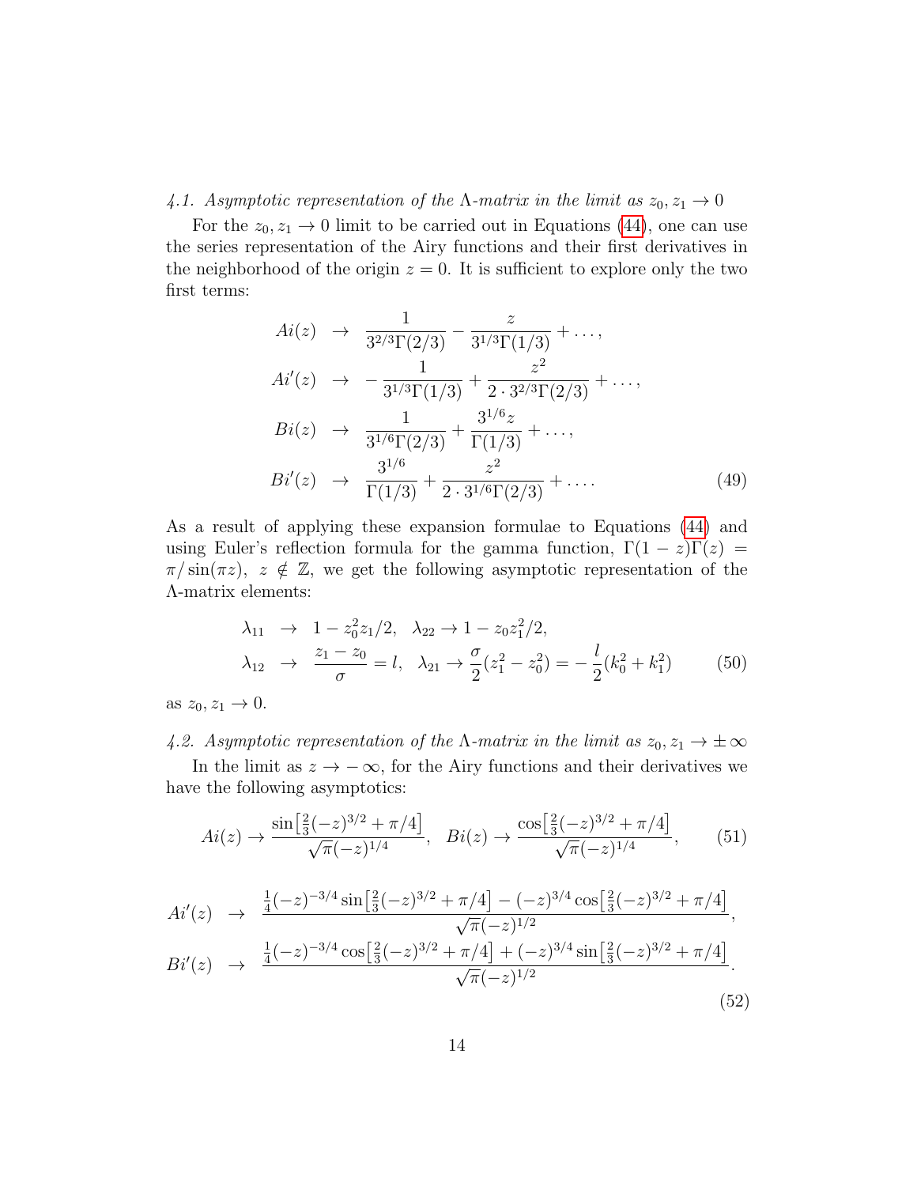### 4.1. Asymptotic representation of the Λ-matrix in the limit as $z_0, z_1 \to 0$

For the $z_0, z_1 \to 0$ limit to be carried out in Equations (44), one can use the series representation of the Airy functions and their first derivatives in the neighborhood of the origin $z = 0$. It is sufficient to explore only the two first terms:

$$
\begin{aligned}
Ai(z) &\to \frac{1}{3^{2/3}\Gamma(2/3)} - \frac{z}{3^{1/3}\Gamma(1/3)} + \ldots, \\
Ai'(z) &\to -\frac{1}{3^{1/3}\Gamma(1/3)} + \frac{z^2}{2 \cdot 3^{2/3}\Gamma(2/3)} + \ldots, \\
Bi(z) &\to \frac{1}{3^{1/6}\Gamma(2/3)} + \frac{3^{1/6} z}{\Gamma(1/3)} + \ldots, \\
Bi'(z) &\to \frac{3^{1/6}}{\Gamma(1/3)} + \frac{z^2}{2 \cdot 3^{1/6}\Gamma(2/3)} + \ldots.
\end{aligned}
\tag{49}
$$

As a result of applying these expansion formulae to Equations (44) and using Euler's reflection formula for the gamma function, $\Gamma(1-z)\Gamma(z) = \pi/\sin(\pi z),\ z \notin \mathbb{Z}$, we get the following asymptotic representation of the Λ-matrix elements:

$$
\begin{aligned}
\lambda_{11} &\to 1 - z_0^2 z_1/2, \quad \lambda_{22} \to 1 - z_0 z_1^2/2, \\
\lambda_{12} &\to \frac{z_1 - z_0}{\sigma} = l, \quad \lambda_{21} \to \frac{\sigma}{2}(z_1^2 - z_0^2) = -\frac{l}{2}(k_0^2 + k_1^2)
\end{aligned}
\tag{50}
$$

as $z_0, z_1 \to 0$.

### 4.2. Asymptotic representation of the Λ-matrix in the limit as $z_0, z_1 \to \pm\infty$

In the limit as $z \to -\infty$, for the Airy functions and their derivatives we have the following asymptotics:

$$
Ai(z) \to \frac{\sin\left[\frac{2}{3}(-z)^{3/2} + \pi/4\right]}{\sqrt{\pi}(-z)^{1/4}}, \quad Bi(z) \to \frac{\cos\left[\frac{2}{3}(-z)^{3/2} + \pi/4\right]}{\sqrt{\pi}(-z)^{1/4}},
\tag{51}
$$

$$
\begin{aligned}
Ai'(z) &\to \frac{\frac{1}{4}(-z)^{-3/4}\sin\left[\frac{2}{3}(-z)^{3/2} + \pi/4\right] - (-z)^{3/4}\cos\left[\frac{2}{3}(-z)^{3/2} + \pi/4\right]}{\sqrt{\pi}(-z)^{1/2}}, \\
Bi'(z) &\to \frac{\frac{1}{4}(-z)^{-3/4}\cos\left[\frac{2}{3}(-z)^{3/2} + \pi/4\right] + (-z)^{3/4}\sin\left[\frac{2}{3}(-z)^{3/2} + \pi/4\right]}{\sqrt{\pi}(-z)^{1/2}}.
\end{aligned}
\tag{52}
$$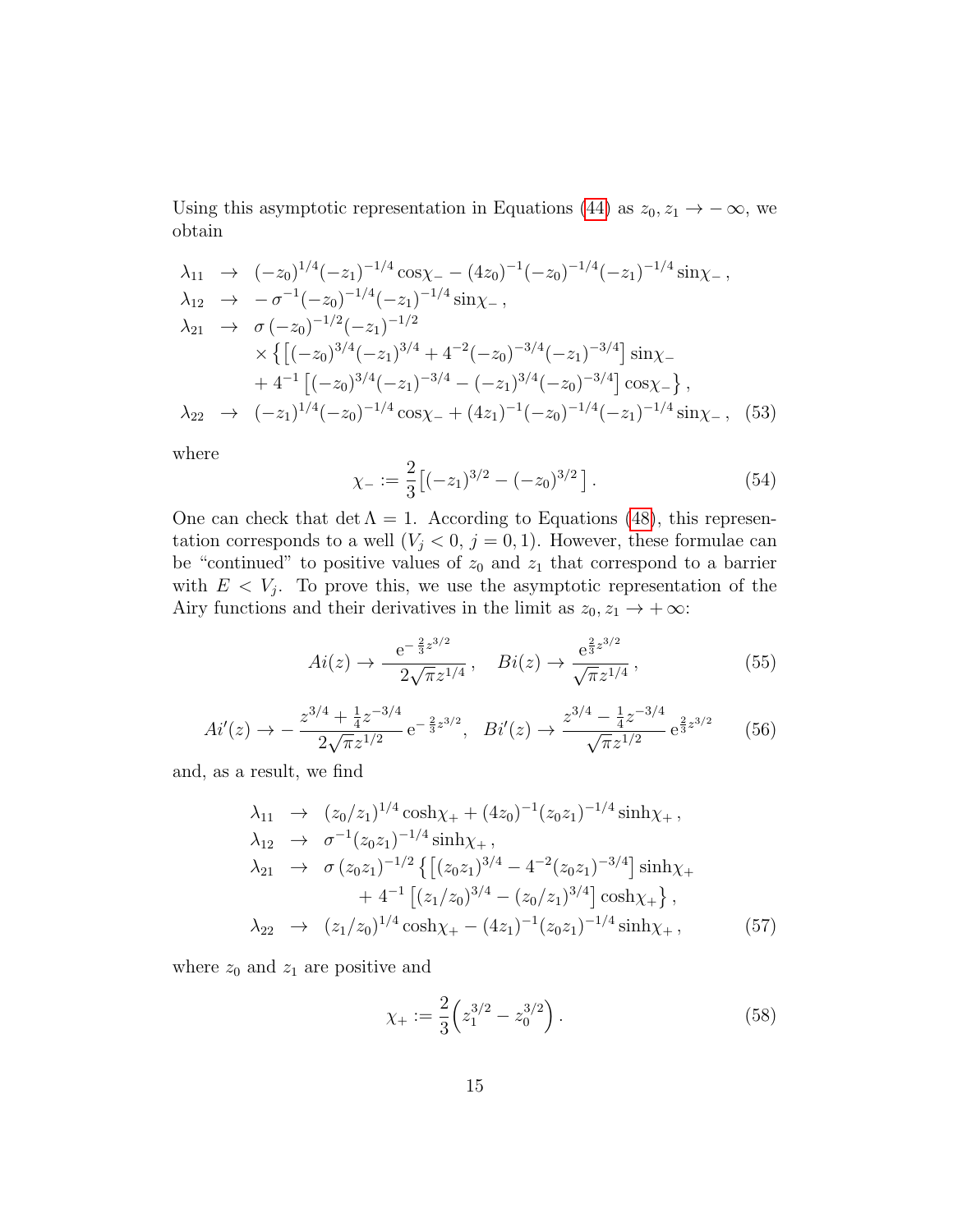Using this asymptotic representation in Equations (44) as $z_0, z_1 \to -\infty$, we obtain

$$
\begin{aligned}
\lambda_{11} &\to (-z_0)^{1/4}(-z_1)^{-1/4}\cos\chi_- - (4z_0)^{-1}(-z_0)^{-1/4}(-z_1)^{-1/4}\sin\chi_- \,, \\
\lambda_{12} &\to -\sigma^{-1}(-z_0)^{-1/4}(-z_1)^{-1/4}\sin\chi_- \,, \\
\lambda_{21} &\to \sigma\,(-z_0)^{-1/2}(-z_1)^{-1/2} \\
&\quad \times \Big\{\big[(-z_0)^{3/4}(-z_1)^{3/4} + 4^{-2}(-z_0)^{-3/4}(-z_1)^{-3/4}\big]\sin\chi_- \\
&\quad + 4^{-1}\big[(-z_0)^{3/4}(-z_1)^{-3/4} - (-z_1)^{3/4}(-z_0)^{-3/4}\big]\cos\chi_-\Big\}\,, \\
\lambda_{22} &\to (-z_1)^{1/4}(-z_0)^{-1/4}\cos\chi_- + (4z_1)^{-1}(-z_0)^{-1/4}(-z_1)^{-1/4}\sin\chi_- \,,
\end{aligned}
\tag{53}
$$

where

$$
\chi_- := \frac{2}{3}\big[(-z_1)^{3/2} - (-z_0)^{3/2}\big]\,. \tag{54}
$$

One can check that $\det\Lambda = 1$. According to Equations (48), this representation corresponds to a well ($V_j < 0$, $j = 0, 1$). However, these formulae can be "continued" to positive values of $z_0$ and $z_1$ that correspond to a barrier with $E < V_j$. To prove this, we use the asymptotic representation of the Airy functions and their derivatives in the limit as $z_0, z_1 \to +\infty$:

$$
Ai(z) \to \frac{\mathrm{e}^{-\frac{2}{3}z^{3/2}}}{2\sqrt{\pi}z^{1/4}}\,, \quad Bi(z) \to \frac{\mathrm{e}^{\frac{2}{3}z^{3/2}}}{\sqrt{\pi}z^{1/4}}\,, \tag{55}
$$

$$
Ai'(z) \to -\frac{z^{3/4} + \frac{1}{4}z^{-3/4}}{2\sqrt{\pi}z^{1/2}}\,\mathrm{e}^{-\frac{2}{3}z^{3/2}}, \quad Bi'(z) \to \frac{z^{3/4} - \frac{1}{4}z^{-3/4}}{\sqrt{\pi}z^{1/2}}\,\mathrm{e}^{\frac{2}{3}z^{3/2}} \tag{56}
$$

and, as a result, we find

$$
\begin{aligned}
\lambda_{11} &\to (z_0/z_1)^{1/4}\cosh\chi_+ + (4z_0)^{-1}(z_0z_1)^{-1/4}\sinh\chi_+ \,, \\
\lambda_{12} &\to \sigma^{-1}(z_0z_1)^{-1/4}\sinh\chi_+ \,, \\
\lambda_{21} &\to \sigma\,(z_0z_1)^{-1/2}\Big\{\big[(z_0z_1)^{3/4} - 4^{-2}(z_0z_1)^{-3/4}\big]\sinh\chi_+ \\
&\quad + 4^{-1}\big[(z_1/z_0)^{3/4} - (z_0/z_1)^{3/4}\big]\cosh\chi_+\Big\}\,, \\
\lambda_{22} &\to (z_1/z_0)^{1/4}\cosh\chi_+ - (4z_1)^{-1}(z_0z_1)^{-1/4}\sinh\chi_+ \,,
\end{aligned}
\tag{57}
$$

where $z_0$ and $z_1$ are positive and

$$
\chi_+ := \frac{2}{3}\Big(z_1^{3/2} - z_0^{3/2}\Big)\,. \tag{58}
$$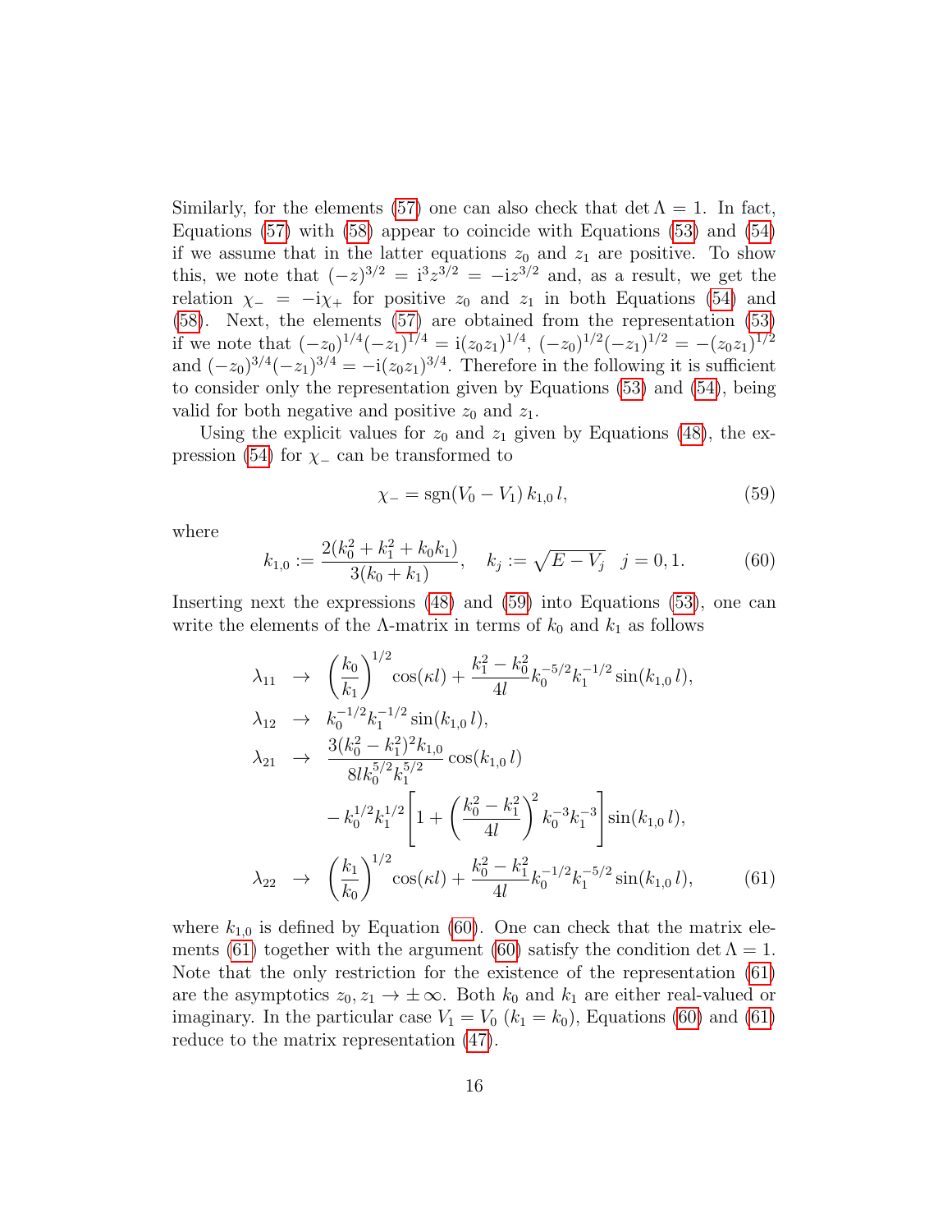Similarly, for the elements (57) one can also check that $\det \Lambda = 1$. In fact, Equations (57) with (58) appear to coincide with Equations (53) and (54) if we assume that in the latter equations $z_0$ and $z_1$ are positive. To show this, we note that $(-z)^{3/2} = \mathrm{i}^3 z^{3/2} = -\mathrm{i} z^{3/2}$ and, as a result, we get the relation $\chi_- = -\mathrm{i}\chi_+$ for positive $z_0$ and $z_1$ in both Equations (54) and (58). Next, the elements (57) are obtained from the representation (53) if we note that $(-z_0)^{1/4}(-z_1)^{1/4} = \mathrm{i}(z_0 z_1)^{1/4}$, $(-z_0)^{1/2}(-z_1)^{1/2} = -(z_0 z_1)^{1/2}$ and $(-z_0)^{3/4}(-z_1)^{3/4} = -\mathrm{i}(z_0 z_1)^{3/4}$. Therefore in the following it is sufficient to consider only the representation given by Equations (53) and (54), being valid for both negative and positive $z_0$ and $z_1$.

Using the explicit values for $z_0$ and $z_1$ given by Equations (48), the expression (54) for $\chi_-$ can be transformed to

$$\chi_- = \mathrm{sgn}(V_0 - V_1)\, k_{1,0}\, l, \tag{59}$$

where

$$k_{1,0} := \frac{2(k_0^2 + k_1^2 + k_0 k_1)}{3(k_0 + k_1)}, \quad k_j := \sqrt{E - V_j} \quad j = 0, 1. \tag{60}$$

Inserting next the expressions (48) and (59) into Equations (53), one can write the elements of the $\Lambda$-matrix in terms of $k_0$ and $k_1$ as follows

$$\begin{aligned}
\lambda_{11} &\to \left(\frac{k_0}{k_1}\right)^{1/2} \cos(\kappa l) + \frac{k_1^2 - k_0^2}{4l} k_0^{-5/2} k_1^{-1/2} \sin(k_{1,0}\, l), \\
\lambda_{12} &\to k_0^{-1/2} k_1^{-1/2} \sin(k_{1,0}\, l), \\
\lambda_{21} &\to \frac{3(k_0^2 - k_1^2)^2 k_{1,0}}{8l k_0^{5/2} k_1^{5/2}} \cos(k_{1,0}\, l) \\
&\qquad - k_0^{1/2} k_1^{1/2} \left[1 + \left(\frac{k_0^2 - k_1^2}{4l}\right)^2 k_0^{-3} k_1^{-3}\right] \sin(k_{1,0}\, l), \\
\lambda_{22} &\to \left(\frac{k_1}{k_0}\right)^{1/2} \cos(\kappa l) + \frac{k_0^2 - k_1^2}{4l} k_0^{-1/2} k_1^{-5/2} \sin(k_{1,0}\, l),
\end{aligned} \tag{61}$$

where $k_{1,0}$ is defined by Equation (60). One can check that the matrix elements (61) together with the argument (60) satisfy the condition $\det \Lambda = 1$. Note that the only restriction for the existence of the representation (61) are the asymptotics $z_0, z_1 \to \pm\infty$. Both $k_0$ and $k_1$ are either real-valued or imaginary. In the particular case $V_1 = V_0$ ($k_1 = k_0$), Equations (60) and (61) reduce to the matrix representation (47).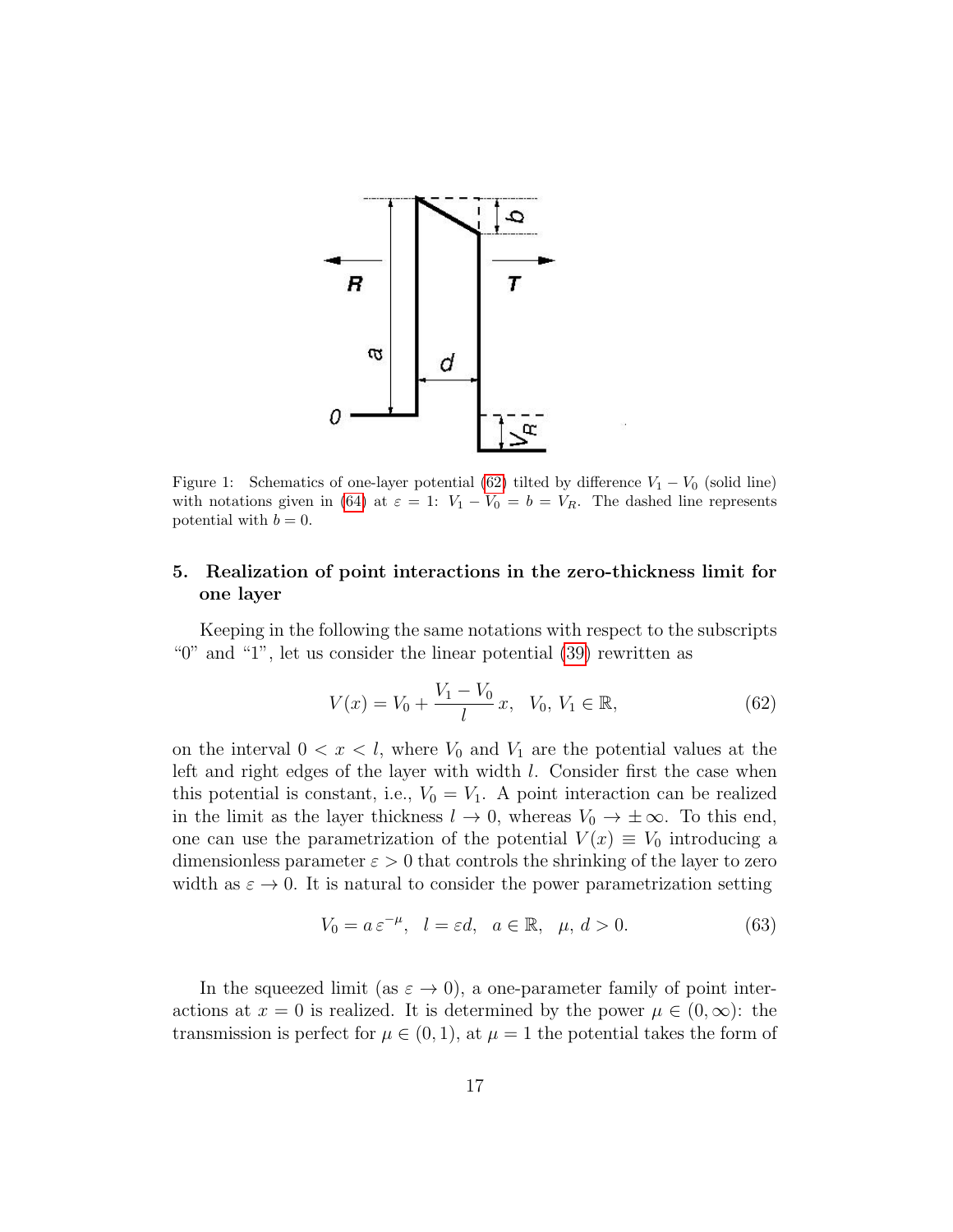Figure 1: Schematics of one-layer potential (62) tilted by difference $V_1 - V_0$ (solid line) with notations given in (64) at $\varepsilon = 1$: $V_1 - V_0 = b = V_R$. The dashed line represents potential with $b = 0$.

## 5. Realization of point interactions in the zero-thickness limit for one layer

Keeping in the following the same notations with respect to the subscripts "0" and "1", let us consider the linear potential (39) rewritten as

$$V(x) = V_0 + \frac{V_1 - V_0}{l}\, x, \quad V_0,\, V_1 \in \mathbb{R}, \tag{62}$$

on the interval $0 < x < l$, where $V_0$ and $V_1$ are the potential values at the left and right edges of the layer with width $l$. Consider first the case when this potential is constant, i.e., $V_0 = V_1$. A point interaction can be realized in the limit as the layer thickness $l \to 0$, whereas $V_0 \to \pm\infty$. To this end, one can use the parametrization of the potential $V(x) \equiv V_0$ introducing a dimensionless parameter $\varepsilon > 0$ that controls the shrinking of the layer to zero width as $\varepsilon \to 0$. It is natural to consider the power parametrization setting

$$V_0 = a\,\varepsilon^{-\mu}, \quad l = \varepsilon d, \quad a \in \mathbb{R}, \quad \mu,\, d > 0. \tag{63}$$

In the squeezed limit (as $\varepsilon \to 0$), a one-parameter family of point interactions at $x = 0$ is realized. It is determined by the power $\mu \in (0, \infty)$: the transmission is perfect for $\mu \in (0, 1)$, at $\mu = 1$ the potential takes the form of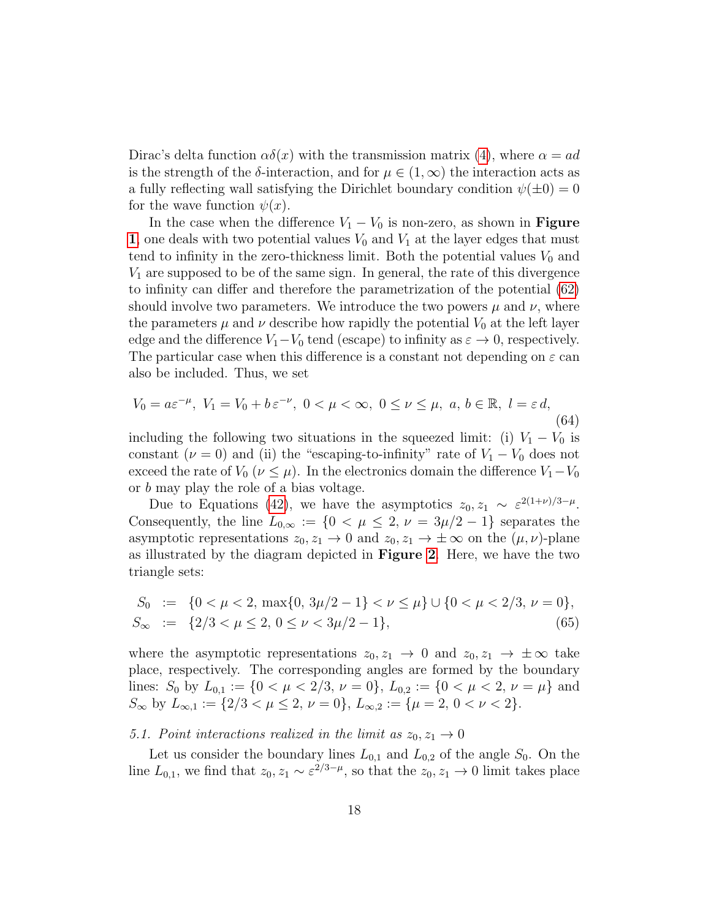Dirac's delta function $\alpha\delta(x)$ with the transmission matrix (4), where $\alpha = ad$ is the strength of the $\delta$-interaction, and for $\mu \in (1, \infty)$ the interaction acts as a fully reflecting wall satisfying the Dirichlet boundary condition $\psi(\pm 0) = 0$ for the wave function $\psi(x)$.

In the case when the difference $V_1 - V_0$ is non-zero, as shown in **Figure 1**, one deals with two potential values $V_0$ and $V_1$ at the layer edges that must tend to infinity in the zero-thickness limit. Both the potential values $V_0$ and $V_1$ are supposed to be of the same sign. In general, the rate of this divergence to infinity can differ and therefore the parametrization of the potential (62) should involve two parameters. We introduce the two powers $\mu$ and $\nu$, where the parameters $\mu$ and $\nu$ describe how rapidly the potential $V_0$ at the left layer edge and the difference $V_1 - V_0$ tend (escape) to infinity as $\varepsilon \to 0$, respectively. The particular case when this difference is a constant not depending on $\varepsilon$ can also be included. Thus, we set

$$V_0 = a\varepsilon^{-\mu},\ V_1 = V_0 + b\,\varepsilon^{-\nu},\ 0 < \mu < \infty,\ 0 \le \nu \le \mu,\ a, b \in \mathbb{R},\ l = \varepsilon\, d, \tag{64}$$

including the following two situations in the squeezed limit: (i) $V_1 - V_0$ is constant ($\nu = 0$) and (ii) the "escaping-to-infinity" rate of $V_1 - V_0$ does not exceed the rate of $V_0$ ($\nu \le \mu$). In the electronics domain the difference $V_1 - V_0$ or $b$ may play the role of a bias voltage.

Due to Equations (42), we have the asymptotics $z_0, z_1 \sim \varepsilon^{2(1+\nu)/3-\mu}$. Consequently, the line $L_{0,\infty} := \{0 < \mu \le 2,\ \nu = 3\mu/2 - 1\}$ separates the asymptotic representations $z_0, z_1 \to 0$ and $z_0, z_1 \to \pm\infty$ on the $(\mu, \nu)$-plane as illustrated by the diagram depicted in **Figure 2**. Here, we have the two triangle sets:

$$\begin{aligned} S_0 \ &:= \ \{0 < \mu < 2,\ \max\{0, 3\mu/2 - 1\} < \nu \le \mu\} \cup \{0 < \mu < 2/3,\ \nu = 0\}, \\ S_\infty \ &:= \ \{2/3 < \mu \le 2,\ 0 \le \nu < 3\mu/2 - 1\}, \end{aligned} \tag{65}$$

where the asymptotic representations $z_0, z_1 \to 0$ and $z_0, z_1 \to \pm\infty$ take place, respectively. The corresponding angles are formed by the boundary lines: $S_0$ by $L_{0,1} := \{0 < \mu < 2/3,\ \nu = 0\}$, $L_{0,2} := \{0 < \mu < 2,\ \nu = \mu\}$ and $S_\infty$ by $L_{\infty,1} := \{2/3 < \mu \le 2,\ \nu = 0\}$, $L_{\infty,2} := \{\mu = 2,\ 0 < \nu < 2\}$.

*5.1. Point interactions realized in the limit as $z_0, z_1 \to 0$*

Let us consider the boundary lines $L_{0,1}$ and $L_{0,2}$ of the angle $S_0$. On the line $L_{0,1}$, we find that $z_0, z_1 \sim \varepsilon^{2/3-\mu}$, so that the $z_0, z_1 \to 0$ limit takes place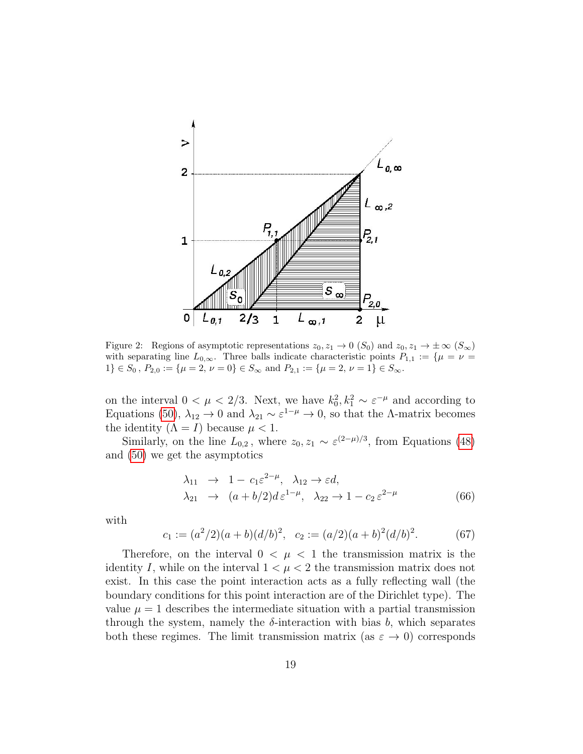Figure 2: Regions of asymptotic representations $z_0, z_1 \to 0$ ($S_0$) and $z_0, z_1 \to \pm\infty$ ($S_\infty$) with separating line $L_{0,\infty}$. Three balls indicate characteristic points $P_{1,1} := \{\mu = \nu = 1\} \in S_0$, $P_{2,0} := \{\mu = 2,\, \nu = 0\} \in S_\infty$ and $P_{2,1} := \{\mu = 2,\, \nu = 1\} \in S_\infty$.

on the interval $0 < \mu < 2/3$. Next, we have $k_0^2, k_1^2 \sim \varepsilon^{-\mu}$ and according to Equations (50), $\lambda_{12} \to 0$ and $\lambda_{21} \sim \varepsilon^{1-\mu} \to 0$, so that the $\Lambda$-matrix becomes the identity ($\Lambda = I$) because $\mu < 1$.

Similarly, on the line $L_{0,2}$, where $z_0, z_1 \sim \varepsilon^{(2-\mu)/3}$, from Equations (48) and (50) we get the asymptotics

$$
\begin{aligned}
\lambda_{11} &\to 1 - c_1 \varepsilon^{2-\mu}, \quad \lambda_{12} \to \varepsilon d, \\
\lambda_{21} &\to (a + b/2) d\, \varepsilon^{1-\mu}, \quad \lambda_{22} \to 1 - c_2\, \varepsilon^{2-\mu}
\end{aligned}
\tag{66}
$$

with

$$
c_1 := (a^2/2)(a+b)(d/b)^2, \quad c_2 := (a/2)(a+b)^2(d/b)^2. \tag{67}
$$

Therefore, on the interval $0 < \mu < 1$ the transmission matrix is the identity $I$, while on the interval $1 < \mu < 2$ the transmission matrix does not exist. In this case the point interaction acts as a fully reflecting wall (the boundary conditions for this point interaction are of the Dirichlet type). The value $\mu = 1$ describes the intermediate situation with a partial transmission through the system, namely the $\delta$-interaction with bias $b$, which separates both these regimes. The limit transmission matrix (as $\varepsilon \to 0$) corresponds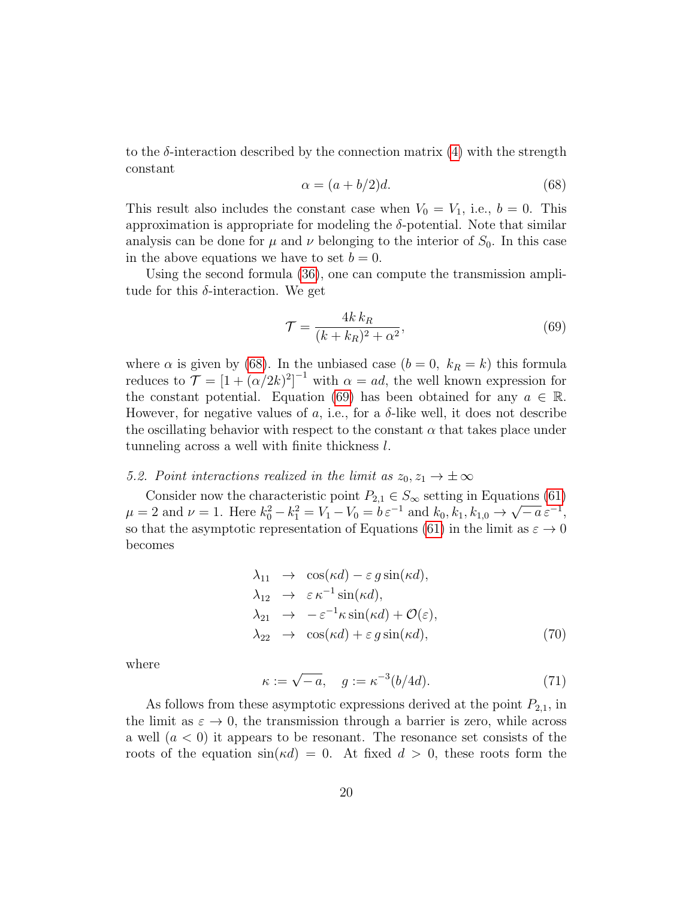to the $\delta$-interaction described by the connection matrix (4) with the strength constant

$$\alpha = (a + b/2)d. \tag{68}$$

This result also includes the constant case when $V_0 = V_1$, i.e., $b = 0$. This approximation is appropriate for modeling the $\delta$-potential. Note that similar analysis can be done for $\mu$ and $\nu$ belonging to the interior of $S_0$. In this case in the above equations we have to set $b = 0$.

Using the second formula (36), one can compute the transmission amplitude for this $\delta$-interaction. We get

$$\mathcal{T} = \frac{4k\,k_R}{(k + k_R)^2 + \alpha^2}, \tag{69}$$

where $\alpha$ is given by (68). In the unbiased case ($b = 0,\ k_R = k$) this formula reduces to $\mathcal{T} = [1 + (\alpha/2k)^2]^{-1}$ with $\alpha = ad$, the well known expression for the constant potential. Equation (69) has been obtained for any $a \in \mathbb{R}$. However, for negative values of $a$, i.e., for a $\delta$-like well, it does not describe the oscillating behavior with respect to the constant $\alpha$ that takes place under tunneling across a well with finite thickness $l$.

### *5.2. Point interactions realized in the limit as $z_0, z_1 \to \pm\infty$*

Consider now the characteristic point $P_{2,1} \in S_\infty$ setting in Equations (61) $\mu = 2$ and $\nu = 1$. Here $k_0^2 - k_1^2 = V_1 - V_0 = b\,\varepsilon^{-1}$ and $k_0, k_1, k_{1,0} \to \sqrt{-\,a}\,\varepsilon^{-1}$, so that the asymptotic representation of Equations (61) in the limit as $\varepsilon \to 0$ becomes

$$\begin{aligned}
\lambda_{11} &\to \cos(\kappa d) - \varepsilon\, g \sin(\kappa d), \\
\lambda_{12} &\to \varepsilon\, \kappa^{-1} \sin(\kappa d), \\
\lambda_{21} &\to -\,\varepsilon^{-1} \kappa \sin(\kappa d) + \mathcal{O}(\varepsilon), \\
\lambda_{22} &\to \cos(\kappa d) + \varepsilon\, g \sin(\kappa d),
\end{aligned} \tag{70}$$

where

$$\kappa := \sqrt{-\,a}, \quad g := \kappa^{-3}(b/4d). \tag{71}$$

As follows from these asymptotic expressions derived at the point $P_{2,1}$, in the limit as $\varepsilon \to 0$, the transmission through a barrier is zero, while across a well ($a < 0$) it appears to be resonant. The resonance set consists of the roots of the equation $\sin(\kappa d) = 0$. At fixed $d > 0$, these roots form the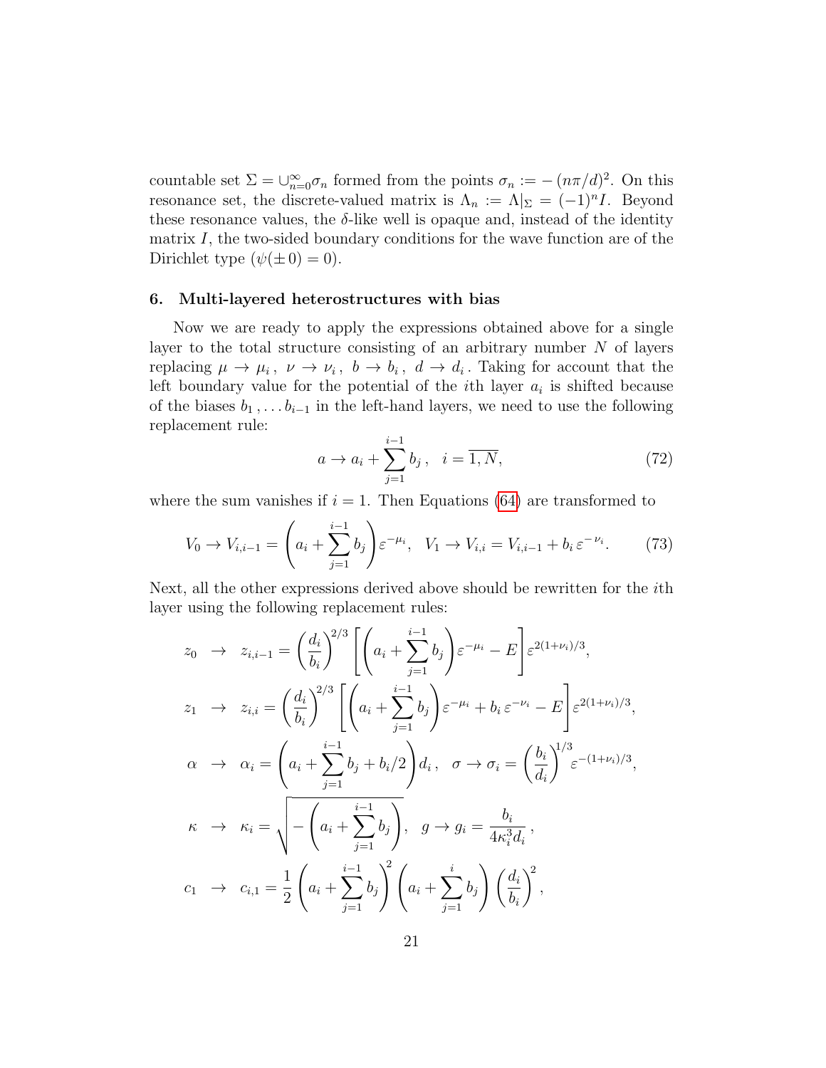countable set $\Sigma = \cup_{n=0}^{\infty} \sigma_n$ formed from the points $\sigma_n := -(n\pi/d)^2$. On this resonance set, the discrete-valued matrix is $\Lambda_n := \Lambda|_\Sigma = (-1)^n I$. Beyond these resonance values, the $\delta$-like well is opaque and, instead of the identity matrix $I$, the two-sided boundary conditions for the wave function are of the Dirichlet type ($\psi(\pm 0) = 0$).

## 6. Multi-layered heterostructures with bias

Now we are ready to apply the expressions obtained above for a single layer to the total structure consisting of an arbitrary number $N$ of layers replacing $\mu \to \mu_i\,,\ \nu \to \nu_i\,,\ b \to b_i\,,\ d \to d_i\,$. Taking for account that the left boundary value for the potential of the $i$th layer $a_i$ is shifted because of the biases $b_1\,, \dots b_{i-1}$ in the left-hand layers, we need to use the following replacement rule:

$$a \to a_i + \sum_{j=1}^{i-1} b_j\,, \quad i = \overline{1, N}, \tag{72}$$

where the sum vanishes if $i = 1$. Then Equations (64) are transformed to

$$V_0 \to V_{i,i-1} = \left(a_i + \sum_{j=1}^{i-1} b_j\right)\varepsilon^{-\mu_i}, \quad V_1 \to V_{i,i} = V_{i,i-1} + b_i\,\varepsilon^{-\nu_i}. \tag{73}$$

Next, all the other expressions derived above should be rewritten for the $i$th layer using the following replacement rules:

$$
\begin{aligned}
z_0 \ &\to \ z_{i,i-1} = \left(\frac{d_i}{b_i}\right)^{2/3}\left[\left(a_i + \sum_{j=1}^{i-1} b_j\right)\varepsilon^{-\mu_i} - E\right]\varepsilon^{2(1+\nu_i)/3},\\
z_1 \ &\to \ z_{i,i} = \left(\frac{d_i}{b_i}\right)^{2/3}\left[\left(a_i + \sum_{j=1}^{i-1} b_j\right)\varepsilon^{-\mu_i} + b_i\,\varepsilon^{-\nu_i} - E\right]\varepsilon^{2(1+\nu_i)/3},\\
\alpha \ &\to \ \alpha_i = \left(a_i + \sum_{j=1}^{i-1} b_j + b_i/2\right)d_i\,, \quad \sigma \to \sigma_i = \left(\frac{b_i}{d_i}\right)^{1/3}\varepsilon^{-(1+\nu_i)/3},\\
\kappa \ &\to \ \kappa_i = \sqrt{-\left(a_i + \sum_{j=1}^{i-1} b_j\right)}, \quad g \to g_i = \frac{b_i}{4\kappa_i^3 d_i}\,,\\
c_1 \ &\to \ c_{i,1} = \frac{1}{2}\left(a_i + \sum_{j=1}^{i-1} b_j\right)^2\left(a_i + \sum_{j=1}^{i} b_j\right)\left(\frac{d_i}{b_i}\right)^2,
\end{aligned}
$$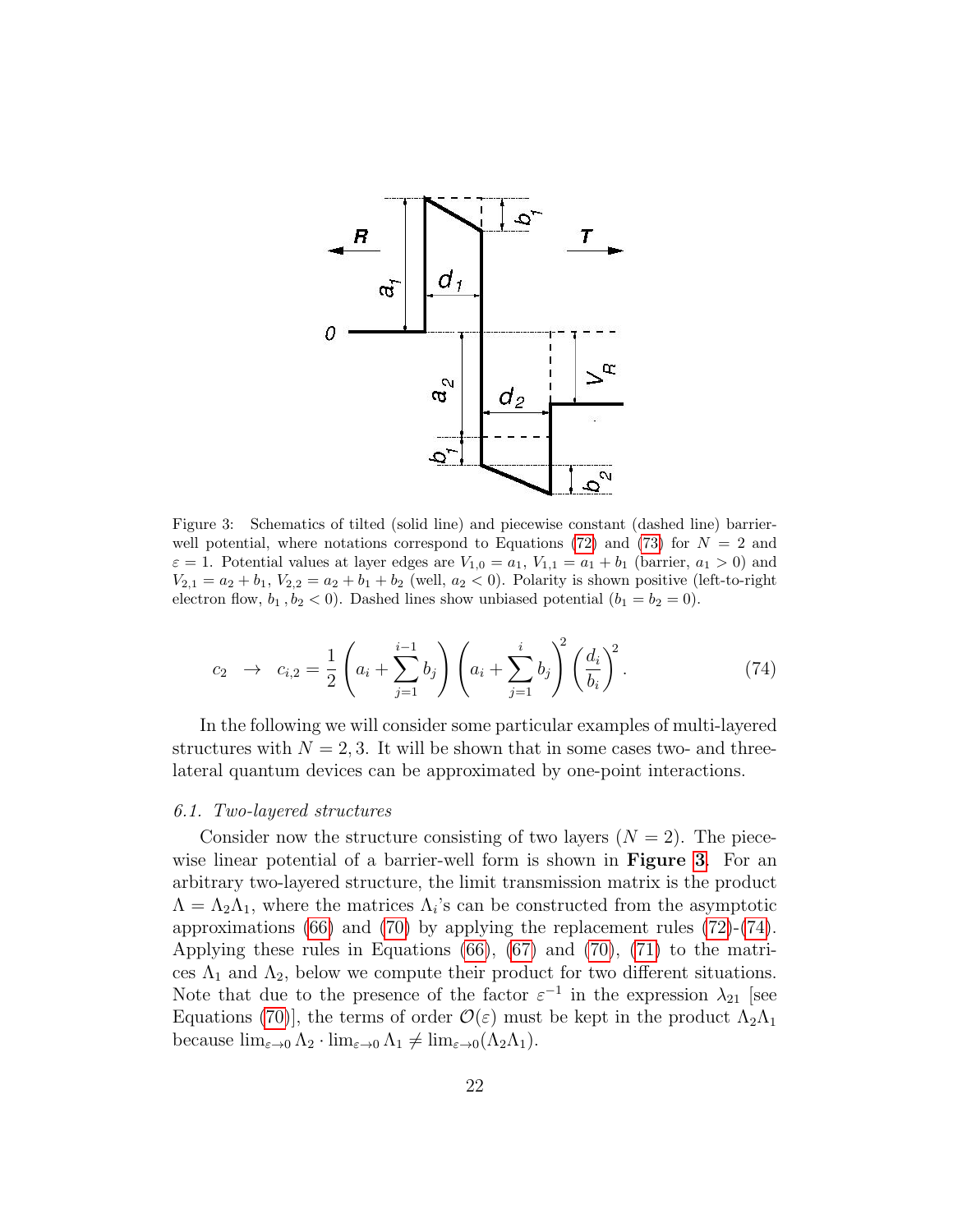Figure 3: Schematics of tilted (solid line) and piecewise constant (dashed line) barrier-well potential, where notations correspond to Equations (72) and (73) for $N = 2$ and $\varepsilon = 1$. Potential values at layer edges are $V_{1,0} = a_1$, $V_{1,1} = a_1 + b_1$ (barrier, $a_1 > 0$) and $V_{2,1} = a_2 + b_1$, $V_{2,2} = a_2 + b_1 + b_2$ (well, $a_2 < 0$). Polarity is shown positive (left-to-right electron flow, $b_1, b_2 < 0$). Dashed lines show unbiased potential ($b_1 = b_2 = 0$).

$$c_2 \;\; \to \;\; c_{i,2} = \frac{1}{2}\left(a_i + \sum_{j=1}^{i-1} b_j\right)\left(a_i + \sum_{j=1}^{i} b_j\right)^2 \left(\frac{d_i}{b_i}\right)^2. \tag{74}$$

In the following we will consider some particular examples of multi-layered structures with $N = 2, 3$. It will be shown that in some cases two- and three-lateral quantum devices can be approximated by one-point interactions.

### 6.1. Two-layered structures

Consider now the structure consisting of two layers ($N = 2$). The piecewise linear potential of a barrier-well form is shown in **Figure 3**. For an arbitrary two-layered structure, the limit transmission matrix is the product $\Lambda = \Lambda_2 \Lambda_1$, where the matrices $\Lambda_i$'s can be constructed from the asymptotic approximations (66) and (70) by applying the replacement rules (72)-(74). Applying these rules in Equations (66), (67) and (70), (71) to the matrices $\Lambda_1$ and $\Lambda_2$, below we compute their product for two different situations. Note that due to the presence of the factor $\varepsilon^{-1}$ in the expression $\lambda_{21}$ [see Equations (70)], the terms of order $\mathcal{O}(\varepsilon)$ must be kept in the product $\Lambda_2 \Lambda_1$ because $\lim_{\varepsilon \to 0} \Lambda_2 \cdot \lim_{\varepsilon \to 0} \Lambda_1 \neq \lim_{\varepsilon \to 0} (\Lambda_2 \Lambda_1)$.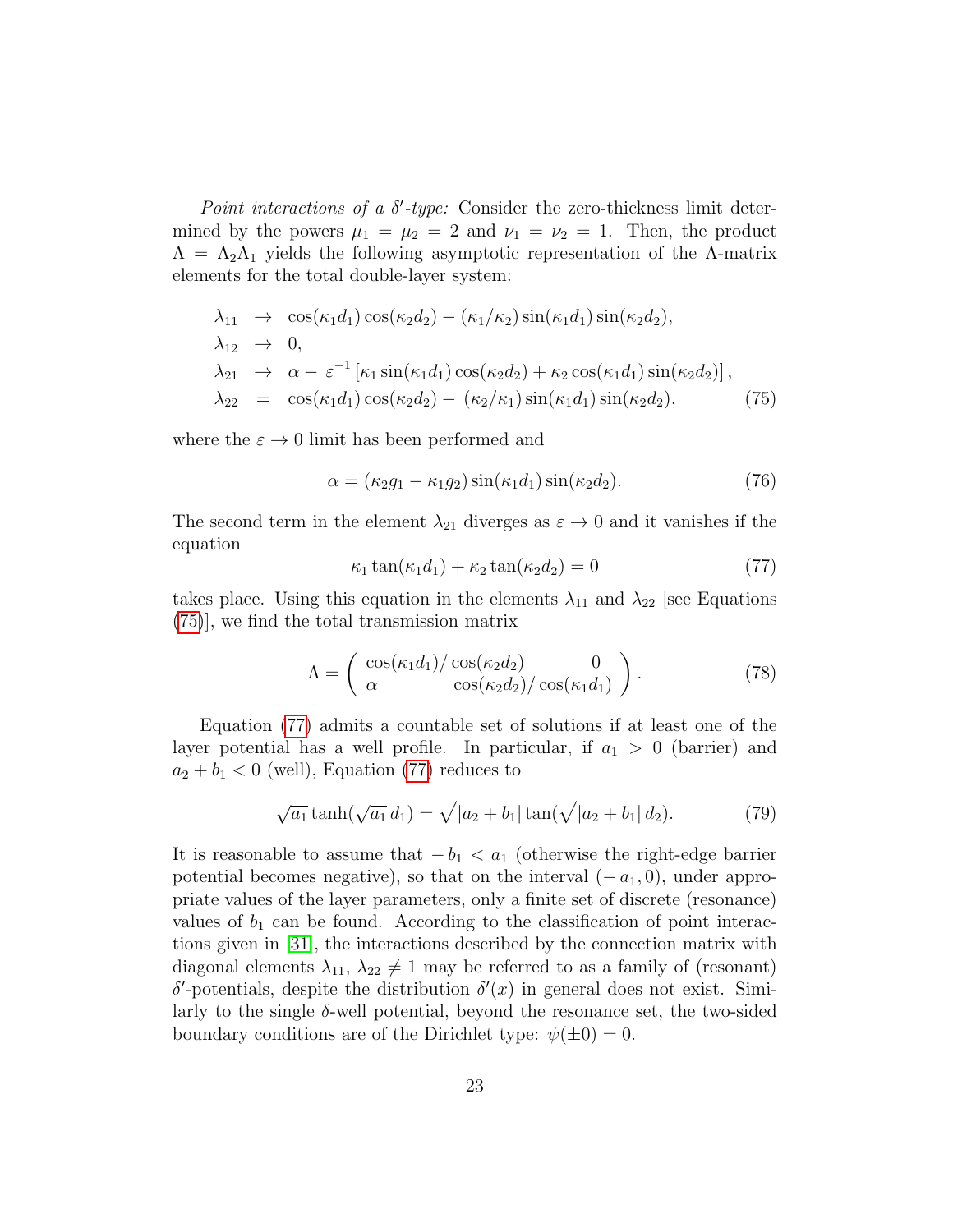*Point interactions of a $\delta'$-type:* Consider the zero-thickness limit determined by the powers $\mu_1 = \mu_2 = 2$ and $\nu_1 = \nu_2 = 1$. Then, the product $\Lambda = \Lambda_2\Lambda_1$ yields the following asymptotic representation of the $\Lambda$-matrix elements for the total double-layer system:

$$
\begin{aligned}
\lambda_{11} &\to \cos(\kappa_1 d_1)\cos(\kappa_2 d_2) - (\kappa_1/\kappa_2)\sin(\kappa_1 d_1)\sin(\kappa_2 d_2),\\
\lambda_{12} &\to 0,\\
\lambda_{21} &\to \alpha - \varepsilon^{-1}\left[\kappa_1 \sin(\kappa_1 d_1)\cos(\kappa_2 d_2) + \kappa_2 \cos(\kappa_1 d_1)\sin(\kappa_2 d_2)\right],\\
\lambda_{22} &= \cos(\kappa_1 d_1)\cos(\kappa_2 d_2) - (\kappa_2/\kappa_1)\sin(\kappa_1 d_1)\sin(\kappa_2 d_2),
\end{aligned}
\tag{75}
$$

where the $\varepsilon \to 0$ limit has been performed and

$$
\alpha = (\kappa_2 g_1 - \kappa_1 g_2)\sin(\kappa_1 d_1)\sin(\kappa_2 d_2). \tag{76}
$$

The second term in the element $\lambda_{21}$ diverges as $\varepsilon \to 0$ and it vanishes if the equation

$$
\kappa_1 \tan(\kappa_1 d_1) + \kappa_2 \tan(\kappa_2 d_2) = 0 \tag{77}
$$

takes place. Using this equation in the elements $\lambda_{11}$ and $\lambda_{22}$ [see Equations (75)], we find the total transmission matrix

$$
\Lambda = \begin{pmatrix} \cos(\kappa_1 d_1)/\cos(\kappa_2 d_2) & 0 \\ \alpha & \cos(\kappa_2 d_2)/\cos(\kappa_1 d_1) \end{pmatrix}. \tag{78}
$$

Equation (77) admits a countable set of solutions if at least one of the layer potential has a well profile. In particular, if $a_1 > 0$ (barrier) and $a_2 + b_1 < 0$ (well), Equation (77) reduces to

$$
\sqrt{a_1}\tanh(\sqrt{a_1}\, d_1) = \sqrt{|a_2 + b_1|}\tan(\sqrt{|a_2 + b_1|}\, d_2). \tag{79}
$$

It is reasonable to assume that $-b_1 < a_1$ (otherwise the right-edge barrier potential becomes negative), so that on the interval $(-a_1, 0)$, under appropriate values of the layer parameters, only a finite set of discrete (resonance) values of $b_1$ can be found. According to the classification of point interactions given in [31], the interactions described by the connection matrix with diagonal elements $\lambda_{11}$, $\lambda_{22} \neq 1$ may be referred to as a family of (resonant) $\delta'$-potentials, despite the distribution $\delta'(x)$ in general does not exist. Similarly to the single $\delta$-well potential, beyond the resonance set, the two-sided boundary conditions are of the Dirichlet type: $\psi(\pm 0) = 0$.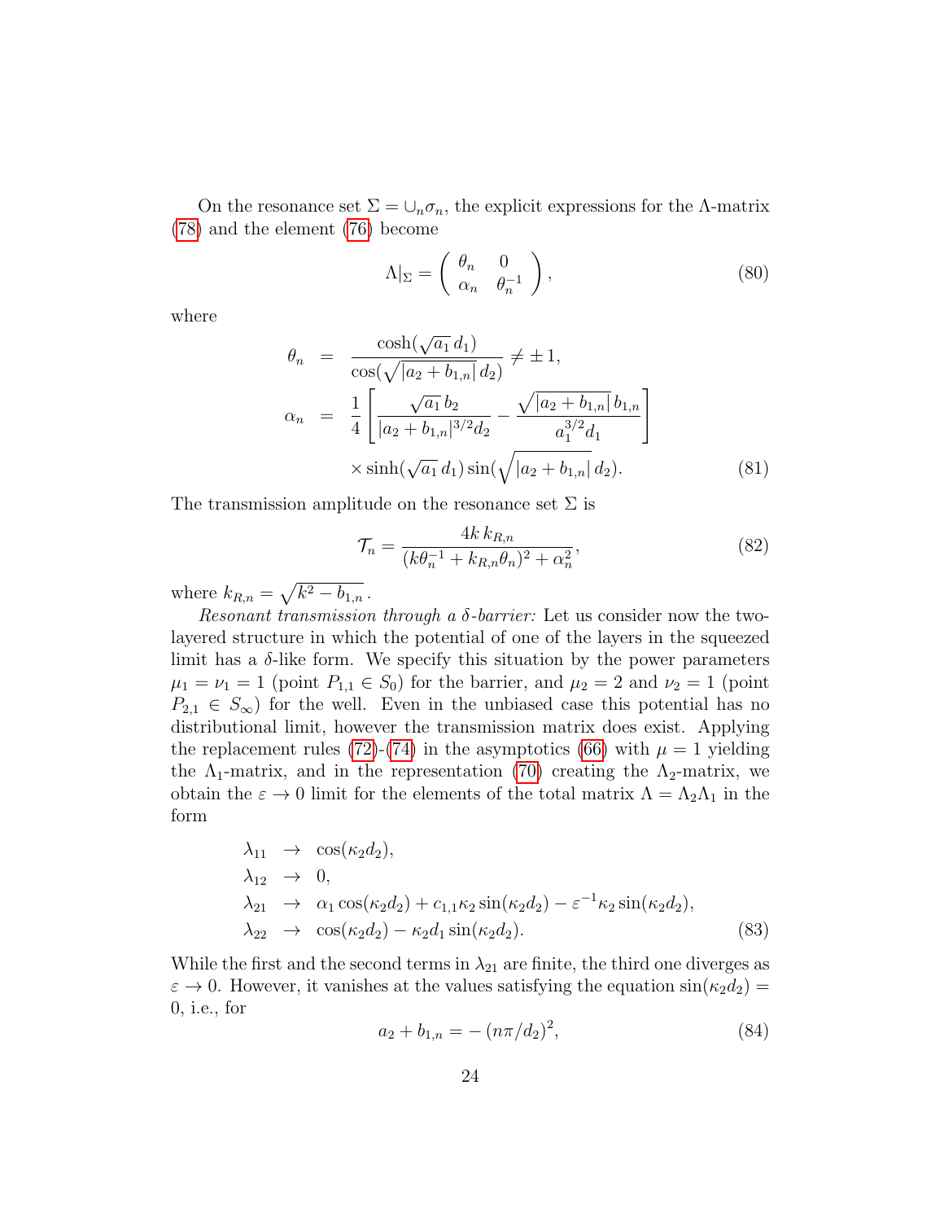On the resonance set $\Sigma = \cup_n \sigma_n$, the explicit expressions for the $\Lambda$-matrix (78) and the element (76) become

$$\Lambda|_\Sigma = \begin{pmatrix} \theta_n & 0 \\ \alpha_n & \theta_n^{-1} \end{pmatrix}, \tag{80}$$

where

$$\begin{aligned}
\theta_n &= \frac{\cosh(\sqrt{a_1}\, d_1)}{\cos(\sqrt{|a_2 + b_{1,n}|}\, d_2)} \neq \pm 1, \\
\alpha_n &= \frac{1}{4}\left[\frac{\sqrt{a_1}\, b_2}{|a_2 + b_{1,n}|^{3/2} d_2} - \frac{\sqrt{|a_2 + b_{1,n}|}\, b_{1,n}}{a_1^{3/2} d_1}\right] \\
&\quad \times \sinh(\sqrt{a_1}\, d_1)\sin(\sqrt{|a_2 + b_{1,n}|}\, d_2).
\end{aligned} \tag{81}$$

The transmission amplitude on the resonance set $\Sigma$ is

$$\mathcal{T}_n = \frac{4k\, k_{R,n}}{(k\theta_n^{-1} + k_{R,n}\theta_n)^2 + \alpha_n^2}, \tag{82}$$

where $k_{R,n} = \sqrt{k^2 - b_{1,n}}$.

*Resonant transmission through a $\delta$-barrier:* Let us consider now the two-layered structure in which the potential of one of the layers in the squeezed limit has a $\delta$-like form. We specify this situation by the power parameters $\mu_1 = \nu_1 = 1$ (point $P_{1,1} \in S_0$) for the barrier, and $\mu_2 = 2$ and $\nu_2 = 1$ (point $P_{2,1} \in S_\infty$) for the well. Even in the unbiased case this potential has no distributional limit, however the transmission matrix does exist. Applying the replacement rules (72)-(74) in the asymptotics (66) with $\mu = 1$ yielding the $\Lambda_1$-matrix, and in the representation (70) creating the $\Lambda_2$-matrix, we obtain the $\varepsilon \to 0$ limit for the elements of the total matrix $\Lambda = \Lambda_2\Lambda_1$ in the form

$$\begin{aligned}
\lambda_{11} &\to \cos(\kappa_2 d_2), \\
\lambda_{12} &\to 0, \\
\lambda_{21} &\to \alpha_1 \cos(\kappa_2 d_2) + c_{1,1}\kappa_2 \sin(\kappa_2 d_2) - \varepsilon^{-1}\kappa_2 \sin(\kappa_2 d_2), \\
\lambda_{22} &\to \cos(\kappa_2 d_2) - \kappa_2 d_1 \sin(\kappa_2 d_2).
\end{aligned} \tag{83}$$

While the first and the second terms in $\lambda_{21}$ are finite, the third one diverges as $\varepsilon \to 0$. However, it vanishes at the values satisfying the equation $\sin(\kappa_2 d_2) = 0$, i.e., for

$$a_2 + b_{1,n} = -\,(n\pi/d_2)^2, \tag{84}$$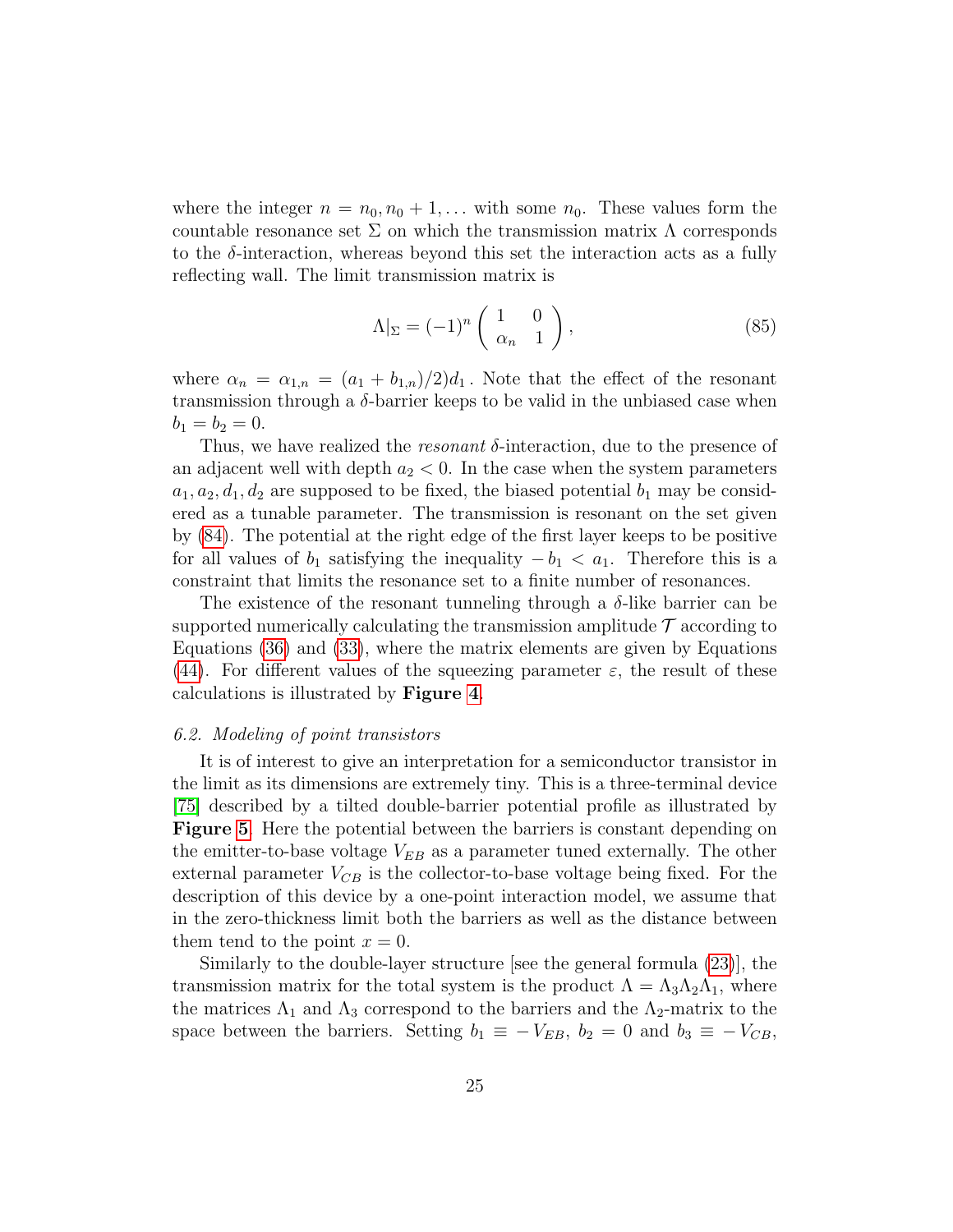where the integer $n = n_0, n_0 + 1, \ldots$ with some $n_0$. These values form the countable resonance set $\Sigma$ on which the transmission matrix $\Lambda$ corresponds to the $\delta$-interaction, whereas beyond this set the interaction acts as a fully reflecting wall. The limit transmission matrix is

$$\Lambda|_{\Sigma} = (-1)^n \begin{pmatrix} 1 & 0 \\ \alpha_n & 1 \end{pmatrix}, \tag{85}$$

where $\alpha_n = \alpha_{1,n} = (a_1 + b_{1,n})/2)d_1$. Note that the effect of the resonant transmission through a $\delta$-barrier keeps to be valid in the unbiased case when $b_1 = b_2 = 0$.

Thus, we have realized the *resonant* $\delta$-interaction, due to the presence of an adjacent well with depth $a_2 < 0$. In the case when the system parameters $a_1, a_2, d_1, d_2$ are supposed to be fixed, the biased potential $b_1$ may be considered as a tunable parameter. The transmission is resonant on the set given by (84). The potential at the right edge of the first layer keeps to be positive for all values of $b_1$ satisfying the inequality $-b_1 < a_1$. Therefore this is a constraint that limits the resonance set to a finite number of resonances.

The existence of the resonant tunneling through a $\delta$-like barrier can be supported numerically calculating the transmission amplitude $\mathcal{T}$ according to Equations (36) and (33), where the matrix elements are given by Equations (44). For different values of the squeezing parameter $\varepsilon$, the result of these calculations is illustrated by **Figure 4**.

### 6.2. Modeling of point transistors

It is of interest to give an interpretation for a semiconductor transistor in the limit as its dimensions are extremely tiny. This is a three-terminal device [75] described by a tilted double-barrier potential profile as illustrated by **Figure 5**. Here the potential between the barriers is constant depending on the emitter-to-base voltage $V_{EB}$ as a parameter tuned externally. The other external parameter $V_{CB}$ is the collector-to-base voltage being fixed. For the description of this device by a one-point interaction model, we assume that in the zero-thickness limit both the barriers as well as the distance between them tend to the point $x = 0$.

Similarly to the double-layer structure [see the general formula (23)], the transmission matrix for the total system is the product $\Lambda = \Lambda_3\Lambda_2\Lambda_1$, where the matrices $\Lambda_1$ and $\Lambda_3$ correspond to the barriers and the $\Lambda_2$-matrix to the space between the barriers. Setting $b_1 \equiv -V_{EB}$, $b_2 = 0$ and $b_3 \equiv -V_{CB}$,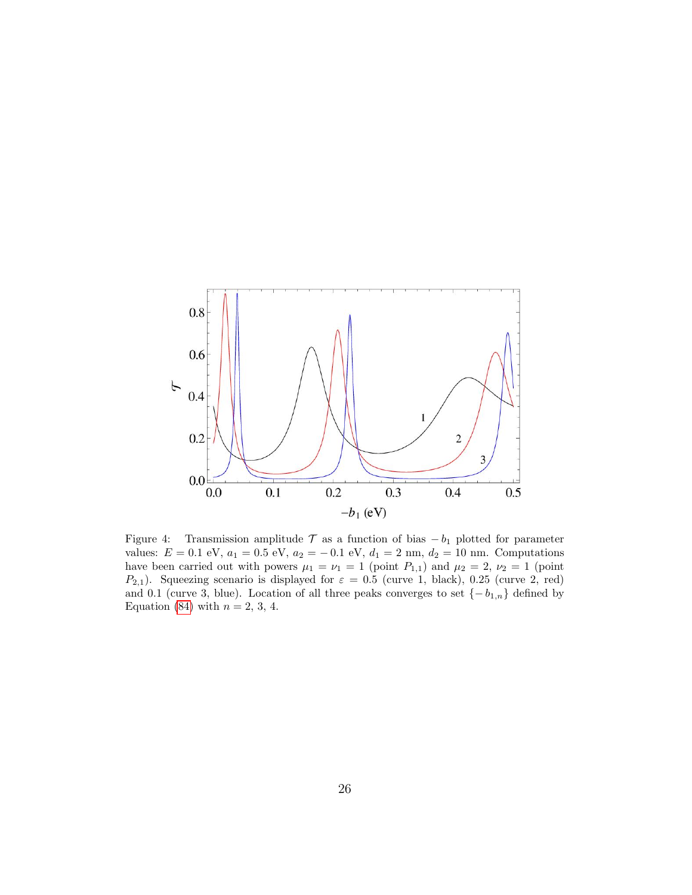Figure 4: Transmission amplitude $\mathcal{T}$ as a function of bias $-b_1$ plotted for parameter values: $E = 0.1$ eV, $a_1 = 0.5$ eV, $a_2 = -0.1$ eV, $d_1 = 2$ nm, $d_2 = 10$ nm. Computations have been carried out with powers $\mu_1 = \nu_1 = 1$ (point $P_{1,1}$) and $\mu_2 = 2$, $\nu_2 = 1$ (point $P_{2,1}$). Squeezing scenario is displayed for $\varepsilon = 0.5$ (curve 1, black), 0.25 (curve 2, red) and 0.1 (curve 3, blue). Location of all three peaks converges to set $\{-b_{1,n}\}$ defined by Equation (84) with $n = 2, 3, 4$.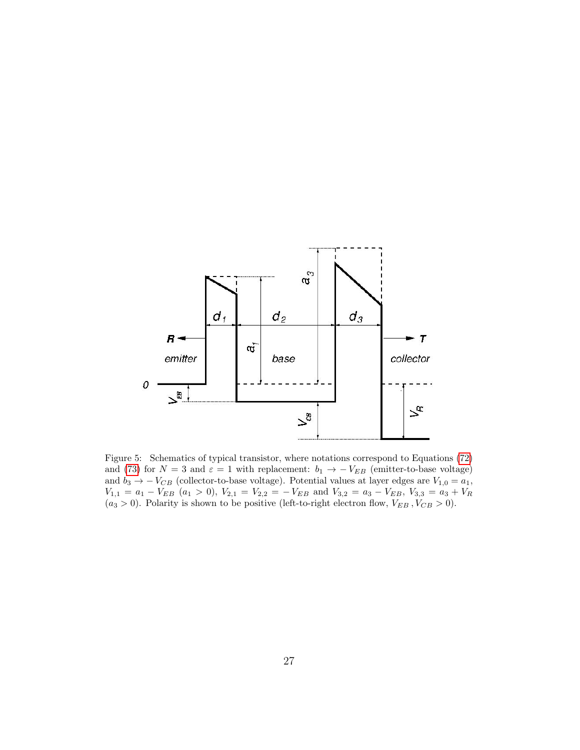Figure 5: Schematics of typical transistor, where notations correspond to Equations (72) and (73) for $N = 3$ and $\varepsilon = 1$ with replacement: $b_1 \to -V_{EB}$ (emitter-to-base voltage) and $b_3 \to -V_{CB}$ (collector-to-base voltage). Potential values at layer edges are $V_{1,0} = a_1$, $V_{1,1} = a_1 - V_{EB}$ ($a_1 > 0$), $V_{2,1} = V_{2,2} = -V_{EB}$ and $V_{3,2} = a_3 - V_{EB}$, $V_{3,3} = a_3 + V_R$ ($a_3 > 0$). Polarity is shown to be positive (left-to-right electron flow, $V_{EB}, V_{CB} > 0$).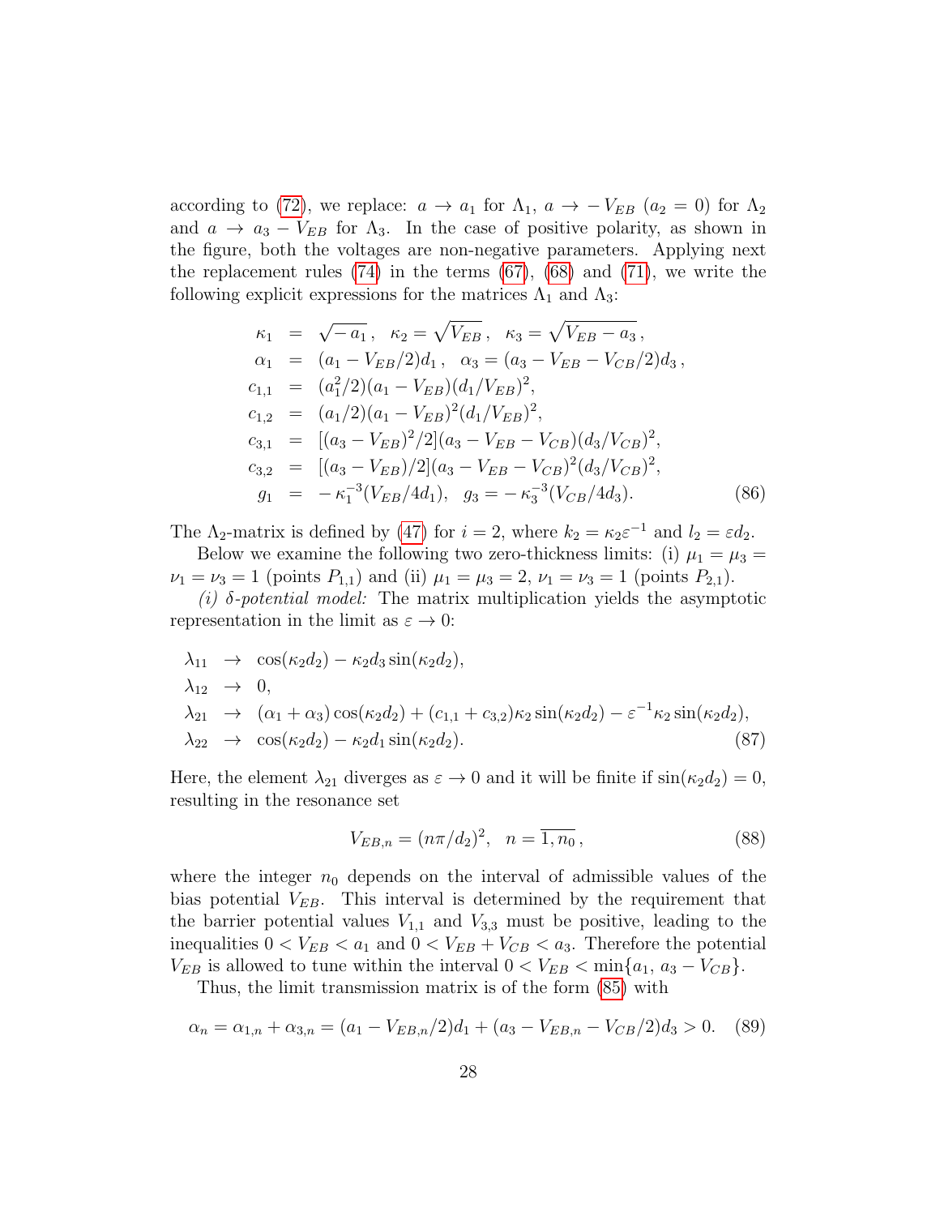according to (72), we replace: $a \to a_1$ for $\Lambda_1$, $a \to -V_{EB}$ ($a_2 = 0$) for $\Lambda_2$ and $a \to a_3 - V_{EB}$ for $\Lambda_3$. In the case of positive polarity, as shown in the figure, both the voltages are non-negative parameters. Applying next the replacement rules (74) in the terms (67), (68) and (71), we write the following explicit expressions for the matrices $\Lambda_1$ and $\Lambda_3$:

$$
\begin{aligned}
\kappa_1 &= \sqrt{-\,a_1}\,, \quad \kappa_2 = \sqrt{V_{EB}}\,, \quad \kappa_3 = \sqrt{V_{EB} - a_3}\,,\\
\alpha_1 &= (a_1 - V_{EB}/2)d_1\,, \quad \alpha_3 = (a_3 - V_{EB} - V_{CB}/2)d_3\,,\\
c_{1,1} &= (a_1^2/2)(a_1 - V_{EB})(d_1/V_{EB})^2,\\
c_{1,2} &= (a_1/2)(a_1 - V_{EB})^2(d_1/V_{EB})^2,\\
c_{3,1} &= [(a_3 - V_{EB})^2/2](a_3 - V_{EB} - V_{CB})(d_3/V_{CB})^2,\\
c_{3,2} &= [(a_3 - V_{EB})/2](a_3 - V_{EB} - V_{CB})^2(d_3/V_{CB})^2,\\
g_1 &= -\,\kappa_1^{-3}(V_{EB}/4d_1), \quad g_3 = -\,\kappa_3^{-3}(V_{CB}/4d_3).
\end{aligned} \tag{86}
$$

The $\Lambda_2$-matrix is defined by (47) for $i = 2$, where $k_2 = \kappa_2\varepsilon^{-1}$ and $l_2 = \varepsilon d_2$.

Below we examine the following two zero-thickness limits: (i) $\mu_1 = \mu_3 = \nu_1 = \nu_3 = 1$ (points $P_{1,1}$) and (ii) $\mu_1 = \mu_3 = 2$, $\nu_1 = \nu_3 = 1$ (points $P_{2,1}$).

*(i) $\delta$-potential model:* The matrix multiplication yields the asymptotic representation in the limit as $\varepsilon \to 0$:

$$
\begin{aligned}
\lambda_{11} &\to \cos(\kappa_2 d_2) - \kappa_2 d_3 \sin(\kappa_2 d_2),\\
\lambda_{12} &\to 0,\\
\lambda_{21} &\to (\alpha_1 + \alpha_3)\cos(\kappa_2 d_2) + (c_{1,1} + c_{3,2})\kappa_2 \sin(\kappa_2 d_2) - \varepsilon^{-1}\kappa_2 \sin(\kappa_2 d_2),\\
\lambda_{22} &\to \cos(\kappa_2 d_2) - \kappa_2 d_1 \sin(\kappa_2 d_2).
\end{aligned} \tag{87}
$$

Here, the element $\lambda_{21}$ diverges as $\varepsilon \to 0$ and it will be finite if $\sin(\kappa_2 d_2) = 0$, resulting in the resonance set

$$
V_{EB,n} = (n\pi/d_2)^2, \quad n = \overline{1, n_0}\,, \tag{88}
$$

where the integer $n_0$ depends on the interval of admissible values of the bias potential $V_{EB}$. This interval is determined by the requirement that the barrier potential values $V_{1,1}$ and $V_{3,3}$ must be positive, leading to the inequalities $0 < V_{EB} < a_1$ and $0 < V_{EB} + V_{CB} < a_3$. Therefore the potential $V_{EB}$ is allowed to tune within the interval $0 < V_{EB} < \min\{a_1,\, a_3 - V_{CB}\}$.

Thus, the limit transmission matrix is of the form (85) with

$$
\alpha_n = \alpha_{1,n} + \alpha_{3,n} = (a_1 - V_{EB,n}/2)d_1 + (a_3 - V_{EB,n} - V_{CB}/2)d_3 > 0. \tag{89}
$$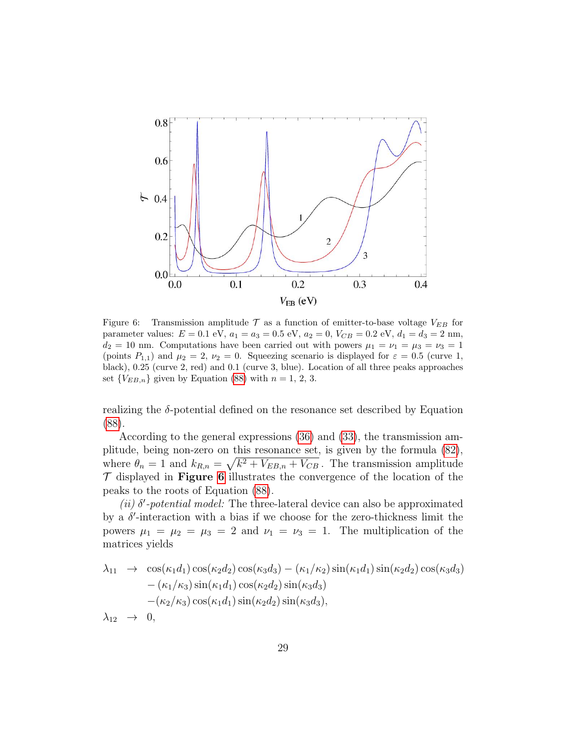Figure 6: Transmission amplitude $\mathcal{T}$ as a function of emitter-to-base voltage $V_{EB}$ for parameter values: $E = 0.1$ eV, $a_1 = a_3 = 0.5$ eV, $a_2 = 0$, $V_{CB} = 0.2$ eV, $d_1 = d_3 = 2$ nm, $d_2 = 10$ nm. Computations have been carried out with powers $\mu_1 = \nu_1 = \mu_3 = \nu_3 = 1$ (points $P_{1,1}$) and $\mu_2 = 2$, $\nu_2 = 0$. Squeezing scenario is displayed for $\varepsilon = 0.5$ (curve 1, black), 0.25 (curve 2, red) and 0.1 (curve 3, blue). Location of all three peaks approaches set $\{V_{EB,n}\}$ given by Equation (88) with $n = 1, 2, 3$.

realizing the $\delta$-potential defined on the resonance set described by Equation (88).

According to the general expressions (36) and (33), the transmission amplitude, being non-zero on this resonance set, is given by the formula (82), where $\theta_n = 1$ and $k_{R,n} = \sqrt{k^2 + V_{EB,n} + V_{CB}}$. The transmission amplitude $\mathcal{T}$ displayed in **Figure 6** illustrates the convergence of the location of the peaks to the roots of Equation (88).

*(ii) $\delta'$-potential model:* The three-lateral device can also be approximated by a $\delta'$-interaction with a bias if we choose for the zero-thickness limit the powers $\mu_1 = \mu_2 = \mu_3 = 2$ and $\nu_1 = \nu_3 = 1$. The multiplication of the matrices yields

$$
\begin{aligned}
\lambda_{11} \;\to\;& \cos(\kappa_1 d_1)\cos(\kappa_2 d_2)\cos(\kappa_3 d_3) - (\kappa_1/\kappa_2)\sin(\kappa_1 d_1)\sin(\kappa_2 d_2)\cos(\kappa_3 d_3) \\
& - (\kappa_1/\kappa_3)\sin(\kappa_1 d_1)\cos(\kappa_2 d_2)\sin(\kappa_3 d_3) \\
& - (\kappa_2/\kappa_3)\cos(\kappa_1 d_1)\sin(\kappa_2 d_2)\sin(\kappa_3 d_3), \\
\lambda_{12} \;\to\;& 0,
\end{aligned}
$$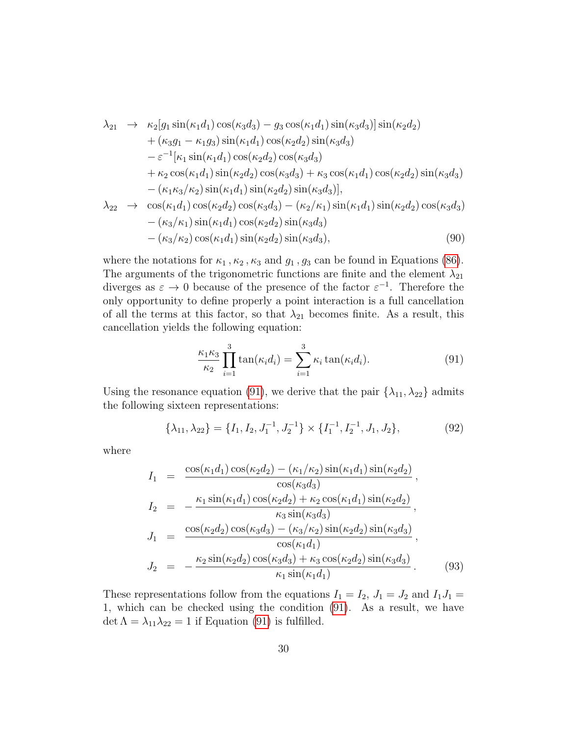$$
\begin{aligned}
\lambda_{21} \;\to\;\; & \kappa_2[g_1 \sin(\kappa_1 d_1)\cos(\kappa_3 d_3) - g_3 \cos(\kappa_1 d_1)\sin(\kappa_3 d_3)]\sin(\kappa_2 d_2) \\
& + (\kappa_3 g_1 - \kappa_1 g_3)\sin(\kappa_1 d_1)\cos(\kappa_2 d_2)\sin(\kappa_3 d_3) \\
& - \varepsilon^{-1}[\kappa_1 \sin(\kappa_1 d_1)\cos(\kappa_2 d_2)\cos(\kappa_3 d_3) \\
& + \kappa_2 \cos(\kappa_1 d_1)\sin(\kappa_2 d_2)\cos(\kappa_3 d_3) + \kappa_3 \cos(\kappa_1 d_1)\cos(\kappa_2 d_2)\sin(\kappa_3 d_3) \\
& - (\kappa_1\kappa_3/\kappa_2)\sin(\kappa_1 d_1)\sin(\kappa_2 d_2)\sin(\kappa_3 d_3)], \\
\lambda_{22} \;\to\;\; & \cos(\kappa_1 d_1)\cos(\kappa_2 d_2)\cos(\kappa_3 d_3) - (\kappa_2/\kappa_1)\sin(\kappa_1 d_1)\sin(\kappa_2 d_2)\cos(\kappa_3 d_3) \\
& - (\kappa_3/\kappa_1)\sin(\kappa_1 d_1)\cos(\kappa_2 d_2)\sin(\kappa_3 d_3) \\
& - (\kappa_3/\kappa_2)\cos(\kappa_1 d_1)\sin(\kappa_2 d_2)\sin(\kappa_3 d_3), \qquad (90)
\end{aligned}
$$

where the notations for $\kappa_1, \kappa_2, \kappa_3$ and $g_1, g_3$ can be found in Equations (86). The arguments of the trigonometric functions are finite and the element $\lambda_{21}$ diverges as $\varepsilon \to 0$ because of the presence of the factor $\varepsilon^{-1}$. Therefore the only opportunity to define properly a point interaction is a full cancellation of all the terms at this factor, so that $\lambda_{21}$ becomes finite. As a result, this cancellation yields the following equation:

$$
\frac{\kappa_1\kappa_3}{\kappa_2}\prod_{i=1}^{3}\tan(\kappa_i d_i) = \sum_{i=1}^{3}\kappa_i \tan(\kappa_i d_i). \qquad (91)
$$

Using the resonance equation (91), we derive that the pair $\{\lambda_{11}, \lambda_{22}\}$ admits the following sixteen representations:

$$
\{\lambda_{11}, \lambda_{22}\} = \{I_1, I_2, J_1^{-1}, J_2^{-1}\} \times \{I_1^{-1}, I_2^{-1}, J_1, J_2\}, \qquad (92)
$$

where

$$
\begin{aligned}
I_1 &= \frac{\cos(\kappa_1 d_1)\cos(\kappa_2 d_2) - (\kappa_1/\kappa_2)\sin(\kappa_1 d_1)\sin(\kappa_2 d_2)}{\cos(\kappa_3 d_3)}, \\
I_2 &= -\frac{\kappa_1 \sin(\kappa_1 d_1)\cos(\kappa_2 d_2) + \kappa_2 \cos(\kappa_1 d_1)\sin(\kappa_2 d_2)}{\kappa_3 \sin(\kappa_3 d_3)}, \\
J_1 &= \frac{\cos(\kappa_2 d_2)\cos(\kappa_3 d_3) - (\kappa_3/\kappa_2)\sin(\kappa_2 d_2)\sin(\kappa_3 d_3)}{\cos(\kappa_1 d_1)}, \\
J_2 &= -\frac{\kappa_2 \sin(\kappa_2 d_2)\cos(\kappa_3 d_3) + \kappa_3 \cos(\kappa_2 d_2)\sin(\kappa_3 d_3)}{\kappa_1 \sin(\kappa_1 d_1)}. \qquad (93)
\end{aligned}
$$

These representations follow from the equations $I_1 = I_2$, $J_1 = J_2$ and $I_1 J_1 = 1$, which can be checked using the condition (91). As a result, we have $\det \Lambda = \lambda_{11}\lambda_{22} = 1$ if Equation (91) is fulfilled.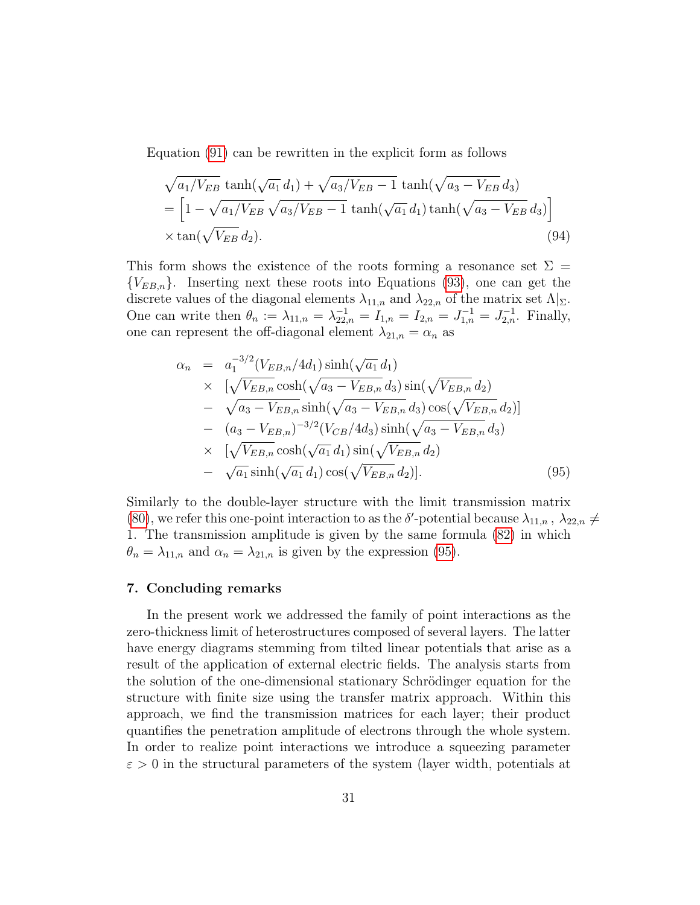Equation (91) can be rewritten in the explicit form as follows

$$
\begin{aligned}
&\sqrt{a_1/V_{EB}}\,\tanh(\sqrt{a_1}\,d_1) + \sqrt{a_3/V_{EB}-1}\,\tanh(\sqrt{a_3 - V_{EB}}\,d_3) \\
&= \Big[1 - \sqrt{a_1/V_{EB}}\,\sqrt{a_3/V_{EB}-1}\,\tanh(\sqrt{a_1}\,d_1)\tanh(\sqrt{a_3 - V_{EB}}\,d_3)\Big] \\
&\times \tan(\sqrt{V_{EB}}\,d_2).
\end{aligned} \tag{94}
$$

This form shows the existence of the roots forming a resonance set $\Sigma = \{V_{EB,n}\}$. Inserting next these roots into Equations (93), one can get the discrete values of the diagonal elements $\lambda_{11,n}$ and $\lambda_{22,n}$ of the matrix set $\Lambda|_\Sigma$. One can write then $\theta_n := \lambda_{11,n} = \lambda_{22,n}^{-1} = I_{1,n} = I_{2,n} = J_{1,n}^{-1} = J_{2,n}^{-1}$. Finally, one can represent the off-diagonal element $\lambda_{21,n} = \alpha_n$ as

$$
\begin{aligned}
\alpha_n &= a_1^{-3/2}(V_{EB,n}/4d_1)\sinh(\sqrt{a_1}\,d_1) \\
&\times [\sqrt{V_{EB,n}}\cosh(\sqrt{a_3 - V_{EB,n}}\,d_3)\sin(\sqrt{V_{EB,n}}\,d_2) \\
&- \sqrt{a_3 - V_{EB,n}}\sinh(\sqrt{a_3 - V_{EB,n}}\,d_3)\cos(\sqrt{V_{EB,n}}\,d_2)] \\
&- (a_3 - V_{EB,n})^{-3/2}(V_{CB}/4d_3)\sinh(\sqrt{a_3 - V_{EB,n}}\,d_3) \\
&\times [\sqrt{V_{EB,n}}\cosh(\sqrt{a_1}\,d_1)\sin(\sqrt{V_{EB,n}}\,d_2) \\
&- \sqrt{a_1}\sinh(\sqrt{a_1}\,d_1)\cos(\sqrt{V_{EB,n}}\,d_2)].
\end{aligned} \tag{95}
$$

Similarly to the double-layer structure with the limit transmission matrix (80), we refer this one-point interaction to as the $\delta'$-potential because $\lambda_{11,n}\,,\ \lambda_{22,n} \neq 1$. The transmission amplitude is given by the same formula (82) in which $\theta_n = \lambda_{11,n}$ and $\alpha_n = \lambda_{21,n}$ is given by the expression (95).

## 7. Concluding remarks

In the present work we addressed the family of point interactions as the zero-thickness limit of heterostructures composed of several layers. The latter have energy diagrams stemming from tilted linear potentials that arise as a result of the application of external electric fields. The analysis starts from the solution of the one-dimensional stationary Schrödinger equation for the structure with finite size using the transfer matrix approach. Within this approach, we find the transmission matrices for each layer; their product quantifies the penetration amplitude of electrons through the whole system. In order to realize point interactions we introduce a squeezing parameter $\varepsilon > 0$ in the structural parameters of the system (layer width, potentials at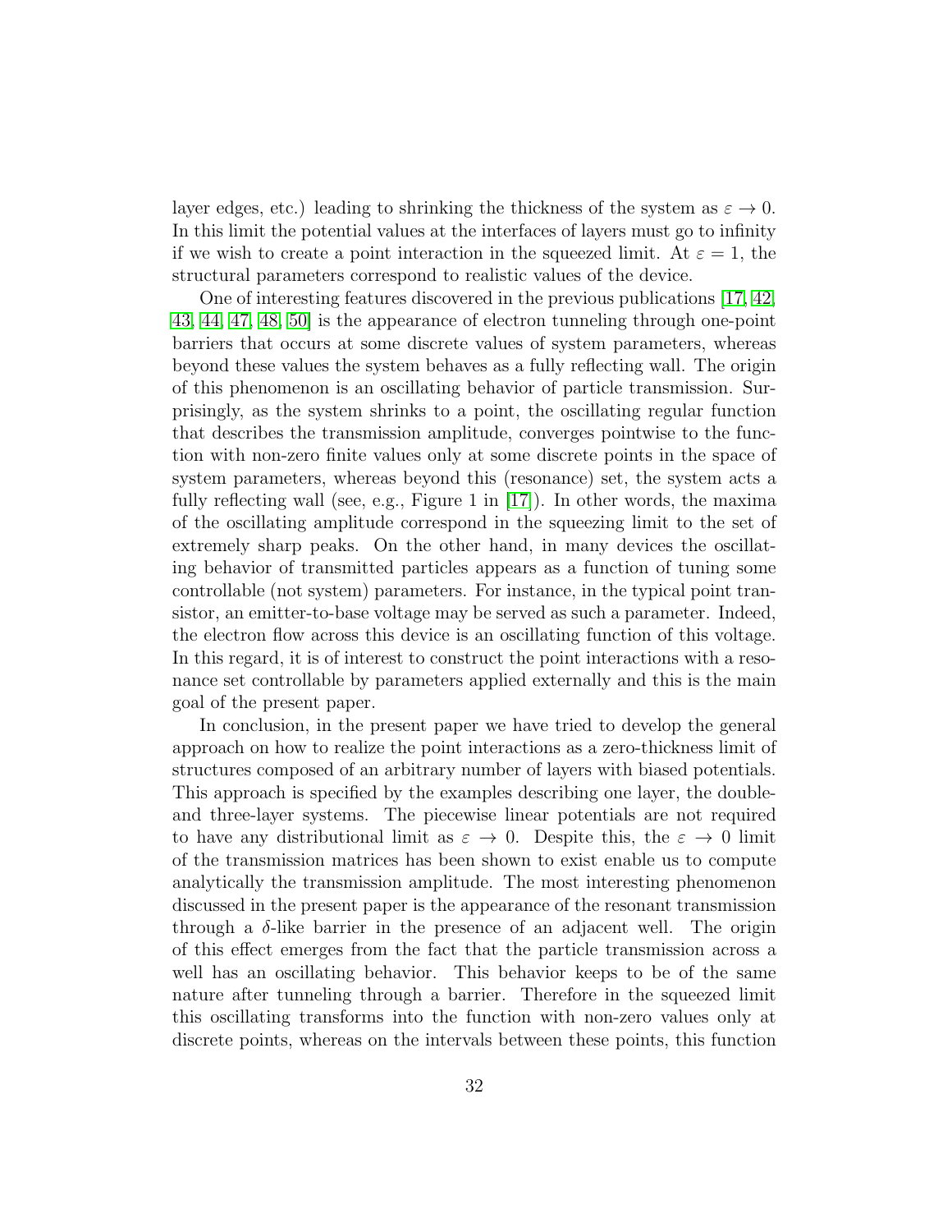layer edges, etc.) leading to shrinking the thickness of the system as $\varepsilon \to 0$. In this limit the potential values at the interfaces of layers must go to infinity if we wish to create a point interaction in the squeezed limit. At $\varepsilon = 1$, the structural parameters correspond to realistic values of the device.

One of interesting features discovered in the previous publications [17, 42, 43, 44, 47, 48, 50] is the appearance of electron tunneling through one-point barriers that occurs at some discrete values of system parameters, whereas beyond these values the system behaves as a fully reflecting wall. The origin of this phenomenon is an oscillating behavior of particle transmission. Surprisingly, as the system shrinks to a point, the oscillating regular function that describes the transmission amplitude, converges pointwise to the function with non-zero finite values only at some discrete points in the space of system parameters, whereas beyond this (resonance) set, the system acts a fully reflecting wall (see, e.g., Figure 1 in [17]). In other words, the maxima of the oscillating amplitude correspond in the squeezing limit to the set of extremely sharp peaks. On the other hand, in many devices the oscillating behavior of transmitted particles appears as a function of tuning some controllable (not system) parameters. For instance, in the typical point transistor, an emitter-to-base voltage may be served as such a parameter. Indeed, the electron flow across this device is an oscillating function of this voltage. In this regard, it is of interest to construct the point interactions with a resonance set controllable by parameters applied externally and this is the main goal of the present paper.

In conclusion, in the present paper we have tried to develop the general approach on how to realize the point interactions as a zero-thickness limit of structures composed of an arbitrary number of layers with biased potentials. This approach is specified by the examples describing one layer, the double- and three-layer systems. The piecewise linear potentials are not required to have any distributional limit as $\varepsilon \to 0$. Despite this, the $\varepsilon \to 0$ limit of the transmission matrices has been shown to exist enable us to compute analytically the transmission amplitude. The most interesting phenomenon discussed in the present paper is the appearance of the resonant transmission through a $\delta$-like barrier in the presence of an adjacent well. The origin of this effect emerges from the fact that the particle transmission across a well has an oscillating behavior. This behavior keeps to be of the same nature after tunneling through a barrier. Therefore in the squeezed limit this oscillating transforms into the function with non-zero values only at discrete points, whereas on the intervals between these points, this function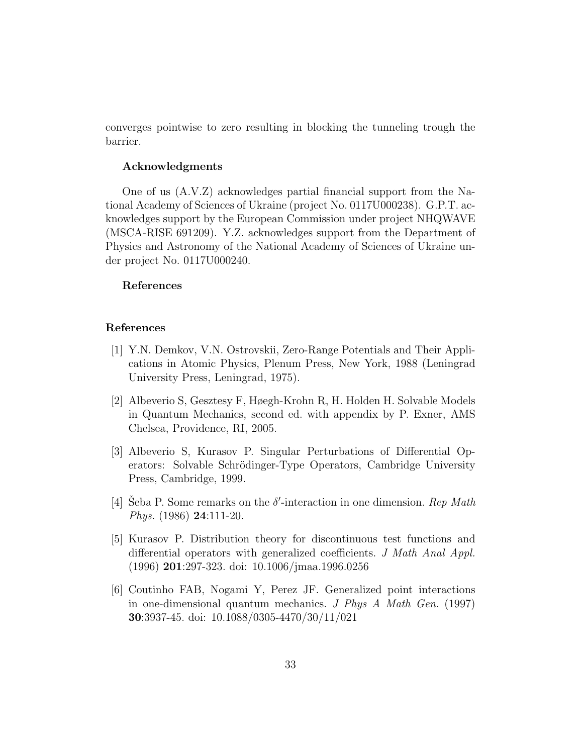converges pointwise to zero resulting in blocking the tunneling trough the barrier.

### Acknowledgments

One of us (A.V.Z) acknowledges partial financial support from the National Academy of Sciences of Ukraine (project No. 0117U000238). G.P.T. acknowledges support by the European Commission under project NHQWAVE (MSCA-RISE 691209). Y.Z. acknowledges support from the Department of Physics and Astronomy of the National Academy of Sciences of Ukraine under project No. 0117U000240.

### References

## References

[1] Y.N. Demkov, V.N. Ostrovskii, Zero-Range Potentials and Their Applications in Atomic Physics, Plenum Press, New York, 1988 (Leningrad University Press, Leningrad, 1975).

[2] Albeverio S, Gesztesy F, Høegh-Krohn R, H. Holden H. Solvable Models in Quantum Mechanics, second ed. with appendix by P. Exner, AMS Chelsea, Providence, RI, 2005.

[3] Albeverio S, Kurasov P. Singular Perturbations of Differential Operators: Solvable Schrödinger-Type Operators, Cambridge University Press, Cambridge, 1999.

[4] Šeba P. Some remarks on the $\delta'$-interaction in one dimension. *Rep Math Phys.* (1986) **24**:111-20.

[5] Kurasov P. Distribution theory for discontinuous test functions and differential operators with generalized coefficients. *J Math Anal Appl.* (1996) **201**:297-323. doi: 10.1006/jmaa.1996.0256

[6] Coutinho FAB, Nogami Y, Perez JF. Generalized point interactions in one-dimensional quantum mechanics. *J Phys A Math Gen.* (1997) **30**:3937-45. doi: 10.1088/0305-4470/30/11/021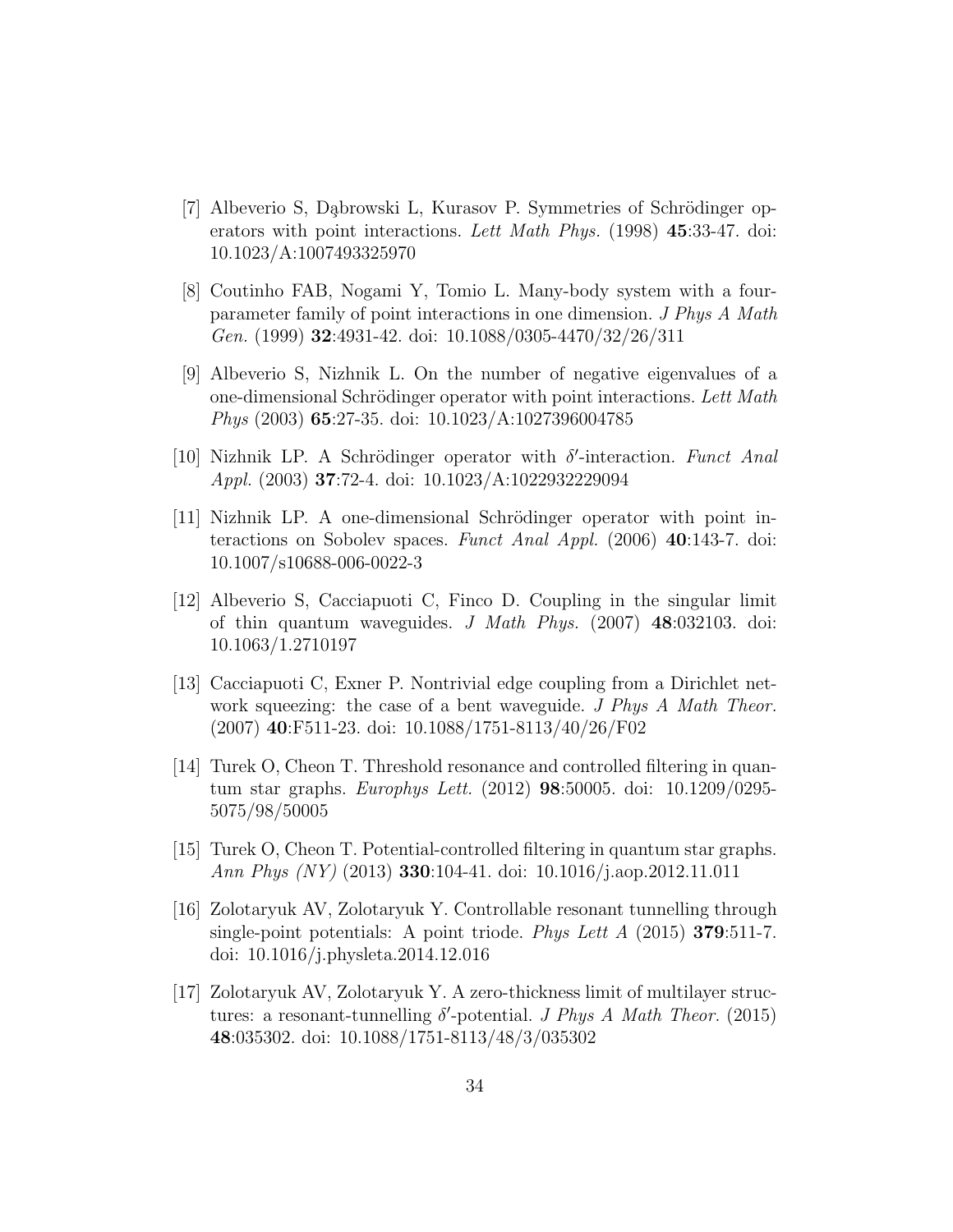[7] Albeverio S, Dąbrowski L, Kurasov P. Symmetries of Schrödinger operators with point interactions. *Lett Math Phys.* (1998) **45**:33-47. doi: 10.1023/A:1007493325970

[8] Coutinho FAB, Nogami Y, Tomio L. Many-body system with a four-parameter family of point interactions in one dimension. *J Phys A Math Gen.* (1999) **32**:4931-42. doi: 10.1088/0305-4470/32/26/311

[9] Albeverio S, Nizhnik L. On the number of negative eigenvalues of a one-dimensional Schrödinger operator with point interactions. *Lett Math Phys* (2003) **65**:27-35. doi: 10.1023/A:1027396004785

[10] Nizhnik LP. A Schrödinger operator with $\delta'$-interaction. *Funct Anal Appl.* (2003) **37**:72-4. doi: 10.1023/A:1022932229094

[11] Nizhnik LP. A one-dimensional Schrödinger operator with point interactions on Sobolev spaces. *Funct Anal Appl.* (2006) **40**:143-7. doi: 10.1007/s10688-006-0022-3

[12] Albeverio S, Cacciapuoti C, Finco D. Coupling in the singular limit of thin quantum waveguides. *J Math Phys.* (2007) **48**:032103. doi: 10.1063/1.2710197

[13] Cacciapuoti C, Exner P. Nontrivial edge coupling from a Dirichlet network squeezing: the case of a bent waveguide. *J Phys A Math Theor.* (2007) **40**:F511-23. doi: 10.1088/1751-8113/40/26/F02

[14] Turek O, Cheon T. Threshold resonance and controlled filtering in quantum star graphs. *Europhys Lett.* (2012) **98**:50005. doi: 10.1209/0295-5075/98/50005

[15] Turek O, Cheon T. Potential-controlled filtering in quantum star graphs. *Ann Phys (NY)* (2013) **330**:104-41. doi: 10.1016/j.aop.2012.11.011

[16] Zolotaryuk AV, Zolotaryuk Y. Controllable resonant tunnelling through single-point potentials: A point triode. *Phys Lett A* (2015) **379**:511-7. doi: 10.1016/j.physleta.2014.12.016

[17] Zolotaryuk AV, Zolotaryuk Y. A zero-thickness limit of multilayer structures: a resonant-tunnelling $\delta'$-potential. *J Phys A Math Theor.* (2015) **48**:035302. doi: 10.1088/1751-8113/48/3/035302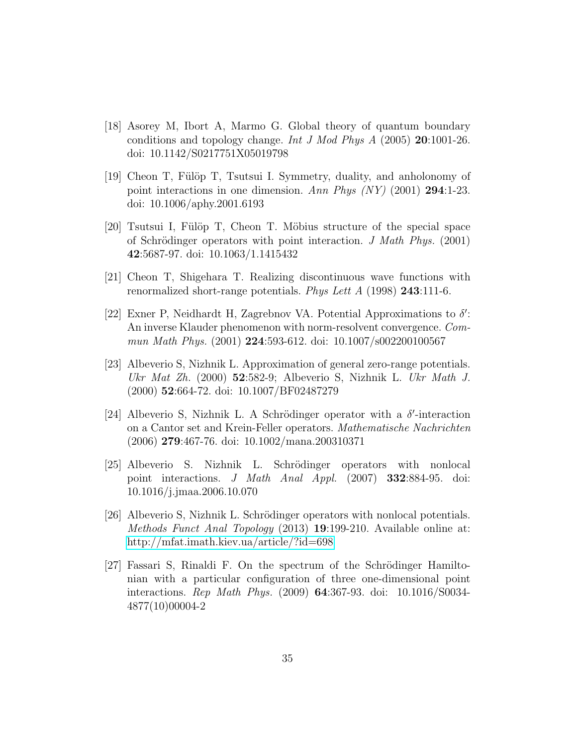[18] Asorey M, Ibort A, Marmo G. Global theory of quantum boundary conditions and topology change. *Int J Mod Phys A* (2005) **20**:1001-26. doi: 10.1142/S0217751X05019798

[19] Cheon T, Fülöp T, Tsutsui I. Symmetry, duality, and anholonomy of point interactions in one dimension. *Ann Phys (NY)* (2001) **294**:1-23. doi: 10.1006/aphy.2001.6193

[20] Tsutsui I, Fülöp T, Cheon T. Möbius structure of the special space of Schrödinger operators with point interaction. *J Math Phys.* (2001) **42**:5687-97. doi: 10.1063/1.1415432

[21] Cheon T, Shigehara T. Realizing discontinuous wave functions with renormalized short-range potentials. *Phys Lett A* (1998) **243**:111-6.

[22] Exner P, Neidhardt H, Zagrebnov VA. Potential Approximations to $\delta'$: An inverse Klauder phenomenon with norm-resolvent convergence. *Commun Math Phys.* (2001) **224**:593-612. doi: 10.1007/s002200100567

[23] Albeverio S, Nizhnik L. Approximation of general zero-range potentials. *Ukr Mat Zh.* (2000) **52**:582-9; Albeverio S, Nizhnik L. *Ukr Math J.* (2000) **52**:664-72. doi: 10.1007/BF02487279

[24] Albeverio S, Nizhnik L. A Schrödinger operator with a $\delta'$-interaction on a Cantor set and Krein-Feller operators. *Mathematische Nachrichten* (2006) **279**:467-76. doi: 10.1002/mana.200310371

[25] Albeverio S. Nizhnik L. Schrödinger operators with nonlocal point interactions. *J Math Anal Appl.* (2007) **332**:884-95. doi: 10.1016/j.jmaa.2006.10.070

[26] Albeverio S, Nizhnik L. Schrödinger operators with nonlocal potentials. *Methods Funct Anal Topology* (2013) **19**:199-210. Available online at: http://mfat.imath.kiev.ua/article/?id=698

[27] Fassari S, Rinaldi F. On the spectrum of the Schrödinger Hamiltonian with a particular configuration of three one-dimensional point interactions. *Rep Math Phys.* (2009) **64**:367-93. doi: 10.1016/S0034-4877(10)00004-2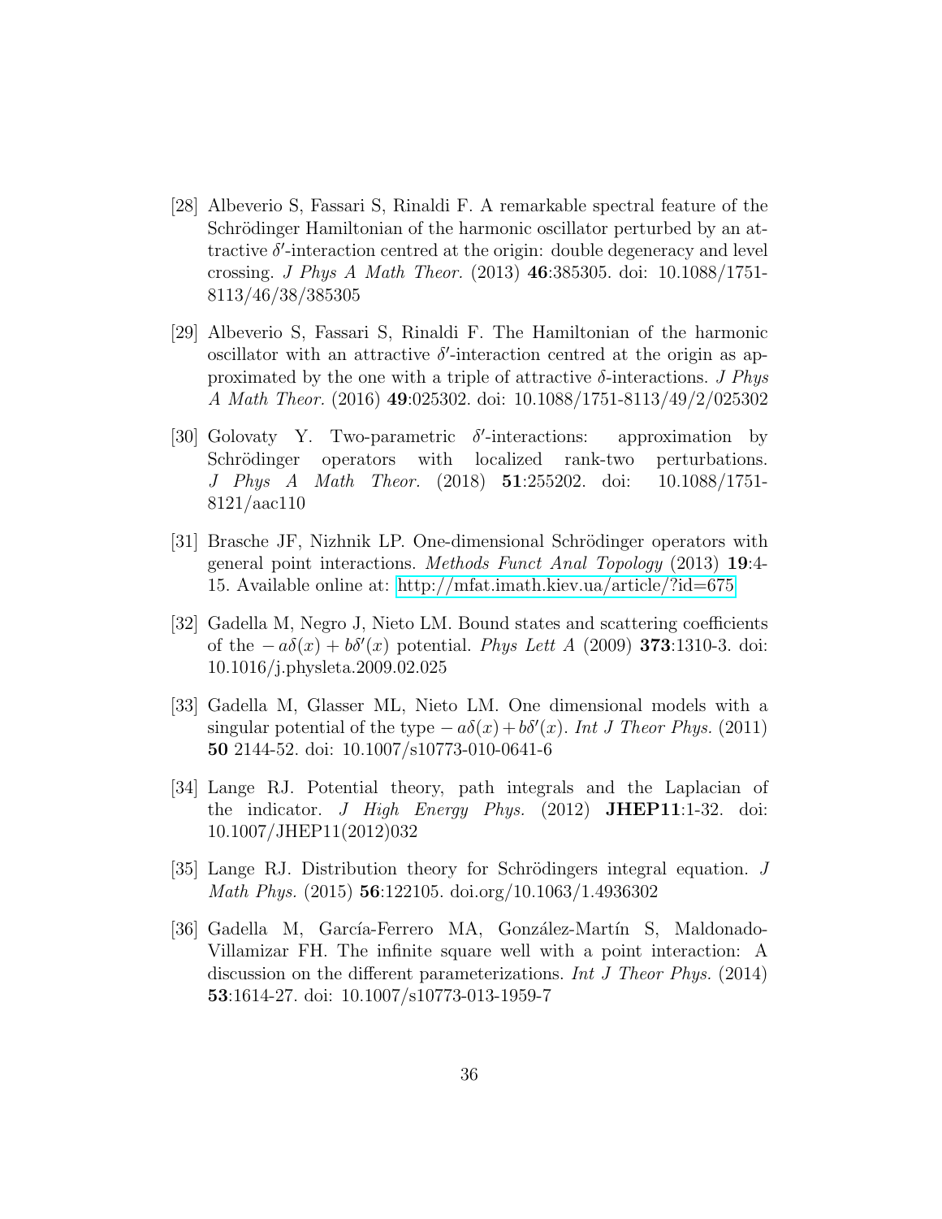[28] Albeverio S, Fassari S, Rinaldi F. A remarkable spectral feature of the Schrödinger Hamiltonian of the harmonic oscillator perturbed by an attractive $\delta'$-interaction centred at the origin: double degeneracy and level crossing. *J Phys A Math Theor.* (2013) **46**:385305. doi: 10.1088/1751-8113/46/38/385305

[29] Albeverio S, Fassari S, Rinaldi F. The Hamiltonian of the harmonic oscillator with an attractive $\delta'$-interaction centred at the origin as approximated by the one with a triple of attractive $\delta$-interactions. *J Phys A Math Theor.* (2016) **49**:025302. doi: 10.1088/1751-8113/49/2/025302

[30] Golovaty Y. Two-parametric $\delta'$-interactions: approximation by Schrödinger operators with localized rank-two perturbations. *J Phys A Math Theor.* (2018) **51**:255202. doi: 10.1088/1751-8121/aac110

[31] Brasche JF, Nizhnik LP. One-dimensional Schrödinger operators with general point interactions. *Methods Funct Anal Topology* (2013) **19**:4-15. Available online at: http://mfat.imath.kiev.ua/article/?id=675

[32] Gadella M, Negro J, Nieto LM. Bound states and scattering coefficients of the $-a\delta(x) + b\delta'(x)$ potential. *Phys Lett A* (2009) **373**:1310-3. doi: 10.1016/j.physleta.2009.02.025

[33] Gadella M, Glasser ML, Nieto LM. One dimensional models with a singular potential of the type $-a\delta(x)+b\delta'(x)$. *Int J Theor Phys.* (2011) **50** 2144-52. doi: 10.1007/s10773-010-0641-6

[34] Lange RJ. Potential theory, path integrals and the Laplacian of the indicator. *J High Energy Phys.* (2012) **JHEP11**:1-32. doi: 10.1007/JHEP11(2012)032

[35] Lange RJ. Distribution theory for Schrödingers integral equation. *J Math Phys.* (2015) **56**:122105. doi.org/10.1063/1.4936302

[36] Gadella M, García-Ferrero MA, González-Martín S, Maldonado-Villamizar FH. The infinite square well with a point interaction: A discussion on the different parameterizations. *Int J Theor Phys.* (2014) **53**:1614-27. doi: 10.1007/s10773-013-1959-7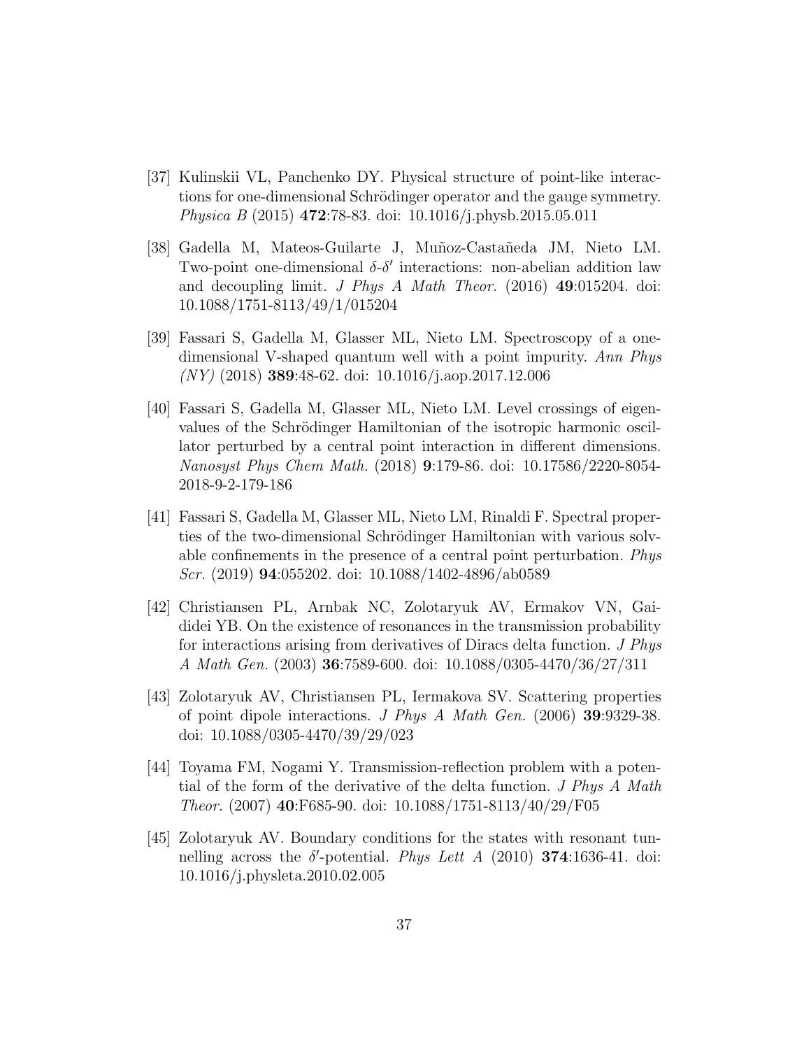[37] Kulinskii VL, Panchenko DY. Physical structure of point-like interactions for one-dimensional Schrödinger operator and the gauge symmetry. *Physica B* (2015) **472**:78-83. doi: 10.1016/j.physb.2015.05.011

[38] Gadella M, Mateos-Guilarte J, Muñoz-Castañeda JM, Nieto LM. Two-point one-dimensional $\delta$-$\delta'$ interactions: non-abelian addition law and decoupling limit. *J Phys A Math Theor.* (2016) **49**:015204. doi: 10.1088/1751-8113/49/1/015204

[39] Fassari S, Gadella M, Glasser ML, Nieto LM. Spectroscopy of a one-dimensional V-shaped quantum well with a point impurity. *Ann Phys (NY)* (2018) **389**:48-62. doi: 10.1016/j.aop.2017.12.006

[40] Fassari S, Gadella M, Glasser ML, Nieto LM. Level crossings of eigenvalues of the Schrödinger Hamiltonian of the isotropic harmonic oscillator perturbed by a central point interaction in different dimensions. *Nanosyst Phys Chem Math.* (2018) **9**:179-86. doi: 10.17586/2220-8054-2018-9-2-179-186

[41] Fassari S, Gadella M, Glasser ML, Nieto LM, Rinaldi F. Spectral properties of the two-dimensional Schrödinger Hamiltonian with various solvable confinements in the presence of a central point perturbation. *Phys Scr.* (2019) **94**:055202. doi: 10.1088/1402-4896/ab0589

[42] Christiansen PL, Arnbak NC, Zolotaryuk AV, Ermakov VN, Gaididei YB. On the existence of resonances in the transmission probability for interactions arising from derivatives of Diracs delta function. *J Phys A Math Gen.* (2003) **36**:7589-600. doi: 10.1088/0305-4470/36/27/311

[43] Zolotaryuk AV, Christiansen PL, Iermakova SV. Scattering properties of point dipole interactions. *J Phys A Math Gen.* (2006) **39**:9329-38. doi: 10.1088/0305-4470/39/29/023

[44] Toyama FM, Nogami Y. Transmission-reflection problem with a potential of the form of the derivative of the delta function. *J Phys A Math Theor.* (2007) **40**:F685-90. doi: 10.1088/1751-8113/40/29/F05

[45] Zolotaryuk AV. Boundary conditions for the states with resonant tunnelling across the $\delta'$-potential. *Phys Lett A* (2010) **374**:1636-41. doi: 10.1016/j.physleta.2010.02.005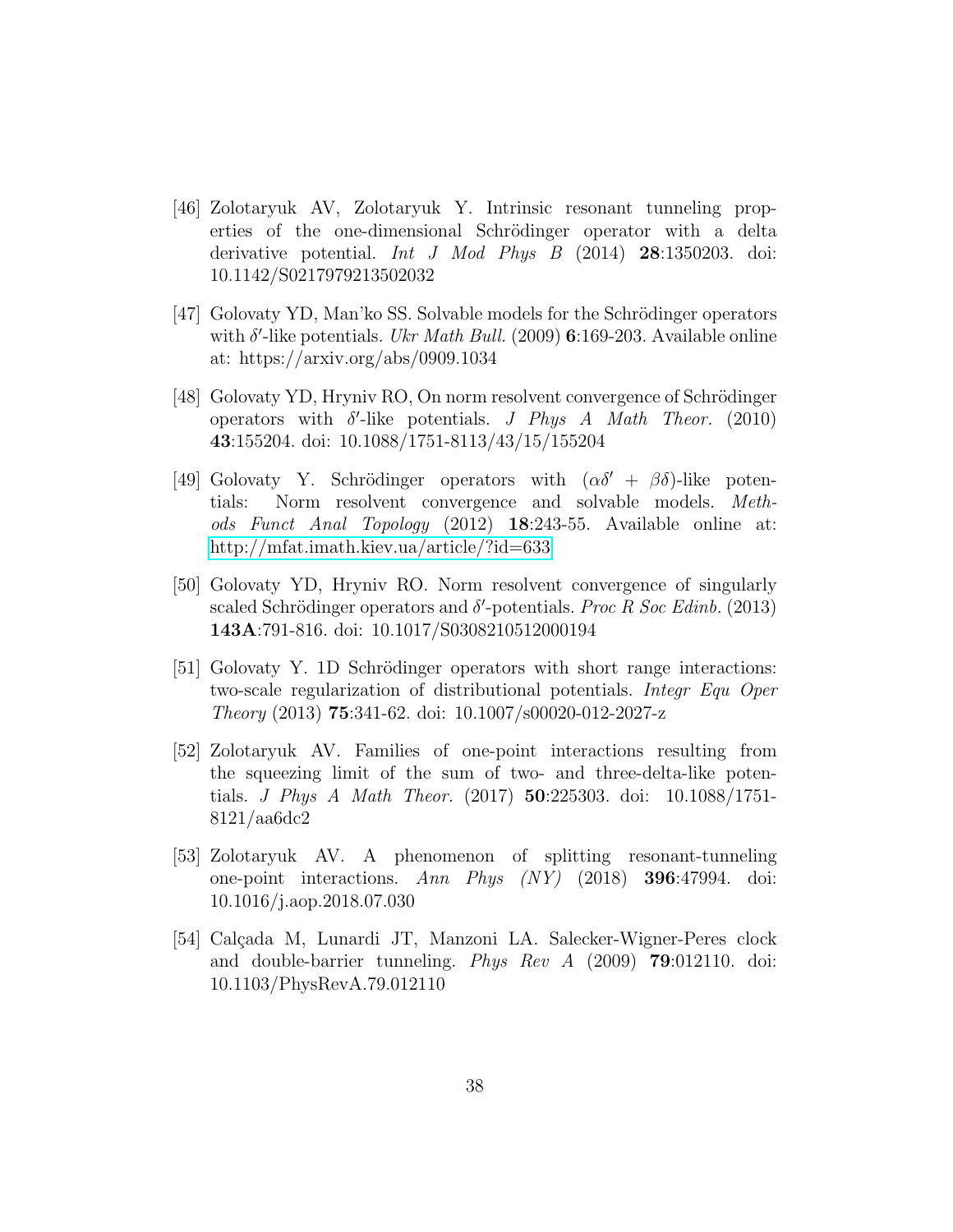[46] Zolotaryuk AV, Zolotaryuk Y. Intrinsic resonant tunneling properties of the one-dimensional Schrödinger operator with a delta derivative potential. *Int J Mod Phys B* (2014) **28**:1350203. doi: 10.1142/S0217979213502032

[47] Golovaty YD, Man'ko SS. Solvable models for the Schrödinger operators with $\delta'$-like potentials. *Ukr Math Bull.* (2009) **6**:169-203. Available online at: https://arxiv.org/abs/0909.1034

[48] Golovaty YD, Hryniv RO, On norm resolvent convergence of Schrödinger operators with $\delta'$-like potentials. *J Phys A Math Theor.* (2010) **43**:155204. doi: 10.1088/1751-8113/43/15/155204

[49] Golovaty Y. Schrödinger operators with $(\alpha\delta' + \beta\delta)$-like potentials: Norm resolvent convergence and solvable models. *Methods Funct Anal Topology* (2012) **18**:243-55. Available online at: http://mfat.imath.kiev.ua/article/?id=633

[50] Golovaty YD, Hryniv RO. Norm resolvent convergence of singularly scaled Schrödinger operators and $\delta'$-potentials. *Proc R Soc Edinb.* (2013) **143A**:791-816. doi: 10.1017/S0308210512000194

[51] Golovaty Y. 1D Schrödinger operators with short range interactions: two-scale regularization of distributional potentials. *Integr Equ Oper Theory* (2013) **75**:341-62. doi: 10.1007/s00020-012-2027-z

[52] Zolotaryuk AV. Families of one-point interactions resulting from the squeezing limit of the sum of two- and three-delta-like potentials. *J Phys A Math Theor.* (2017) **50**:225303. doi: 10.1088/1751-8121/aa6dc2

[53] Zolotaryuk AV. A phenomenon of splitting resonant-tunneling one-point interactions. *Ann Phys (NY)* (2018) **396**:47994. doi: 10.1016/j.aop.2018.07.030

[54] Calçada M, Lunardi JT, Manzoni LA. Salecker-Wigner-Peres clock and double-barrier tunneling. *Phys Rev A* (2009) **79**:012110. doi: 10.1103/PhysRevA.79.012110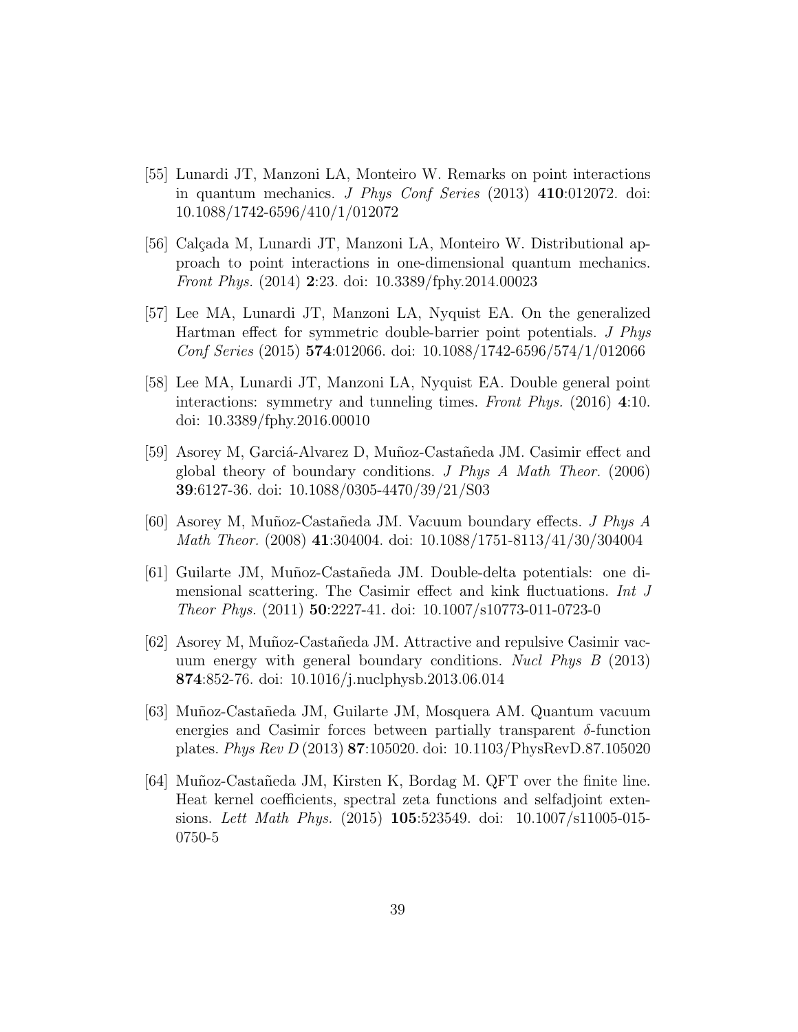[55] Lunardi JT, Manzoni LA, Monteiro W. Remarks on point interactions in quantum mechanics. *J Phys Conf Series* (2013) **410**:012072. doi: 10.1088/1742-6596/410/1/012072

[56] Calçada M, Lunardi JT, Manzoni LA, Monteiro W. Distributional approach to point interactions in one-dimensional quantum mechanics. *Front Phys.* (2014) **2**:23. doi: 10.3389/fphy.2014.00023

[57] Lee MA, Lunardi JT, Manzoni LA, Nyquist EA. On the generalized Hartman effect for symmetric double-barrier point potentials. *J Phys Conf Series* (2015) **574**:012066. doi: 10.1088/1742-6596/574/1/012066

[58] Lee MA, Lunardi JT, Manzoni LA, Nyquist EA. Double general point interactions: symmetry and tunneling times. *Front Phys.* (2016) **4**:10. doi: 10.3389/fphy.2016.00010

[59] Asorey M, Garciá-Alvarez D, Muñoz-Castañeda JM. Casimir effect and global theory of boundary conditions. *J Phys A Math Theor.* (2006) **39**:6127-36. doi: 10.1088/0305-4470/39/21/S03

[60] Asorey M, Muñoz-Castañeda JM. Vacuum boundary effects. *J Phys A Math Theor.* (2008) **41**:304004. doi: 10.1088/1751-8113/41/30/304004

[61] Guilarte JM, Muñoz-Castañeda JM. Double-delta potentials: one dimensional scattering. The Casimir effect and kink fluctuations. *Int J Theor Phys.* (2011) **50**:2227-41. doi: 10.1007/s10773-011-0723-0

[62] Asorey M, Muñoz-Castañeda JM. Attractive and repulsive Casimir vacuum energy with general boundary conditions. *Nucl Phys B* (2013) **874**:852-76. doi: 10.1016/j.nuclphysb.2013.06.014

[63] Muñoz-Castañeda JM, Guilarte JM, Mosquera AM. Quantum vacuum energies and Casimir forces between partially transparent $\delta$-function plates. *Phys Rev D* (2013) **87**:105020. doi: 10.1103/PhysRevD.87.105020

[64] Muñoz-Castañeda JM, Kirsten K, Bordag M. QFT over the finite line. Heat kernel coefficients, spectral zeta functions and selfadjoint extensions. *Lett Math Phys.* (2015) **105**:523549. doi: 10.1007/s11005-015-0750-5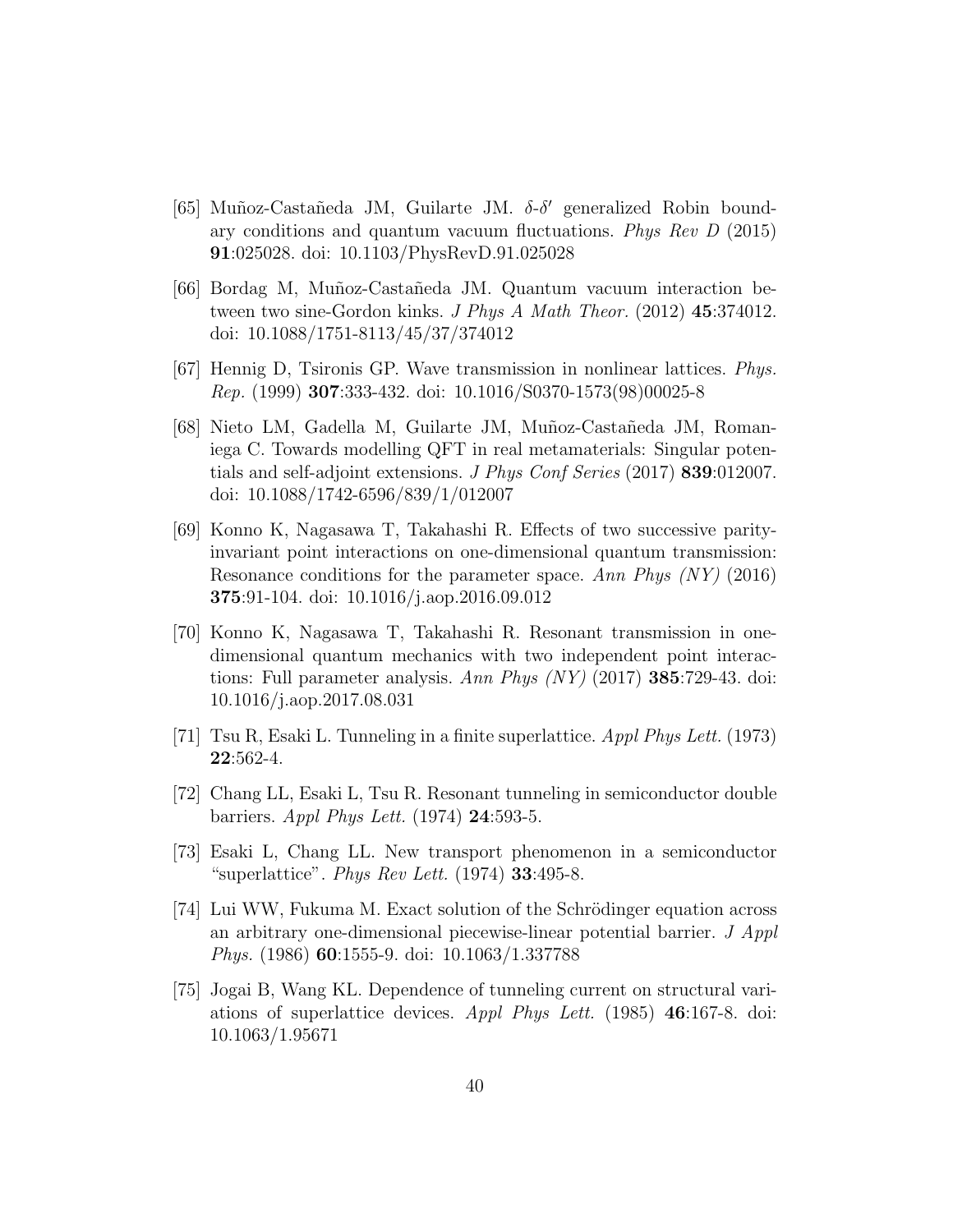[65] Muñoz-Castañeda JM, Guilarte JM. $\delta$-$\delta'$ generalized Robin boundary conditions and quantum vacuum fluctuations. *Phys Rev D* (2015) **91**:025028. doi: 10.1103/PhysRevD.91.025028

[66] Bordag M, Muñoz-Castañeda JM. Quantum vacuum interaction between two sine-Gordon kinks. *J Phys A Math Theor.* (2012) **45**:374012. doi: 10.1088/1751-8113/45/37/374012

[67] Hennig D, Tsironis GP. Wave transmission in nonlinear lattices. *Phys. Rep.* (1999) **307**:333-432. doi: 10.1016/S0370-1573(98)00025-8

[68] Nieto LM, Gadella M, Guilarte JM, Muñoz-Castañeda JM, Romaniega C. Towards modelling QFT in real metamaterials: Singular potentials and self-adjoint extensions. *J Phys Conf Series* (2017) **839**:012007. doi: 10.1088/1742-6596/839/1/012007

[69] Konno K, Nagasawa T, Takahashi R. Effects of two successive parity-invariant point interactions on one-dimensional quantum transmission: Resonance conditions for the parameter space. *Ann Phys (NY)* (2016) **375**:91-104. doi: 10.1016/j.aop.2016.09.012

[70] Konno K, Nagasawa T, Takahashi R. Resonant transmission in one-dimensional quantum mechanics with two independent point interactions: Full parameter analysis. *Ann Phys (NY)* (2017) **385**:729-43. doi: 10.1016/j.aop.2017.08.031

[71] Tsu R, Esaki L. Tunneling in a finite superlattice. *Appl Phys Lett.* (1973) **22**:562-4.

[72] Chang LL, Esaki L, Tsu R. Resonant tunneling in semiconductor double barriers. *Appl Phys Lett.* (1974) **24**:593-5.

[73] Esaki L, Chang LL. New transport phenomenon in a semiconductor "superlattice". *Phys Rev Lett.* (1974) **33**:495-8.

[74] Lui WW, Fukuma M. Exact solution of the Schrödinger equation across an arbitrary one-dimensional piecewise-linear potential barrier. *J Appl Phys.* (1986) **60**:1555-9. doi: 10.1063/1.337788

[75] Jogai B, Wang KL. Dependence of tunneling current on structural variations of superlattice devices. *Appl Phys Lett.* (1985) **46**:167-8. doi: 10.1063/1.95671